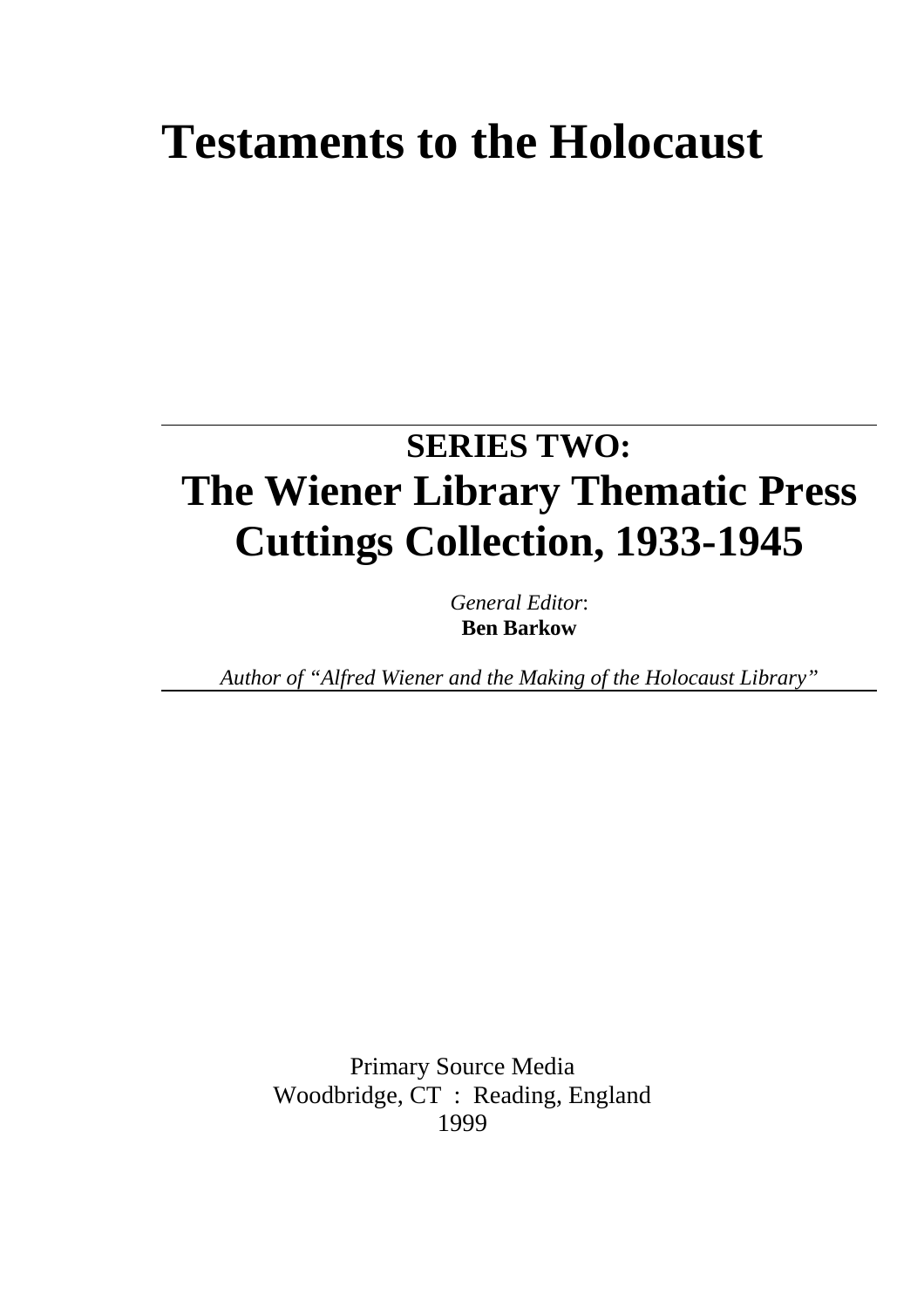# Testamentsto the Holocaust

## SERIES TWO:
## The Wiener Library Thematic Press Cuttings Collection, 1933-1945

*General Editor*:
**Ben Barkow**

*Author of "Alfred Wiener and the Making of the Holocaust Library"*

Primary Source Media
Woodbridge, CT : Reading, England
1999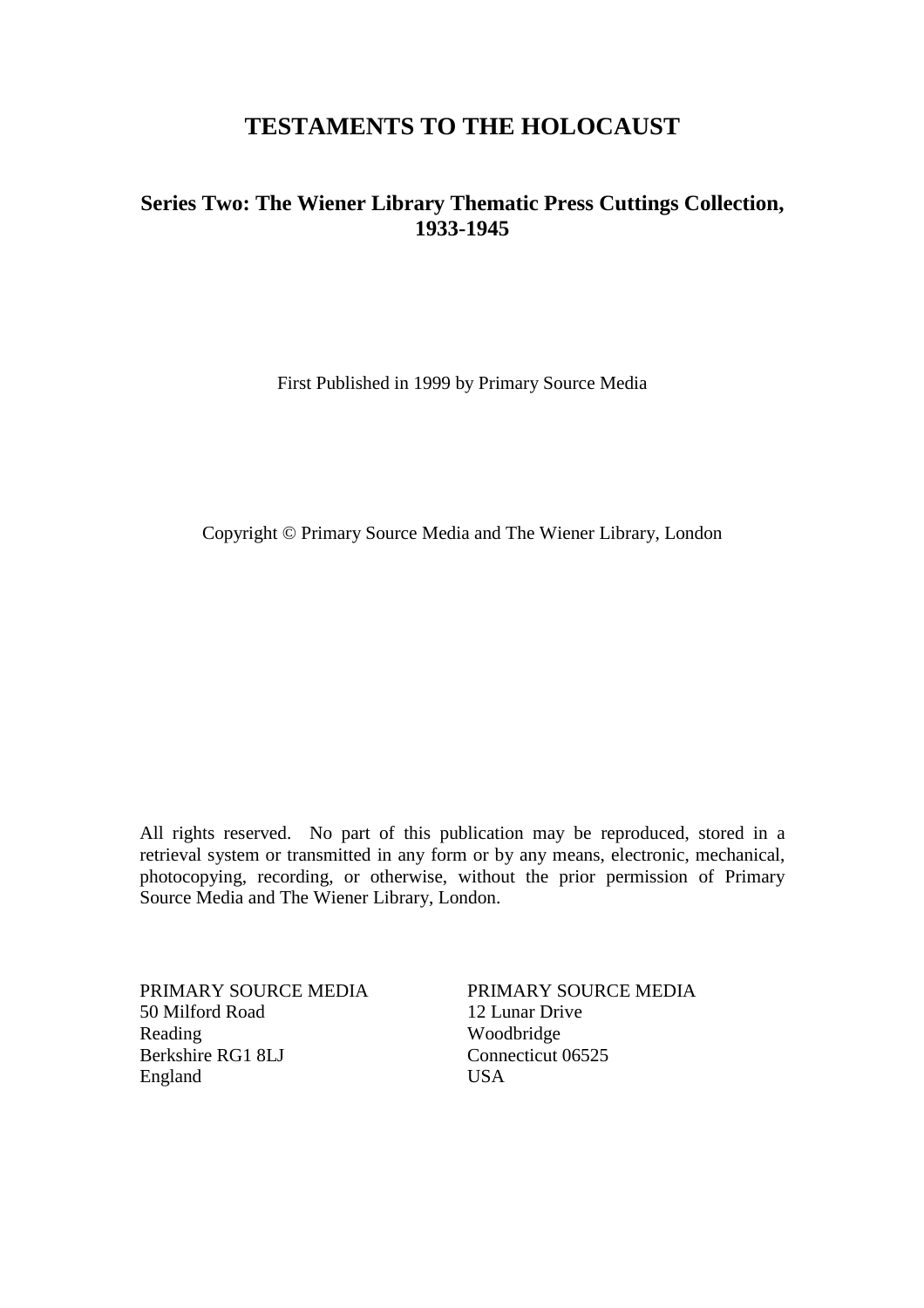# TESTAMENTS TO THE HOLOCAUST

## Series Two: The Wiener Library Thematic Press Cuttings Collection, 1933-1945

First Published in 1999 by Primary Source Media

Copyright © Primary Source Media and The Wiener Library, London

All rights reserved. No part of this publication may be reproduced, stored in a retrieval system or transmitted in any form or by any means, electronic, mechanical, photocopying, recording, or otherwise, without the prior permission of Primary Source Media and The Wiener Library, London.

PRIMARY SOURCE MEDIA
50 Milford Road
Reading
Berkshire RG1 8LJ
England

PRIMARY SOURCE MEDIA
12 Lunar Drive
Woodbridge
Connecticut 06525
USA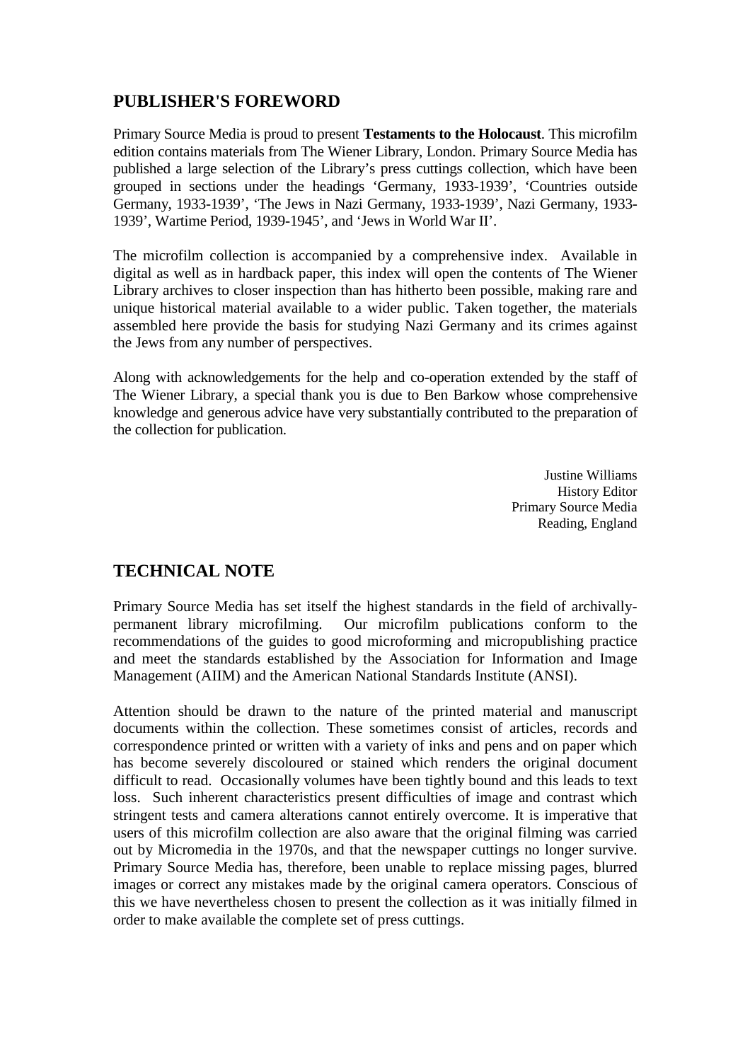## PUBLISHER'S FOREWORD

Primary Source Media is proud to present **Testaments to the Holocaust**. This microfilm edition contains materials from The Wiener Library, London. Primary Source Media has published a large selection of the Library's press cuttings collection, which have been grouped in sections under the headings 'Germany, 1933-1939', 'Countries outside Germany, 1933-1939', 'The Jews in Nazi Germany, 1933-1939', Nazi Germany, 1933-1939', Wartime Period, 1939-1945', and 'Jews in World War II'.

The microfilm collection is accompanied by a comprehensive index. Available in digital as well as in hardback paper, this index will open the contents of The Wiener Library archives to closer inspection than has hitherto been possible, making rare and unique historical material available to a wider public. Taken together, the materials assembled here provide the basis for studying Nazi Germany and its crimes against the Jews from any number of perspectives.

Along with acknowledgements for the help and co-operation extended by the staff of The Wiener Library, a special thank you is due to Ben Barkow whose comprehensive knowledge and generous advice have very substantially contributed to the preparation of the collection for publication.

Justine Williams
History Editor
Primary Source Media
Reading, England

## TECHNICAL NOTE

Primary Source Media has set itself the highest standards in the field of archivally-permanent library microfilming. Our microfilm publications conform to the recommendations of the guides to good microforming and micropublishing practice and meet the standards established by the Association for Information and Image Management (AIIM) and the American National Standards Institute (ANSI).

Attention should be drawn to the nature of the printed material and manuscript documents within the collection. These sometimes consist of articles, records and correspondence printed or written with a variety of inks and pens and on paper which has become severely discoloured or stained which renders the original document difficult to read. Occasionally volumes have been tightly bound and this leads to text loss. Such inherent characteristics present difficulties of image and contrast which stringent tests and camera alterations cannot entirely overcome. It is imperative that users of this microfilm collection are also aware that the original filming was carried out by Micromedia in the 1970s, and that the newspaper cuttings no longer survive. Primary Source Media has, therefore, been unable to replace missing pages, blurred images or correct any mistakes made by the original camera operators. Conscious of this we have nevertheless chosen to present the collection as it was initially filmed in order to make available the complete set of press cuttings.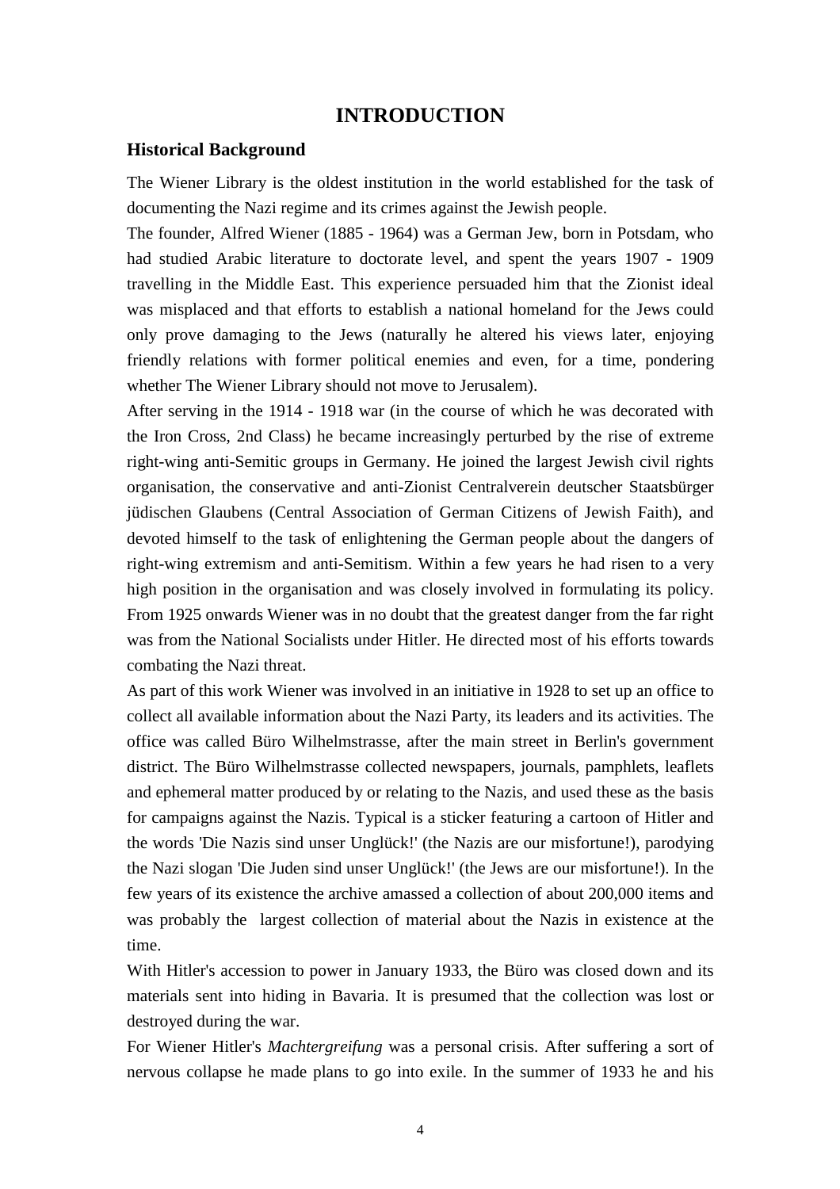# INTRODUCTION

## Historical Background

The Wiener Library is the oldest institution in the world established for the task of documenting the Nazi regime and its crimes against the Jewish people.

The founder, Alfred Wiener (1885 - 1964) was a German Jew, born in Potsdam, who had studied Arabic literature to doctorate level, and spent the years 1907 - 1909 travelling in the Middle East. This experience persuaded him that the Zionist ideal was misplaced and that efforts to establish a national homeland for the Jews could only prove damaging to the Jews (naturally he altered his views later, enjoying friendly relations with former political enemies and even, for a time, pondering whether The Wiener Library should not move to Jerusalem).

After serving in the 1914 - 1918 war (in the course of which he was decorated with the Iron Cross, 2nd Class) he became increasingly perturbed by the rise of extreme right-wing anti-Semitic groups in Germany. He joined the largest Jewish civil rights organisation, the conservative and anti-Zionist Centralverein deutscher Staatsbürger jüdischen Glaubens (Central Association of German Citizens of Jewish Faith), and devoted himself to the task of enlightening the German people about the dangers of right-wing extremism and anti-Semitism. Within a few years he had risen to a very high position in the organisation and was closely involved in formulating its policy. From 1925 onwards Wiener was in no doubt that the greatest danger from the far right was from the National Socialists under Hitler. He directed most of his efforts towards combating the Nazi threat.

As part of this work Wiener was involved in an initiative in 1928 to set up an office to collect all available information about the Nazi Party, its leaders and its activities. The office was called Büro Wilhelmstrasse, after the main street in Berlin's government district. The Büro Wilhelmstrasse collected newspapers, journals, pamphlets, leaflets and ephemeral matter produced by or relating to the Nazis, and used these as the basis for campaigns against the Nazis. Typical is a sticker featuring a cartoon of Hitler and the words 'Die Nazis sind unser Unglück!' (the Nazis are our misfortune!), parodying the Nazi slogan 'Die Juden sind unser Unglück!' (the Jews are our misfortune!). In the few years of its existence the archive amassed a collection of about 200,000 items and was probably the largest collection of material about the Nazis in existence at the time.

With Hitler's accession to power in January 1933, the Büro was closed down and its materials sent into hiding in Bavaria. It is presumed that the collection was lost or destroyed during the war.

For Wiener Hitler's *Machtergreifung* was a personal crisis. After suffering a sort of nervous collapse he made plans to go into exile. In the summer of 1933 he and his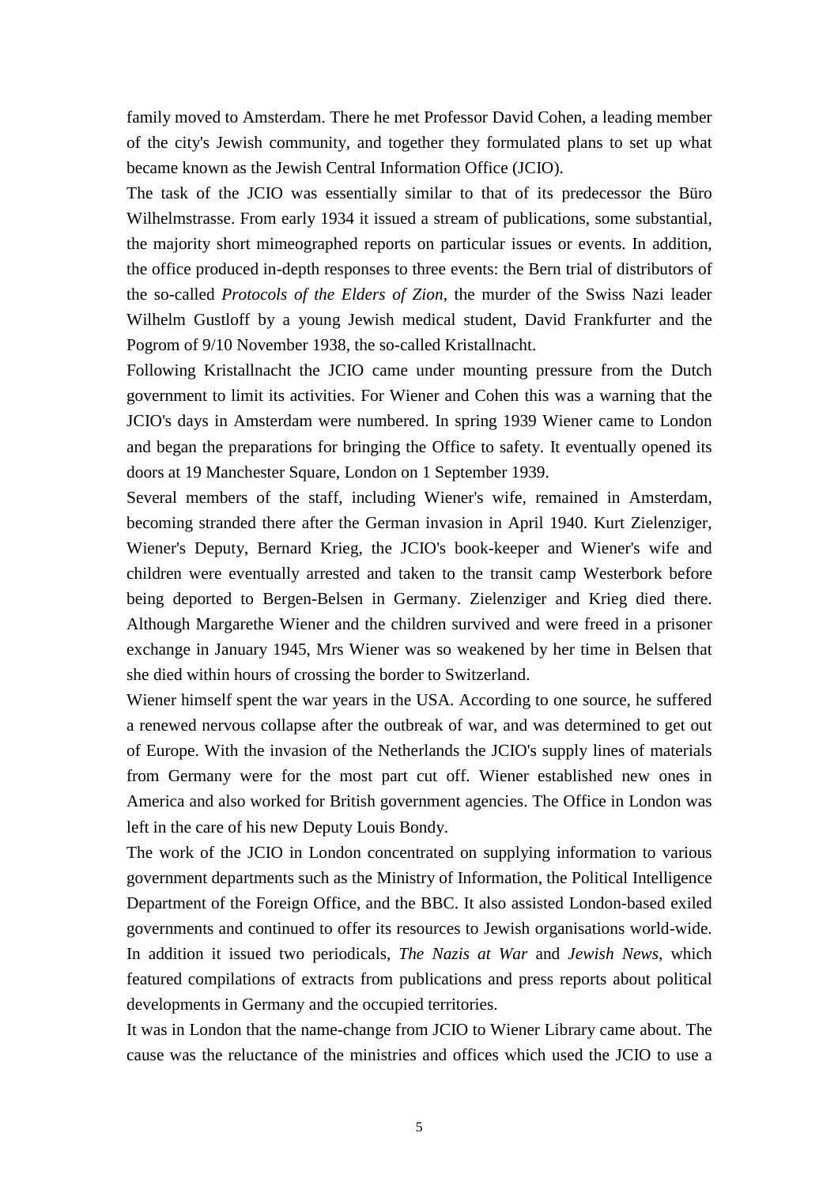family moved to Amsterdam. There he met Professor David Cohen, a leading member of the city's Jewish community, and together they formulated plans to set up what became known as the Jewish Central Information Office (JCIO).

The task of the JCIO was essentially similar to that of its predecessor the Büro Wilhelmstrasse. From early 1934 it issued a stream of publications, some substantial, the majority short mimeographed reports on particular issues or events. In addition, the office produced in-depth responses to three events: the Bern trial of distributors of the so-called *Protocols of the Elders of Zion*, the murder of the Swiss Nazi leader Wilhelm Gustloff by a young Jewish medical student, David Frankfurter and the Pogrom of 9/10 November 1938, the so-called Kristallnacht.

Following Kristallnacht the JCIO came under mounting pressure from the Dutch government to limit its activities. For Wiener and Cohen this was a warning that the JCIO's days in Amsterdam were numbered. In spring 1939 Wiener came to London and began the preparations for bringing the Office to safety. It eventually opened its doors at 19 Manchester Square, London on 1 September 1939.

Several members of the staff, including Wiener's wife, remained in Amsterdam, becoming stranded there after the German invasion in April 1940. Kurt Zielenziger, Wiener's Deputy, Bernard Krieg, the JCIO's book-keeper and Wiener's wife and children were eventually arrested and taken to the transit camp Westerbork before being deported to Bergen-Belsen in Germany. Zielenziger and Krieg died there. Although Margarethe Wiener and the children survived and were freed in a prisoner exchange in January 1945, Mrs Wiener was so weakened by her time in Belsen that she died within hours of crossing the border to Switzerland.

Wiener himself spent the war years in the USA. According to one source, he suffered a renewed nervous collapse after the outbreak of war, and was determined to get out of Europe. With the invasion of the Netherlands the JCIO's supply lines of materials from Germany were for the most part cut off. Wiener established new ones in America and also worked for British government agencies. The Office in London was left in the care of his new Deputy Louis Bondy.

The work of the JCIO in London concentrated on supplying information to various government departments such as the Ministry of Information, the Political Intelligence Department of the Foreign Office, and the BBC. It also assisted London-based exiled governments and continued to offer its resources to Jewish organisations world-wide. In addition it issued two periodicals, *The Nazis at War* and *Jewish News*, which featured compilations of extracts from publications and press reports about political developments in Germany and the occupied territories.

It was in London that the name-change from JCIO to Wiener Library came about. The cause was the reluctance of the ministries and offices which used the JCIO to use a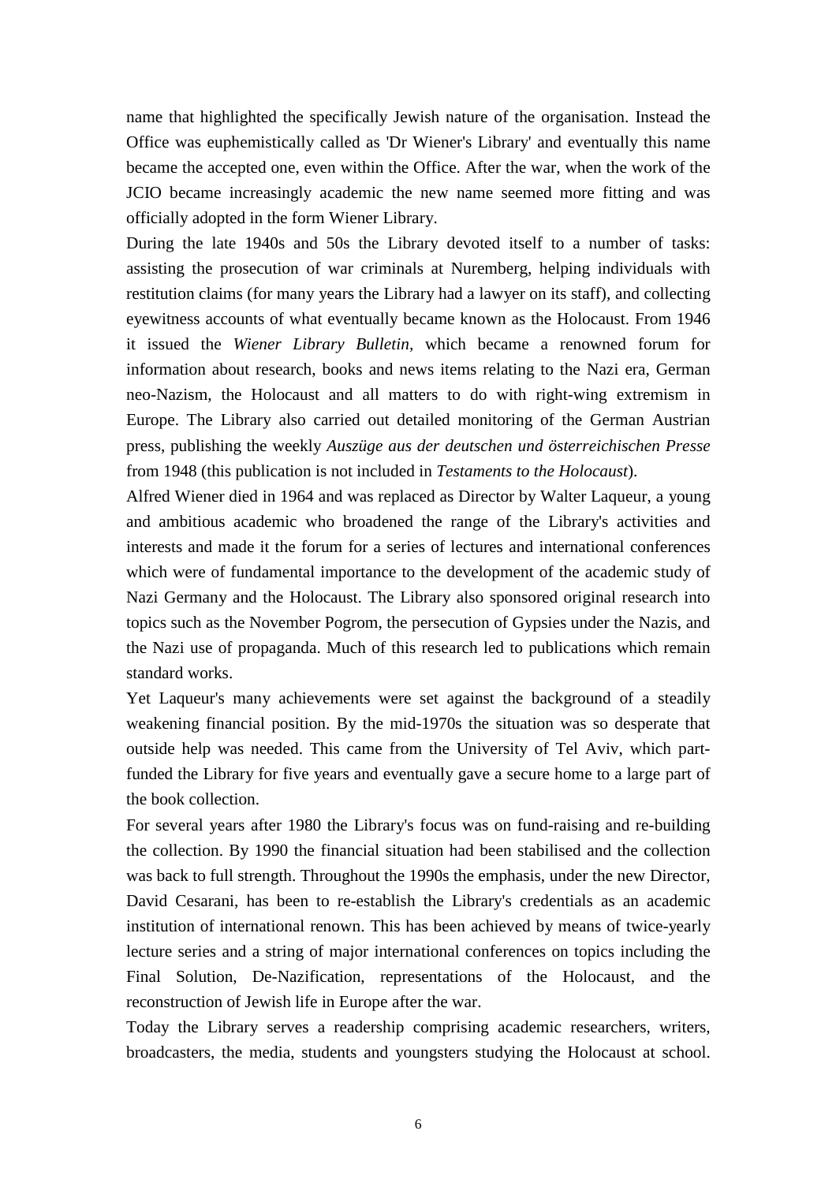name that highlighted the specifically Jewish nature of the organisation. Instead the Office was euphemistically called as 'Dr Wiener's Library' and eventually this name became the accepted one, even within the Office. After the war, when the work of the JCIO became increasingly academic the new name seemed more fitting and was officially adopted in the form Wiener Library.

During the late 1940s and 50s the Library devoted itself to a number of tasks: assisting the prosecution of war criminals at Nuremberg, helping individuals with restitution claims (for many years the Library had a lawyer on its staff), and collecting eyewitness accounts of what eventually became known as the Holocaust. From 1946 it issued the *Wiener Library Bulletin,* which became a renowned forum for information about research, books and news items relating to the Nazi era, German neo-Nazism, the Holocaust and all matters to do with right-wing extremism in Europe. The Library also carried out detailed monitoring of the German Austrian press, publishing the weekly *Auszüge aus der deutschen und österreichischen Presse* from 1948 (this publication is not included in *Testaments to the Holocaust*).

Alfred Wiener died in 1964 and was replaced as Director by Walter Laqueur, a young and ambitious academic who broadened the range of the Library's activities and interests and made it the forum for a series of lectures and international conferences which were of fundamental importance to the development of the academic study of Nazi Germany and the Holocaust. The Library also sponsored original research into topics such as the November Pogrom, the persecution of Gypsies under the Nazis, and the Nazi use of propaganda. Much of this research led to publications which remain standard works.

Yet Laqueur's many achievements were set against the background of a steadily weakening financial position. By the mid-1970s the situation was so desperate that outside help was needed. This came from the University of Tel Aviv, which part-funded the Library for five years and eventually gave a secure home to a large part of the book collection.

For several years after 1980 the Library's focus was on fund-raising and re-building the collection. By 1990 the financial situation had been stabilised and the collection was back to full strength. Throughout the 1990s the emphasis, under the new Director, David Cesarani, has been to re-establish the Library's credentials as an academic institution of international renown. This has been achieved by means of twice-yearly lecture series and a string of major international conferences on topics including the Final Solution, De-Nazification, representations of the Holocaust, and the reconstruction of Jewish life in Europe after the war.

Today the Library serves a readership comprising academic researchers, writers, broadcasters, the media, students and youngsters studying the Holocaust at school.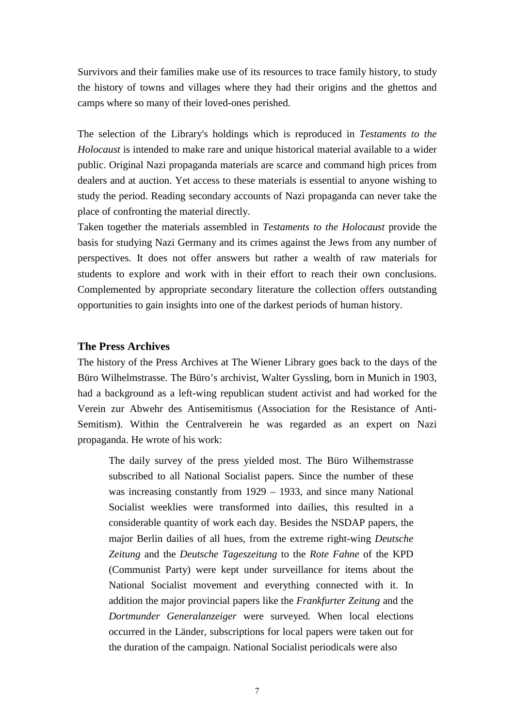Survivors and their families make use of its resources to trace family history, to study the history of towns and villages where they had their origins and the ghettos and camps where so many of their loved-ones perished.

The selection of the Library's holdings which is reproduced in *Testaments to the Holocaust* is intended to make rare and unique historical material available to a wider public. Original Nazi propaganda materials are scarce and command high prices from dealers and at auction. Yet access to these materials is essential to anyone wishing to study the period. Reading secondary accounts of Nazi propaganda can never take the place of confronting the material directly.
Taken together the materials assembled in *Testaments to the Holocaust* provide the basis for studying Nazi Germany and its crimes against the Jews from any number of perspectives. It does not offer answers but rather a wealth of raw materials for students to explore and work with in their effort to reach their own conclusions. Complemented by appropriate secondary literature the collection offers outstanding opportunities to gain insights into one of the darkest periods of human history.

## The Press Archives

The history of the Press Archives at The Wiener Library goes back to the days of the Büro Wilhelmstrasse. The Büro's archivist, Walter Gyssling, born in Munich in 1903, had a background as a left-wing republican student activist and had worked for the Verein zur Abwehr des Antisemitismus (Association for the Resistance of Anti-Semitism). Within the Centralverein he was regarded as an expert on Nazi propaganda. He wrote of his work:

> The daily survey of the press yielded most. The Büro Wilhemstrasse subscribed to all National Socialist papers. Since the number of these was increasing constantly from 1929 – 1933, and since many National Socialist weeklies were transformed into dailies, this resulted in a considerable quantity of work each day. Besides the NSDAP papers, the major Berlin dailies of all hues, from the extreme right-wing *Deutsche Zeitung* and the *Deutsche Tageszeitung* to the *Rote Fahne* of the KPD (Communist Party) were kept under surveillance for items about the National Socialist movement and everything connected with it. In addition the major provincial papers like the *Frankfurter Zeitung* and the *Dortmunder Generalanzeiger* were surveyed. When local elections occurred in the Länder, subscriptions for local papers were taken out for the duration of the campaign. National Socialist periodicals were also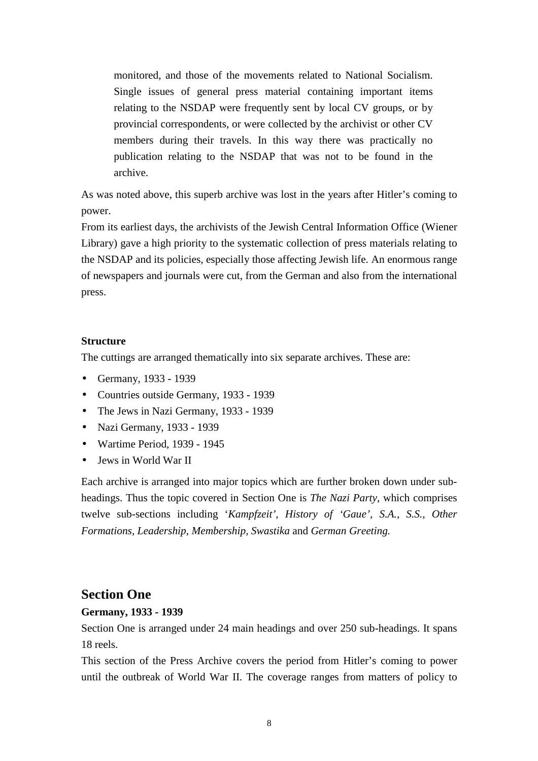> monitored, and those of the movements related to National Socialism. Single issues of general press material containing important items relating to the NSDAP were frequently sent by local CV groups, or by provincial correspondents, or were collected by the archivist or other CV members during their travels. In this way there was practically no publication relating to the NSDAP that was not to be found in the archive.

As was noted above, this superb archive was lost in the years after Hitler's coming to power.

From its earliest days, the archivists of the Jewish Central Information Office (Wiener Library) gave a high priority to the systematic collection of press materials relating to the NSDAP and its policies, especially those affecting Jewish life. An enormous range of newspapers and journals were cut, from the German and also from the international press.

**Structure**

The cuttings are arranged thematically into six separate archives. These are:

- Germany, 1933 - 1939
- Countries outside Germany, 1933 - 1939
- The Jews in Nazi Germany, 1933 - 1939
- Nazi Germany, 1933 - 1939
- Wartime Period, 1939 - 1945
- Jews in World War II

Each archive is arranged into major topics which are further broken down under sub-headings. Thus the topic covered in Section One is *The Nazi Party*, which comprises twelve sub-sections including '*Kampfzeit'*, *History of 'Gaue'*, *S.A.*, *S.S.*, *Other Formations*, *Leadership*, *Membership*, *Swastika* and *German Greeting.*

## Section One

**Germany, 1933 - 1939**

Section One is arranged under 24 main headings and over 250 sub-headings. It spans 18 reels.

This section of the Press Archive covers the period from Hitler's coming to power until the outbreak of World War II. The coverage ranges from matters of policy to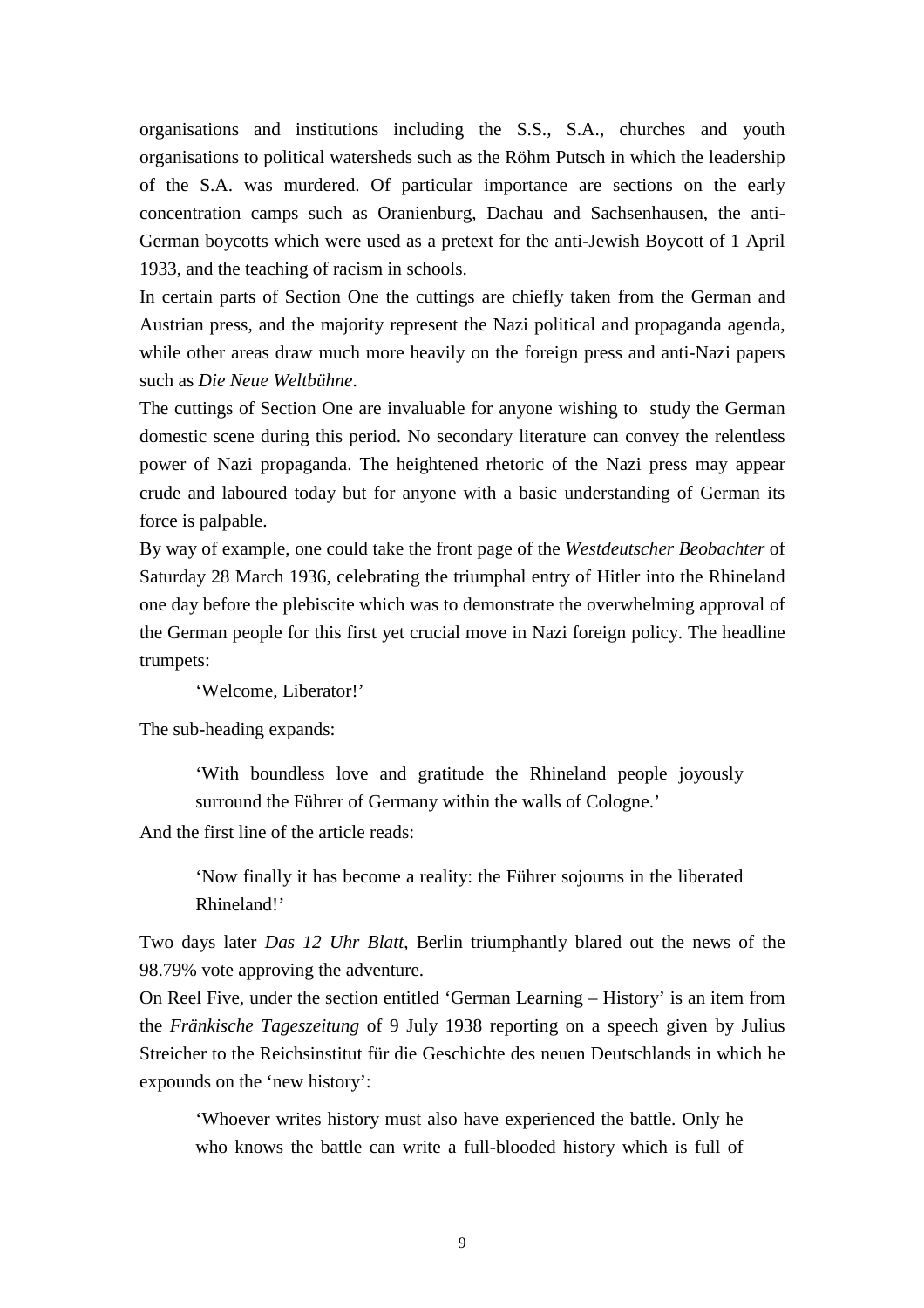organisations and institutions including the S.S., S.A., churches and youth organisations to political watersheds such as the Röhm Putsch in which the leadership of the S.A. was murdered. Of particular importance are sections on the early concentration camps such as Oranienburg, Dachau and Sachsenhausen, the anti-German boycotts which were used as a pretext for the anti-Jewish Boycott of 1 April 1933, and the teaching of racism in schools.

In certain parts of Section One the cuttings are chiefly taken from the German and Austrian press, and the majority represent the Nazi political and propaganda agenda, while other areas draw much more heavily on the foreign press and anti-Nazi papers such as *Die Neue Weltbühne*.

The cuttings of Section One are invaluable for anyone wishing to study the German domestic scene during this period. No secondary literature can convey the relentless power of Nazi propaganda. The heightened rhetoric of the Nazi press may appear crude and laboured today but for anyone with a basic understanding of German its force is palpable.

By way of example, one could take the front page of the *Westdeutscher Beobachter* of Saturday 28 March 1936, celebrating the triumphal entry of Hitler into the Rhineland one day before the plebiscite which was to demonstrate the overwhelming approval of the German people for this first yet crucial move in Nazi foreign policy. The headline trumpets:

> 'Welcome, Liberator!'

The sub-heading expands:

> 'With boundless love and gratitude the Rhineland people joyously surround the Führer of Germany within the walls of Cologne.'

And the first line of the article reads:

> 'Now finally it has become a reality: the Führer sojourns in the liberated Rhineland!'

Two days later *Das 12 Uhr Blatt*, Berlin triumphantly blared out the news of the 98.79% vote approving the adventure.

On Reel Five, under the section entitled 'German Learning – History' is an item from the *Fränkische Tageszeitung* of 9 July 1938 reporting on a speech given by Julius Streicher to the Reichsinstitut für die Geschichte des neuen Deutschlands in which he expounds on the 'new history':

> 'Whoever writes history must also have experienced the battle. Only he who knows the battle can write a full-blooded history which is full of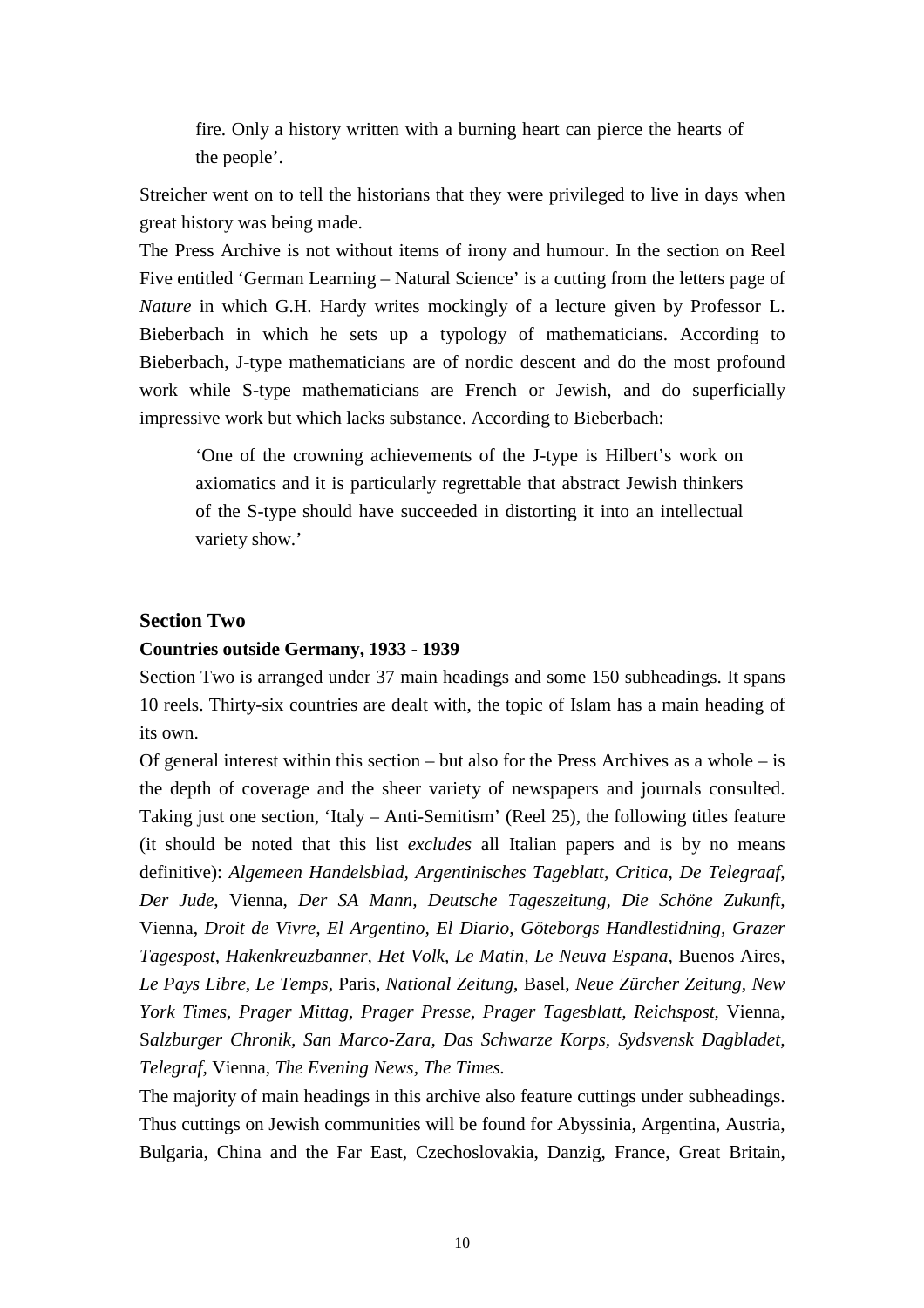> fire. Only a history written with a burning heart can pierce the hearts of the people'.

Streicher went on to tell the historians that they were privileged to live in days when great history was being made.

The Press Archive is not without items of irony and humour. In the section on Reel Five entitled 'German Learning – Natural Science' is a cutting from the letters page of *Nature* in which G.H. Hardy writes mockingly of a lecture given by Professor L. Bieberbach in which he sets up a typology of mathematicians. According to Bieberbach, J-type mathematicians are of nordic descent and do the most profound work while S-type mathematicians are French or Jewish, and do superficially impressive work but which lacks substance. According to Bieberbach:

> 'One of the crowning achievements of the J-type is Hilbert's work on axiomatics and it is particularly regrettable that abstract Jewish thinkers of the S-type should have succeeded in distorting it into an intellectual variety show.'

## Section Two

### Countries outside Germany, 1933 - 1939

Section Two is arranged under 37 main headings and some 150 subheadings. It spans 10 reels. Thirty-six countries are dealt with, the topic of Islam has a main heading of its own.

Of general interest within this section – but also for the Press Archives as a whole – is the depth of coverage and the sheer variety of newspapers and journals consulted. Taking just one section, 'Italy – Anti-Semitism' (Reel 25), the following titles feature (it should be noted that this list *excludes* all Italian papers and is by no means definitive): *Algemeen Handelsblad, Argentinisches Tageblatt, Critica, De Telegraaf, Der Jude,* Vienna, *Der SA Mann, Deutsche Tageszeitung, Die Schöne Zukunft,* Vienna, *Droit de Vivre, El Argentino, El Diario, Göteborgs Handlestidning, Grazer Tagespost, Hakenkreuzbanner, Het Volk, Le Matin, Le Neuva Espana,* Buenos Aires, *Le Pays Libre, Le Temps,* Paris, *National Zeitung*, Basel, *Neue Zürcher Zeitung, New York Times, Prager Mittag, Prager Presse, Prager Tagesblatt, Reichspost,* Vienna, S*alzburger Chronik, San Marco-Zara, Das Schwarze Korps, Sydsvensk Dagbladet, Telegraf,* Vienna, *The Evening News, The Times.*

The majority of main headings in this archive also feature cuttings under subheadings. Thus cuttings on Jewish communities will be found for Abyssinia, Argentina, Austria, Bulgaria, China and the Far East, Czechoslovakia, Danzig, France, Great Britain,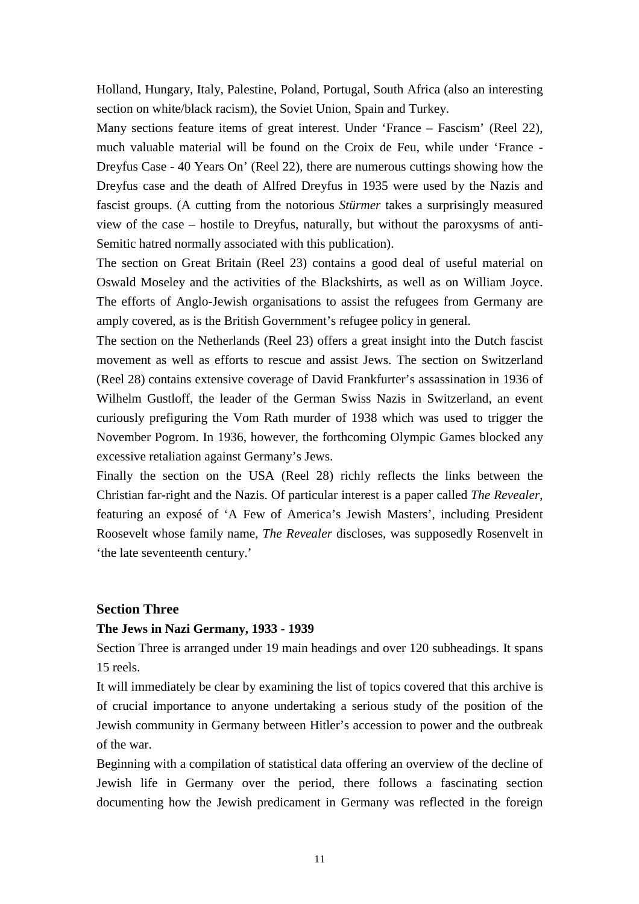Holland, Hungary, Italy, Palestine, Poland, Portugal, South Africa (also an interesting section on white/black racism), the Soviet Union, Spain and Turkey.

Many sections feature items of great interest. Under 'France – Fascism' (Reel 22), much valuable material will be found on the Croix de Feu, while under 'France - Dreyfus Case - 40 Years On' (Reel 22), there are numerous cuttings showing how the Dreyfus case and the death of Alfred Dreyfus in 1935 were used by the Nazis and fascist groups. (A cutting from the notorious *Stürmer* takes a surprisingly measured view of the case – hostile to Dreyfus, naturally, but without the paroxysms of anti-Semitic hatred normally associated with this publication).

The section on Great Britain (Reel 23) contains a good deal of useful material on Oswald Moseley and the activities of the Blackshirts, as well as on William Joyce. The efforts of Anglo-Jewish organisations to assist the refugees from Germany are amply covered, as is the British Government's refugee policy in general.

The section on the Netherlands (Reel 23) offers a great insight into the Dutch fascist movement as well as efforts to rescue and assist Jews. The section on Switzerland (Reel 28) contains extensive coverage of David Frankfurter's assassination in 1936 of Wilhelm Gustloff, the leader of the German Swiss Nazis in Switzerland, an event curiously prefiguring the Vom Rath murder of 1938 which was used to trigger the November Pogrom. In 1936, however, the forthcoming Olympic Games blocked any excessive retaliation against Germany's Jews.

Finally the section on the USA (Reel 28) richly reflects the links between the Christian far-right and the Nazis. Of particular interest is a paper called *The Revealer*, featuring an exposé of 'A Few of America's Jewish Masters', including President Roosevelt whose family name, *The Revealer* discloses, was supposedly Rosenvelt in 'the late seventeenth century.'

## Section Three

### The Jews in Nazi Germany, 1933 - 1939

Section Three is arranged under 19 main headings and over 120 subheadings. It spans 15 reels.

It will immediately be clear by examining the list of topics covered that this archive is of crucial importance to anyone undertaking a serious study of the position of the Jewish community in Germany between Hitler's accession to power and the outbreak of the war.

Beginning with a compilation of statistical data offering an overview of the decline of Jewish life in Germany over the period, there follows a fascinating section documenting how the Jewish predicament in Germany was reflected in the foreign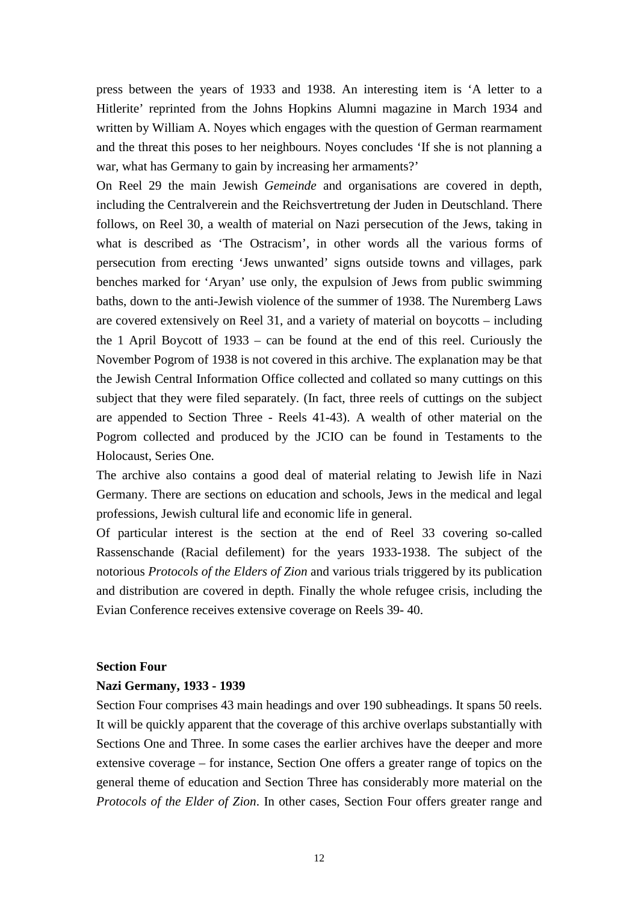press between the years of 1933 and 1938. An interesting item is 'A letter to a Hitlerite' reprinted from the Johns Hopkins Alumni magazine in March 1934 and written by William A. Noyes which engages with the question of German rearmament and the threat this poses to her neighbours. Noyes concludes 'If she is not planning a war, what has Germany to gain by increasing her armaments?'

On Reel 29 the main Jewish *Gemeinde* and organisations are covered in depth, including the Centralverein and the Reichsvertretung der Juden in Deutschland. There follows, on Reel 30, a wealth of material on Nazi persecution of the Jews, taking in what is described as 'The Ostracism', in other words all the various forms of persecution from erecting 'Jews unwanted' signs outside towns and villages, park benches marked for 'Aryan' use only, the expulsion of Jews from public swimming baths, down to the anti-Jewish violence of the summer of 1938. The Nuremberg Laws are covered extensively on Reel 31, and a variety of material on boycotts – including the 1 April Boycott of 1933 – can be found at the end of this reel. Curiously the November Pogrom of 1938 is not covered in this archive. The explanation may be that the Jewish Central Information Office collected and collated so many cuttings on this subject that they were filed separately. (In fact, three reels of cuttings on the subject are appended to Section Three - Reels 41-43). A wealth of other material on the Pogrom collected and produced by the JCIO can be found in Testaments to the Holocaust, Series One.

The archive also contains a good deal of material relating to Jewish life in Nazi Germany. There are sections on education and schools, Jews in the medical and legal professions, Jewish cultural life and economic life in general.

Of particular interest is the section at the end of Reel 33 covering so-called Rassenschande (Racial defilement) for the years 1933-1938. The subject of the notorious *Protocols of the Elders of Zion* and various trials triggered by its publication and distribution are covered in depth. Finally the whole refugee crisis, including the Evian Conference receives extensive coverage on Reels 39- 40.

**Section Four**

**Nazi Germany, 1933 - 1939**

Section Four comprises 43 main headings and over 190 subheadings. It spans 50 reels. It will be quickly apparent that the coverage of this archive overlaps substantially with Sections One and Three. In some cases the earlier archives have the deeper and more extensive coverage – for instance, Section One offers a greater range of topics on the general theme of education and Section Three has considerably more material on the *Protocols of the Elder of Zion*. In other cases, Section Four offers greater range and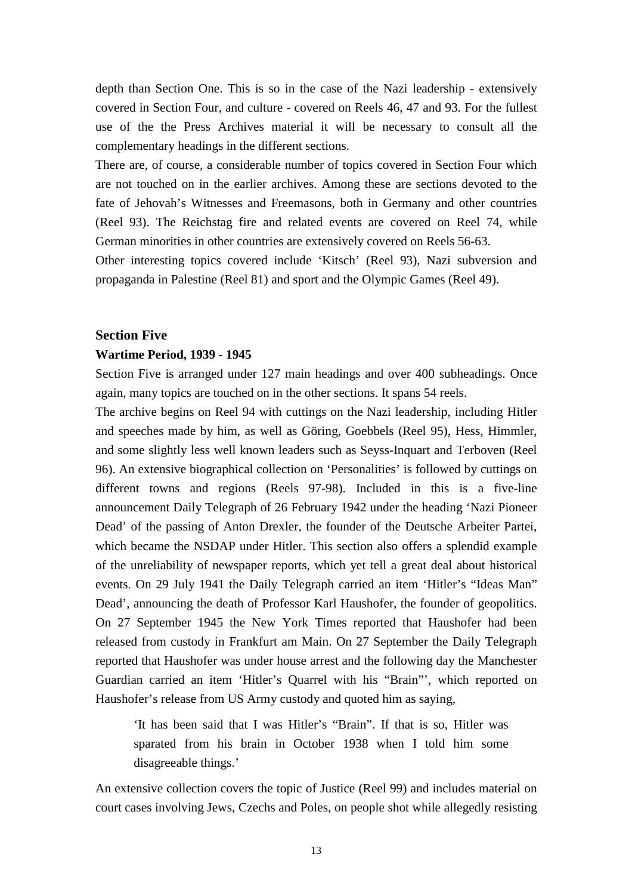depth than Section One. This is so in the case of the Nazi leadership - extensively covered in Section Four, and culture - covered on Reels 46, 47 and 93. For the fullest use of the the Press Archives material it will be necessary to consult all the complementary headings in the different sections.

There are, of course, a considerable number of topics covered in Section Four which are not touched on in the earlier archives. Among these are sections devoted to the fate of Jehovah's Witnesses and Freemasons, both in Germany and other countries (Reel 93). The Reichstag fire and related events are covered on Reel 74, while German minorities in other countries are extensively covered on Reels 56-63.

Other interesting topics covered include 'Kitsch' (Reel 93), Nazi subversion and propaganda in Palestine (Reel 81) and sport and the Olympic Games (Reel 49).

### Section Five

**Wartime Period, 1939 - 1945**

Section Five is arranged under 127 main headings and over 400 subheadings. Once again, many topics are touched on in the other sections. It spans 54 reels.

The archive begins on Reel 94 with cuttings on the Nazi leadership, including Hitler and speeches made by him, as well as Göring, Goebbels (Reel 95), Hess, Himmler, and some slightly less well known leaders such as Seyss-Inquart and Terboven (Reel 96). An extensive biographical collection on 'Personalities' is followed by cuttings on different towns and regions (Reels 97-98). Included in this is a five-line announcement Daily Telegraph of 26 February 1942 under the heading 'Nazi Pioneer Dead' of the passing of Anton Drexler, the founder of the Deutsche Arbeiter Partei, which became the NSDAP under Hitler. This section also offers a splendid example of the unreliability of newspaper reports, which yet tell a great deal about historical events. On 29 July 1941 the Daily Telegraph carried an item 'Hitler's "Ideas Man" Dead', announcing the death of Professor Karl Haushofer, the founder of geopolitics. On 27 September 1945 the New York Times reported that Haushofer had been released from custody in Frankfurt am Main. On 27 September the Daily Telegraph reported that Haushofer was under house arrest and the following day the Manchester Guardian carried an item 'Hitler's Quarrel with his "Brain"', which reported on Haushofer's release from US Army custody and quoted him as saying,

> 'It has been said that I was Hitler's "Brain". If that is so, Hitler was sparated from his brain in October 1938 when I told him some disagreeable things.'

An extensive collection covers the topic of Justice (Reel 99) and includes material on court cases involving Jews, Czechs and Poles, on people shot while allegedly resisting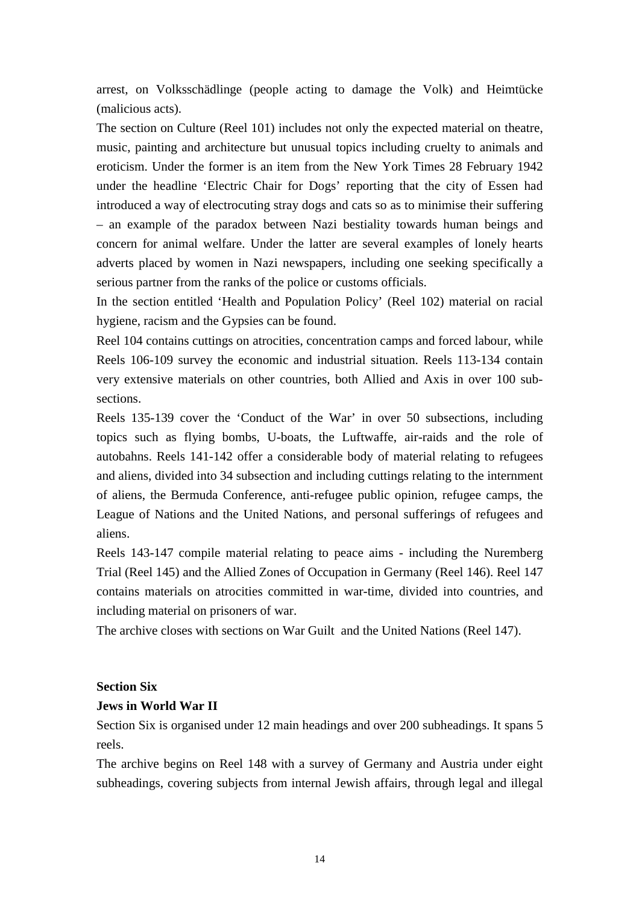arrest, on Volksschädlinge (people acting to damage the Volk) and Heimtücke (malicious acts).

The section on Culture (Reel 101) includes not only the expected material on theatre, music, painting and architecture but unusual topics including cruelty to animals and eroticism. Under the former is an item from the New York Times 28 February 1942 under the headline 'Electric Chair for Dogs' reporting that the city of Essen had introduced a way of electrocuting stray dogs and cats so as to minimise their suffering – an example of the paradox between Nazi bestiality towards human beings and concern for animal welfare. Under the latter are several examples of lonely hearts adverts placed by women in Nazi newspapers, including one seeking specifically a serious partner from the ranks of the police or customs officials.

In the section entitled 'Health and Population Policy' (Reel 102) material on racial hygiene, racism and the Gypsies can be found.

Reel 104 contains cuttings on atrocities, concentration camps and forced labour, while Reels 106-109 survey the economic and industrial situation. Reels 113-134 contain very extensive materials on other countries, both Allied and Axis in over 100 sub-sections.

Reels 135-139 cover the 'Conduct of the War' in over 50 subsections, including topics such as flying bombs, U-boats, the Luftwaffe, air-raids and the role of autobahns. Reels 141-142 offer a considerable body of material relating to refugees and aliens, divided into 34 subsection and including cuttings relating to the internment of aliens, the Bermuda Conference, anti-refugee public opinion, refugee camps, the League of Nations and the United Nations, and personal sufferings of refugees and aliens.

Reels 143-147 compile material relating to peace aims - including the Nuremberg Trial (Reel 145) and the Allied Zones of Occupation in Germany (Reel 146). Reel 147 contains materials on atrocities committed in war-time, divided into countries, and including material on prisoners of war.

The archive closes with sections on War Guilt and the United Nations (Reel 147).

**Section Six**

**Jews in World War II**

Section Six is organised under 12 main headings and over 200 subheadings. It spans 5 reels.

The archive begins on Reel 148 with a survey of Germany and Austria under eight subheadings, covering subjects from internal Jewish affairs, through legal and illegal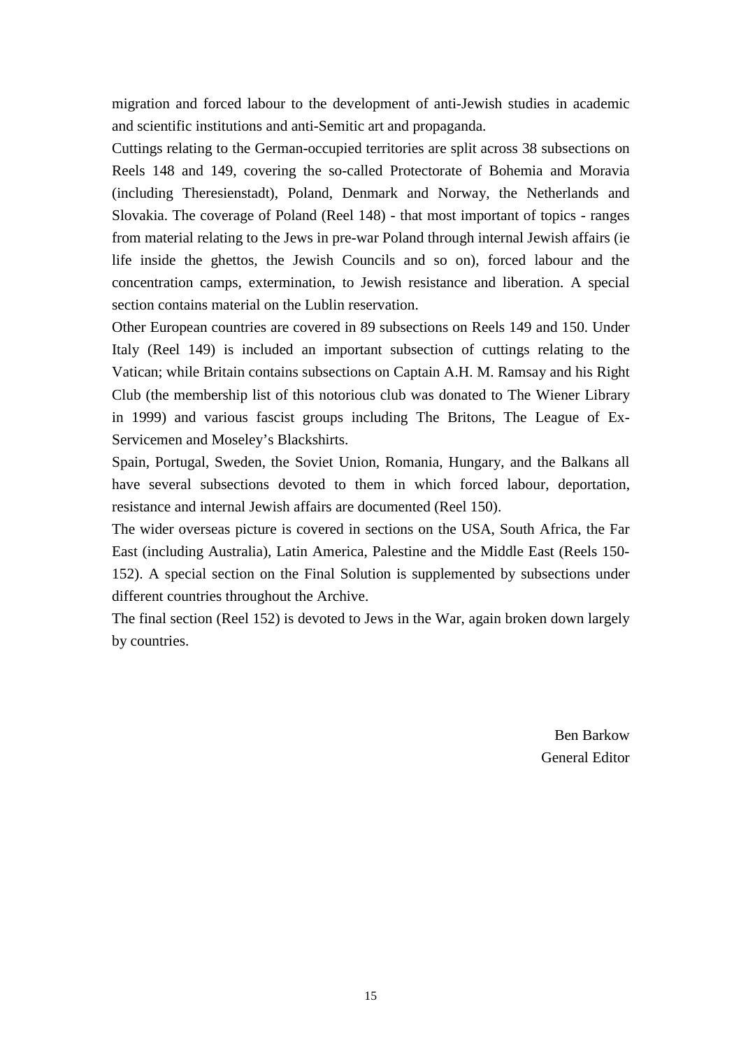migration and forced labour to the development of anti-Jewish studies in academic and scientific institutions and anti-Semitic art and propaganda.

Cuttings relating to the German-occupied territories are split across 38 subsections on Reels 148 and 149, covering the so-called Protectorate of Bohemia and Moravia (including Theresienstadt), Poland, Denmark and Norway, the Netherlands and Slovakia. The coverage of Poland (Reel 148) - that most important of topics - ranges from material relating to the Jews in pre-war Poland through internal Jewish affairs (ie life inside the ghettos, the Jewish Councils and so on), forced labour and the concentration camps, extermination, to Jewish resistance and liberation. A special section contains material on the Lublin reservation.

Other European countries are covered in 89 subsections on Reels 149 and 150. Under Italy (Reel 149) is included an important subsection of cuttings relating to the Vatican; while Britain contains subsections on Captain A.H. M. Ramsay and his Right Club (the membership list of this notorious club was donated to The Wiener Library in 1999) and various fascist groups including The Britons, The League of Ex-Servicemen and Moseley's Blackshirts.

Spain, Portugal, Sweden, the Soviet Union, Romania, Hungary, and the Balkans all have several subsections devoted to them in which forced labour, deportation, resistance and internal Jewish affairs are documented (Reel 150).

The wider overseas picture is covered in sections on the USA, South Africa, the Far East (including Australia), Latin America, Palestine and the Middle East (Reels 150-152). A special section on the Final Solution is supplemented by subsections under different countries throughout the Archive.

The final section (Reel 152) is devoted to Jews in the War, again broken down largely by countries.

Ben Barkow
General Editor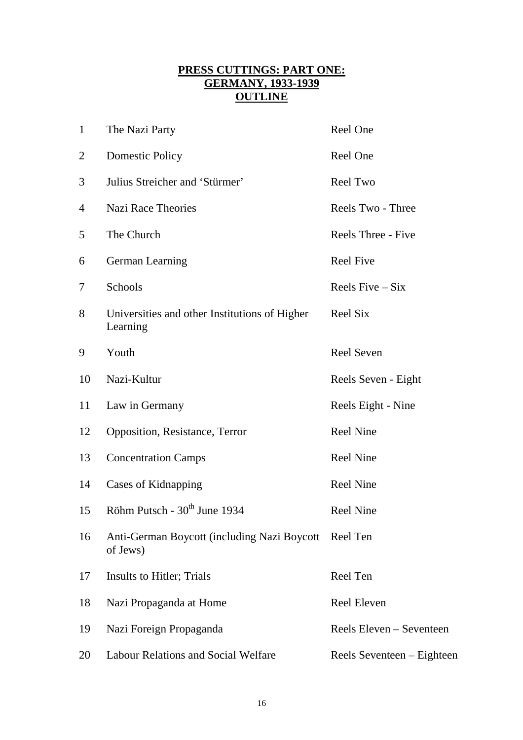**PRESS CUTTINGS: PART ONE:**
**GERMANY, 1933-1939**
**OUTLINE**

| | | |
|---|---|---|
| 1 | The Nazi Party | Reel One |
| 2 | Domestic Policy | Reel One |
| 3 | Julius Streicher and 'Stürmer' | Reel Two |
| 4 | Nazi Race Theories | Reels Two - Three |
| 5 | The Church | Reels Three - Five |
| 6 | German Learning | Reel Five |
| 7 | Schools | Reels Five – Six |
| 8 | Universities and other Institutions of Higher Learning | Reel Six |
| 9 | Youth | Reel Seven |
| 10 | Nazi-Kultur | Reels Seven - Eight |
| 11 | Law in Germany | Reels Eight - Nine |
| 12 | Opposition, Resistance, Terror | Reel Nine |
| 13 | Concentration Camps | Reel Nine |
| 14 | Cases of Kidnapping | Reel Nine |
| 15 | Röhm Putsch - 30th June 1934 | Reel Nine |
| 16 | Anti-German Boycott (including Nazi Boycott of Jews) | Reel Ten |
| 17 | Insults to Hitler; Trials | Reel Ten |
| 18 | Nazi Propaganda at Home | Reel Eleven |
| 19 | Nazi Foreign Propaganda | Reels Eleven – Seventeen |
| 20 | Labour Relations and Social Welfare | Reels Seventeen – Eighteen |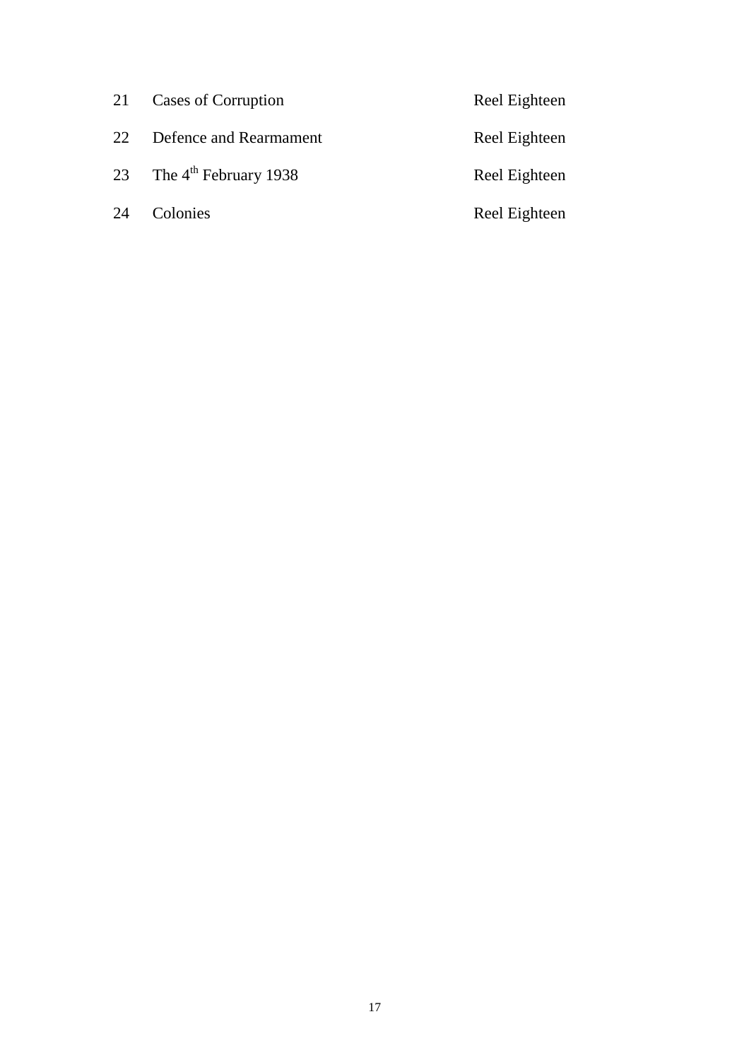| | | |
|---|---|---|
| 21 | Cases of Corruption | Reel Eighteen |
| 22 | Defence and Rearmament | Reel Eighteen |
| 23 | The 4th February 1938 | Reel Eighteen |
| 24 | Colonies | Reel Eighteen |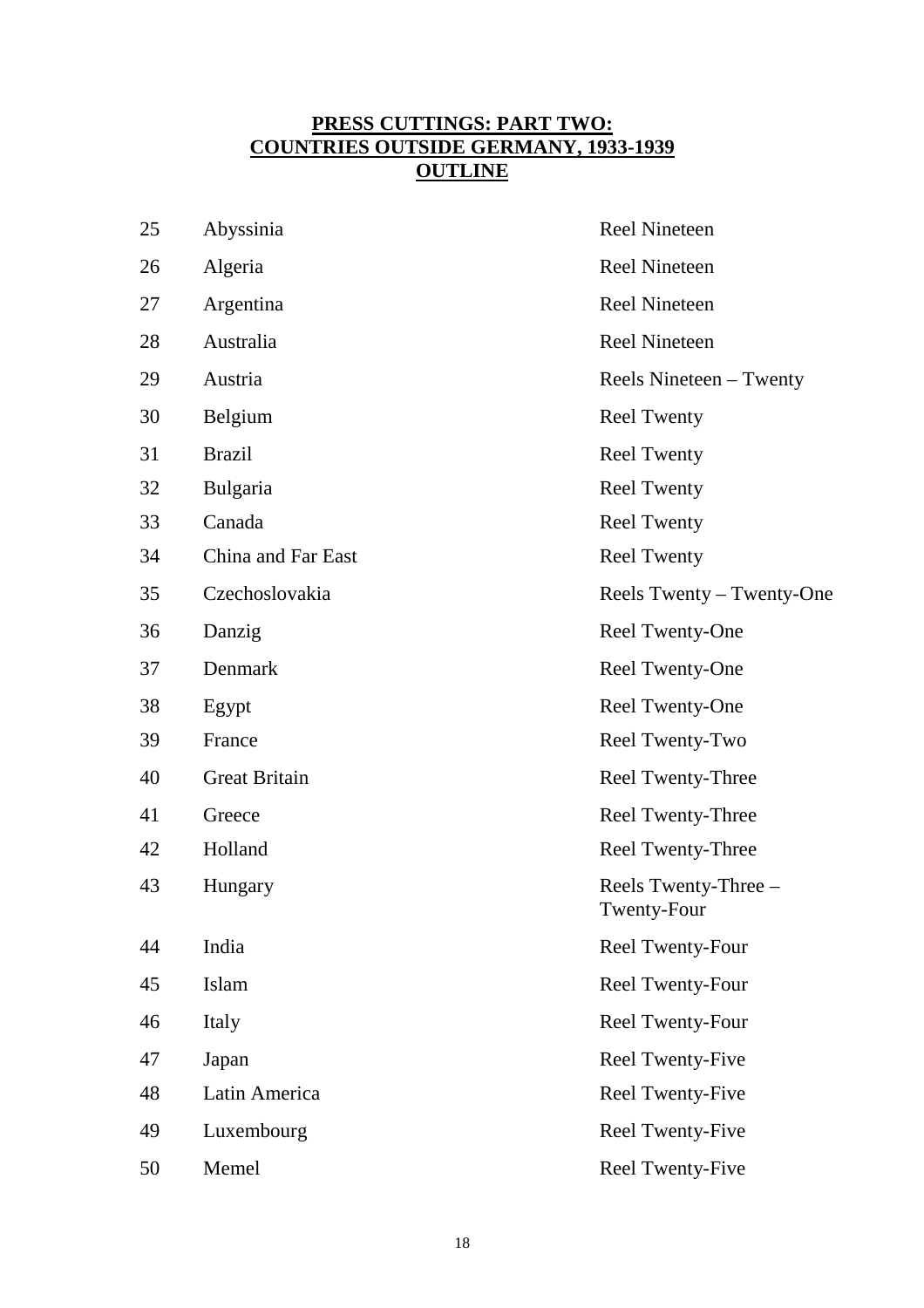## PRESS CUTTINGS: PART TWO: COUNTRIES OUTSIDE GERMANY, 1933-1939 OUTLINE

| | | |
|---|---|---|
| 25 | Abyssinia | Reel Nineteen |
| 26 | Algeria | Reel Nineteen |
| 27 | Argentina | Reel Nineteen |
| 28 | Australia | Reel Nineteen |
| 29 | Austria | Reels Nineteen – Twenty |
| 30 | Belgium | Reel Twenty |
| 31 | Brazil | Reel Twenty |
| 32 | Bulgaria | Reel Twenty |
| 33 | Canada | Reel Twenty |
| 34 | China and Far East | Reel Twenty |
| 35 | Czechoslovakia | Reels Twenty – Twenty-One |
| 36 | Danzig | Reel Twenty-One |
| 37 | Denmark | Reel Twenty-One |
| 38 | Egypt | Reel Twenty-One |
| 39 | France | Reel Twenty-Two |
| 40 | Great Britain | Reel Twenty-Three |
| 41 | Greece | Reel Twenty-Three |
| 42 | Holland | Reel Twenty-Three |
| 43 | Hungary | Reels Twenty-Three – Twenty-Four |
| 44 | India | Reel Twenty-Four |
| 45 | Islam | Reel Twenty-Four |
| 46 | Italy | Reel Twenty-Four |
| 47 | Japan | Reel Twenty-Five |
| 48 | Latin America | Reel Twenty-Five |
| 49 | Luxembourg | Reel Twenty-Five |
| 50 | Memel | Reel Twenty-Five |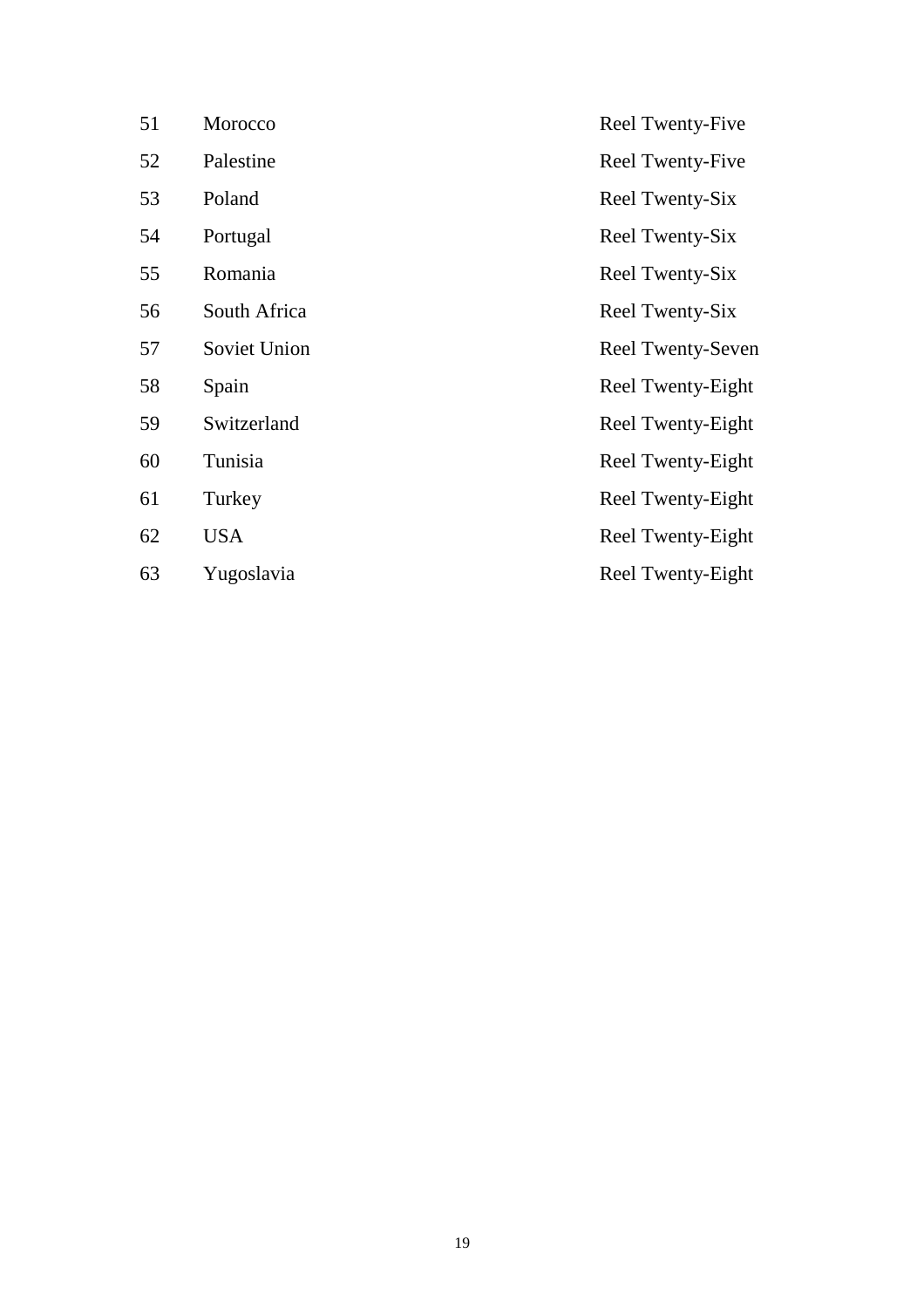| | | |
|---|---|---|
| 51 | Morocco | Reel Twenty-Five |
| 52 | Palestine | Reel Twenty-Five |
| 53 | Poland | Reel Twenty-Six |
| 54 | Portugal | Reel Twenty-Six |
| 55 | Romania | Reel Twenty-Six |
| 56 | South Africa | Reel Twenty-Six |
| 57 | Soviet Union | Reel Twenty-Seven |
| 58 | Spain | Reel Twenty-Eight |
| 59 | Switzerland | Reel Twenty-Eight |
| 60 | Tunisia | Reel Twenty-Eight |
| 61 | Turkey | Reel Twenty-Eight |
| 62 | USA | Reel Twenty-Eight |
| 63 | Yugoslavia | Reel Twenty-Eight |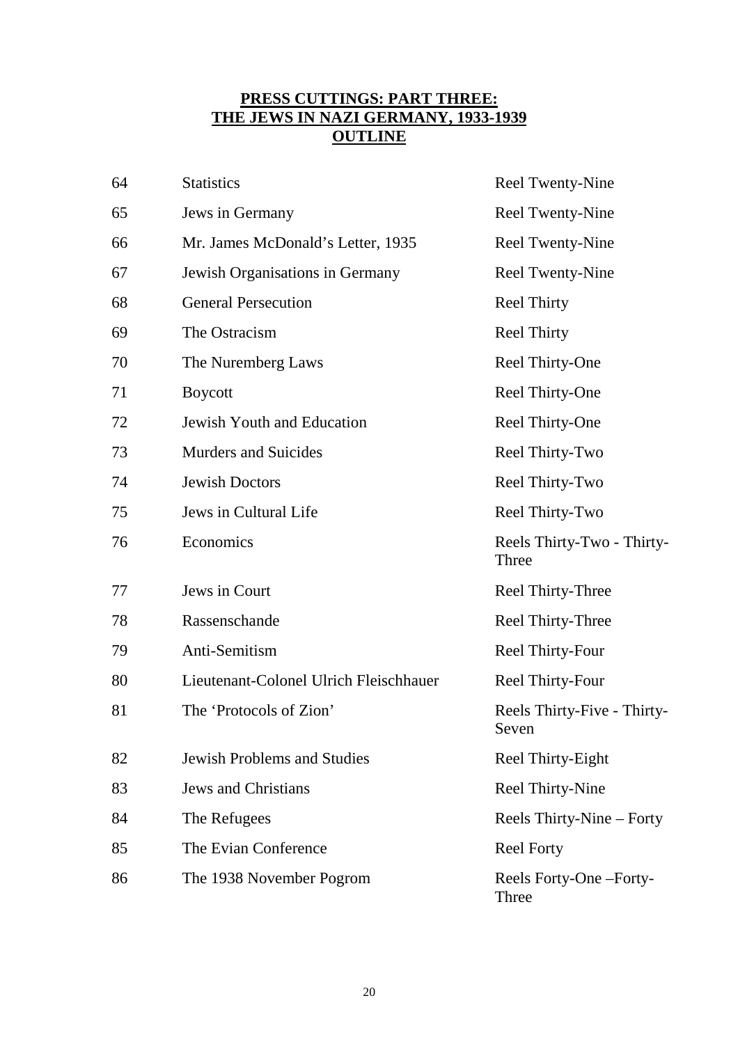## PRESS CUTTINGS: PART THREE: THE JEWS IN NAZI GERMANY, 1933-1939 OUTLINE

| | | |
|---|---|---|
| 64 | Statistics | Reel Twenty-Nine |
| 65 | Jews in Germany | Reel Twenty-Nine |
| 66 | Mr. James McDonald's Letter, 1935 | Reel Twenty-Nine |
| 67 | Jewish Organisations in Germany | Reel Twenty-Nine |
| 68 | General Persecution | Reel Thirty |
| 69 | The Ostracism | Reel Thirty |
| 70 | The Nuremberg Laws | Reel Thirty-One |
| 71 | Boycott | Reel Thirty-One |
| 72 | Jewish Youth and Education | Reel Thirty-One |
| 73 | Murders and Suicides | Reel Thirty-Two |
| 74 | Jewish Doctors | Reel Thirty-Two |
| 75 | Jews in Cultural Life | Reel Thirty-Two |
| 76 | Economics | Reels Thirty-Two - Thirty-Three |
| 77 | Jews in Court | Reel Thirty-Three |
| 78 | Rassenschande | Reel Thirty-Three |
| 79 | Anti-Semitism | Reel Thirty-Four |
| 80 | Lieutenant-Colonel Ulrich Fleischhauer | Reel Thirty-Four |
| 81 | The 'Protocols of Zion' | Reels Thirty-Five - Thirty-Seven |
| 82 | Jewish Problems and Studies | Reel Thirty-Eight |
| 83 | Jews and Christians | Reel Thirty-Nine |
| 84 | The Refugees | Reels Thirty-Nine – Forty |
| 85 | The Evian Conference | Reel Forty |
| 86 | The 1938 November Pogrom | Reels Forty-One –Forty-Three |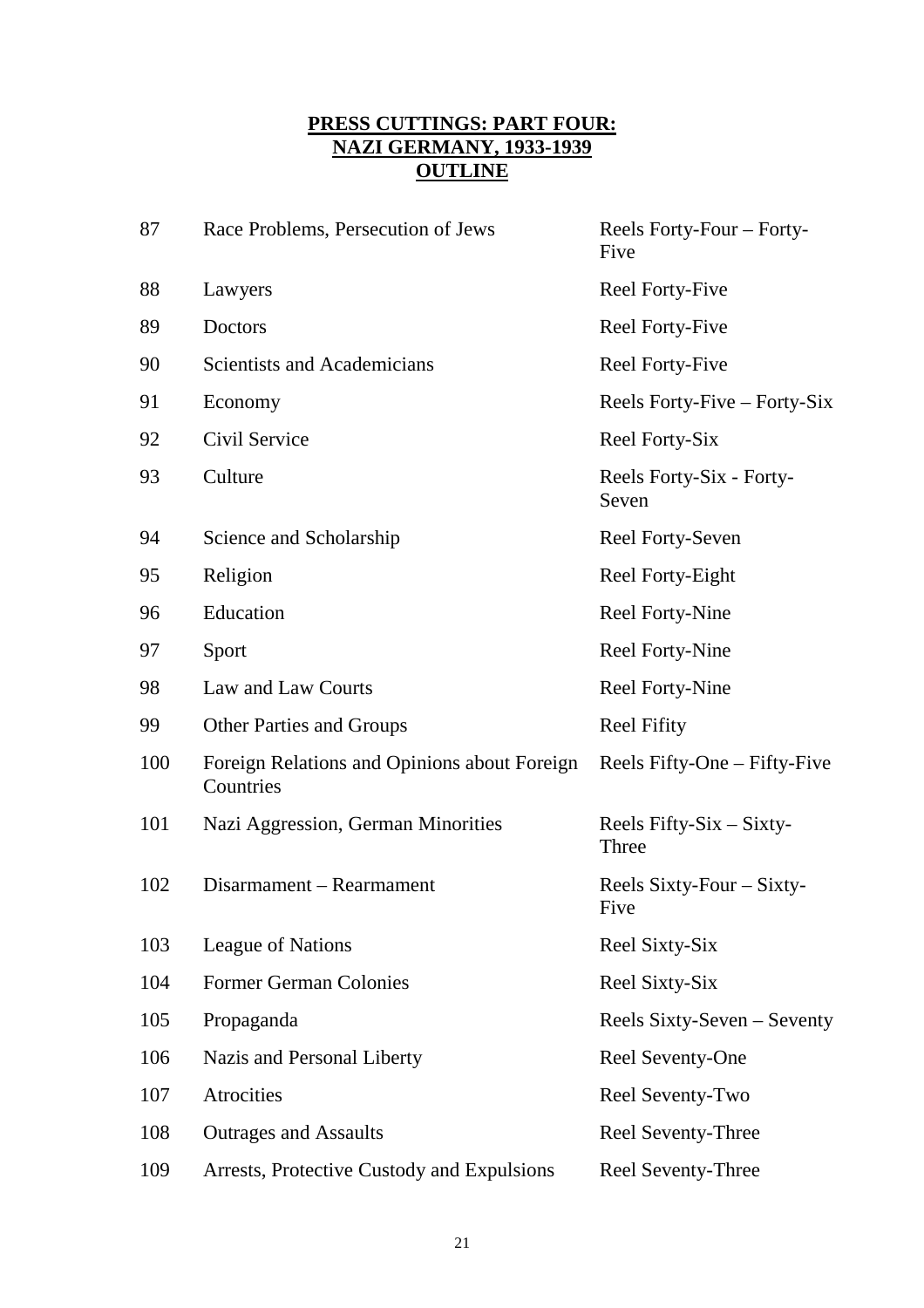**PRESS CUTTINGS: PART FOUR:**
**NAZI GERMANY, 1933-1939**
**OUTLINE**

| | | |
|---|---|---|
| 87 | Race Problems, Persecution of Jews | Reels Forty-Four – Forty-Five |
| 88 | Lawyers | Reel Forty-Five |
| 89 | Doctors | Reel Forty-Five |
| 90 | Scientists and Academicians | Reel Forty-Five |
| 91 | Economy | Reels Forty-Five – Forty-Six |
| 92 | Civil Service | Reel Forty-Six |
| 93 | Culture | Reels Forty-Six - Forty-Seven |
| 94 | Science and Scholarship | Reel Forty-Seven |
| 95 | Religion | Reel Forty-Eight |
| 96 | Education | Reel Forty-Nine |
| 97 | Sport | Reel Forty-Nine |
| 98 | Law and Law Courts | Reel Forty-Nine |
| 99 | Other Parties and Groups | Reel Fifity |
| 100 | Foreign Relations and Opinions about Foreign Countries | Reels Fifty-One – Fifty-Five |
| 101 | Nazi Aggression, German Minorities | Reels Fifty-Six – Sixty-Three |
| 102 | Disarmament – Rearmament | Reels Sixty-Four – Sixty-Five |
| 103 | League of Nations | Reel Sixty-Six |
| 104 | Former German Colonies | Reel Sixty-Six |
| 105 | Propaganda | Reels Sixty-Seven – Seventy |
| 106 | Nazis and Personal Liberty | Reel Seventy-One |
| 107 | Atrocities | Reel Seventy-Two |
| 108 | Outrages and Assaults | Reel Seventy-Three |
| 109 | Arrests, Protective Custody and Expulsions | Reel Seventy-Three |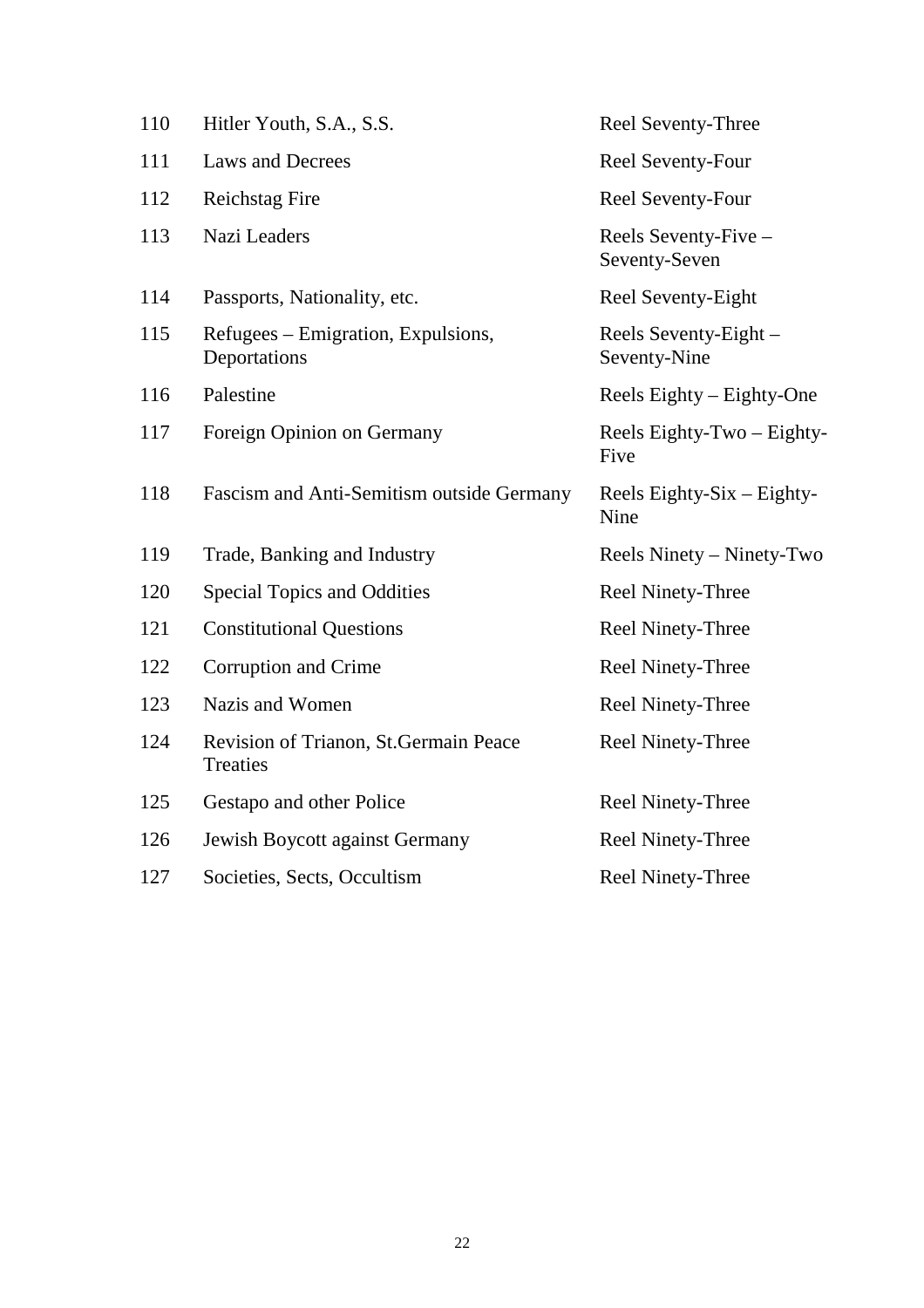| | | |
|---|---|---|
| 110 | Hitler Youth, S.A., S.S. | Reel Seventy-Three |
| 111 | Laws and Decrees | Reel Seventy-Four |
| 112 | Reichstag Fire | Reel Seventy-Four |
| 113 | Nazi Leaders | Reels Seventy-Five – Seventy-Seven |
| 114 | Passports, Nationality, etc. | Reel Seventy-Eight |
| 115 | Refugees – Emigration, Expulsions, Deportations | Reels Seventy-Eight – Seventy-Nine |
| 116 | Palestine | Reels Eighty – Eighty-One |
| 117 | Foreign Opinion on Germany | Reels Eighty-Two – Eighty-Five |
| 118 | Fascism and Anti-Semitism outside Germany | Reels Eighty-Six – Eighty-Nine |
| 119 | Trade, Banking and Industry | Reels Ninety – Ninety-Two |
| 120 | Special Topics and Oddities | Reel Ninety-Three |
| 121 | Constitutional Questions | Reel Ninety-Three |
| 122 | Corruption and Crime | Reel Ninety-Three |
| 123 | Nazis and Women | Reel Ninety-Three |
| 124 | Revision of Trianon, St.Germain Peace Treaties | Reel Ninety-Three |
| 125 | Gestapo and other Police | Reel Ninety-Three |
| 126 | Jewish Boycott against Germany | Reel Ninety-Three |
| 127 | Societies, Sects, Occultism | Reel Ninety-Three |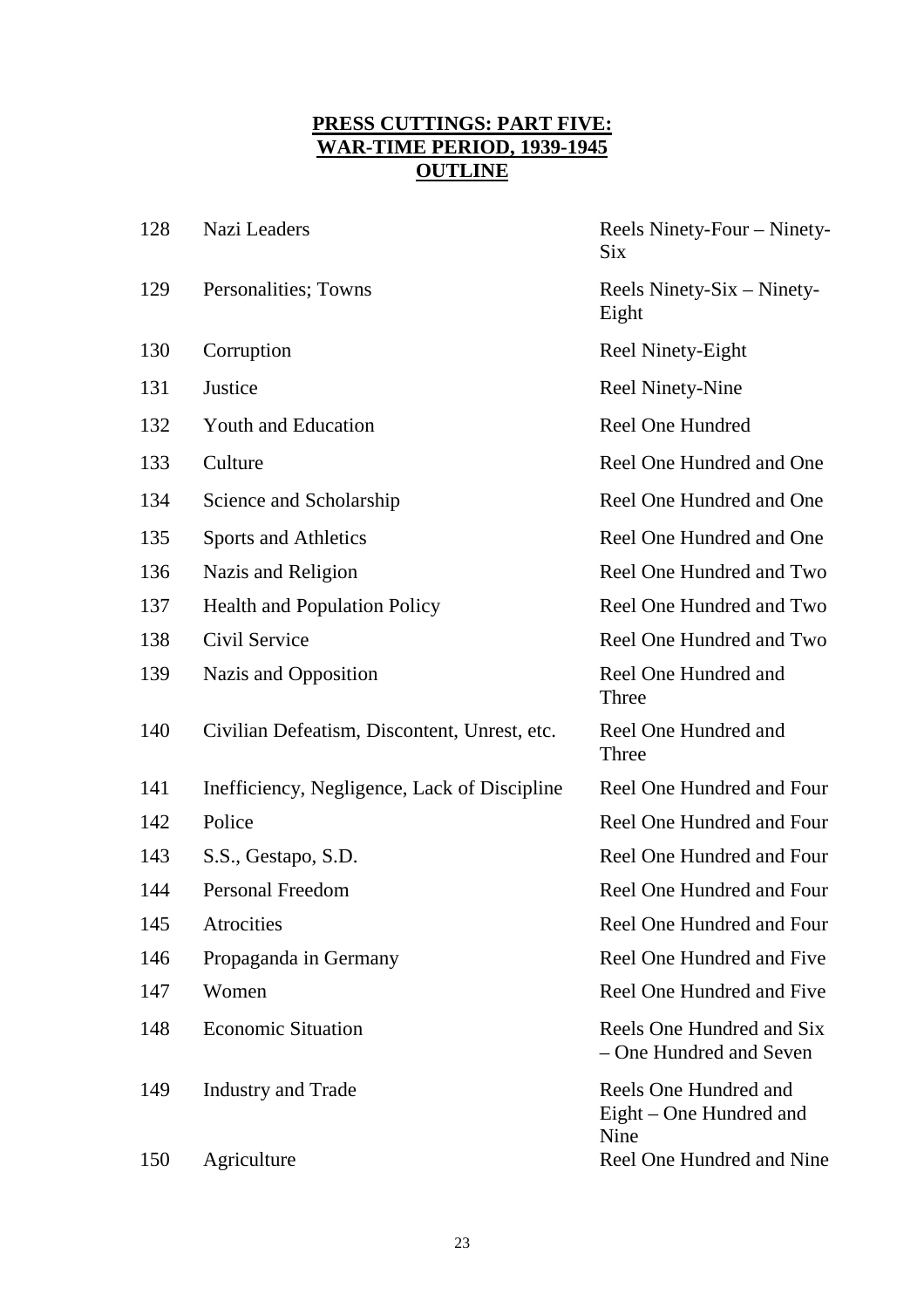**PRESS CUTTINGS: PART FIVE: WAR-TIME PERIOD, 1939-1945 OUTLINE**

| | | |
|---|---|---|
| 128 | Nazi Leaders | Reels Ninety-Four – Ninety-Six |
| 129 | Personalities; Towns | Reels Ninety-Six – Ninety-Eight |
| 130 | Corruption | Reel Ninety-Eight |
| 131 | Justice | Reel Ninety-Nine |
| 132 | Youth and Education | Reel One Hundred |
| 133 | Culture | Reel One Hundred and One |
| 134 | Science and Scholarship | Reel One Hundred and One |
| 135 | Sports and Athletics | Reel One Hundred and One |
| 136 | Nazis and Religion | Reel One Hundred and Two |
| 137 | Health and Population Policy | Reel One Hundred and Two |
| 138 | Civil Service | Reel One Hundred and Two |
| 139 | Nazis and Opposition | Reel One Hundred and Three |
| 140 | Civilian Defeatism, Discontent, Unrest, etc. | Reel One Hundred and Three |
| 141 | Inefficiency, Negligence, Lack of Discipline | Reel One Hundred and Four |
| 142 | Police | Reel One Hundred and Four |
| 143 | S.S., Gestapo, S.D. | Reel One Hundred and Four |
| 144 | Personal Freedom | Reel One Hundred and Four |
| 145 | Atrocities | Reel One Hundred and Four |
| 146 | Propaganda in Germany | Reel One Hundred and Five |
| 147 | Women | Reel One Hundred and Five |
| 148 | Economic Situation | Reels One Hundred and Six – One Hundred and Seven |
| 149 | Industry and Trade | Reels One Hundred and Eight – One Hundred and Nine |
| 150 | Agriculture | Reel One Hundred and Nine |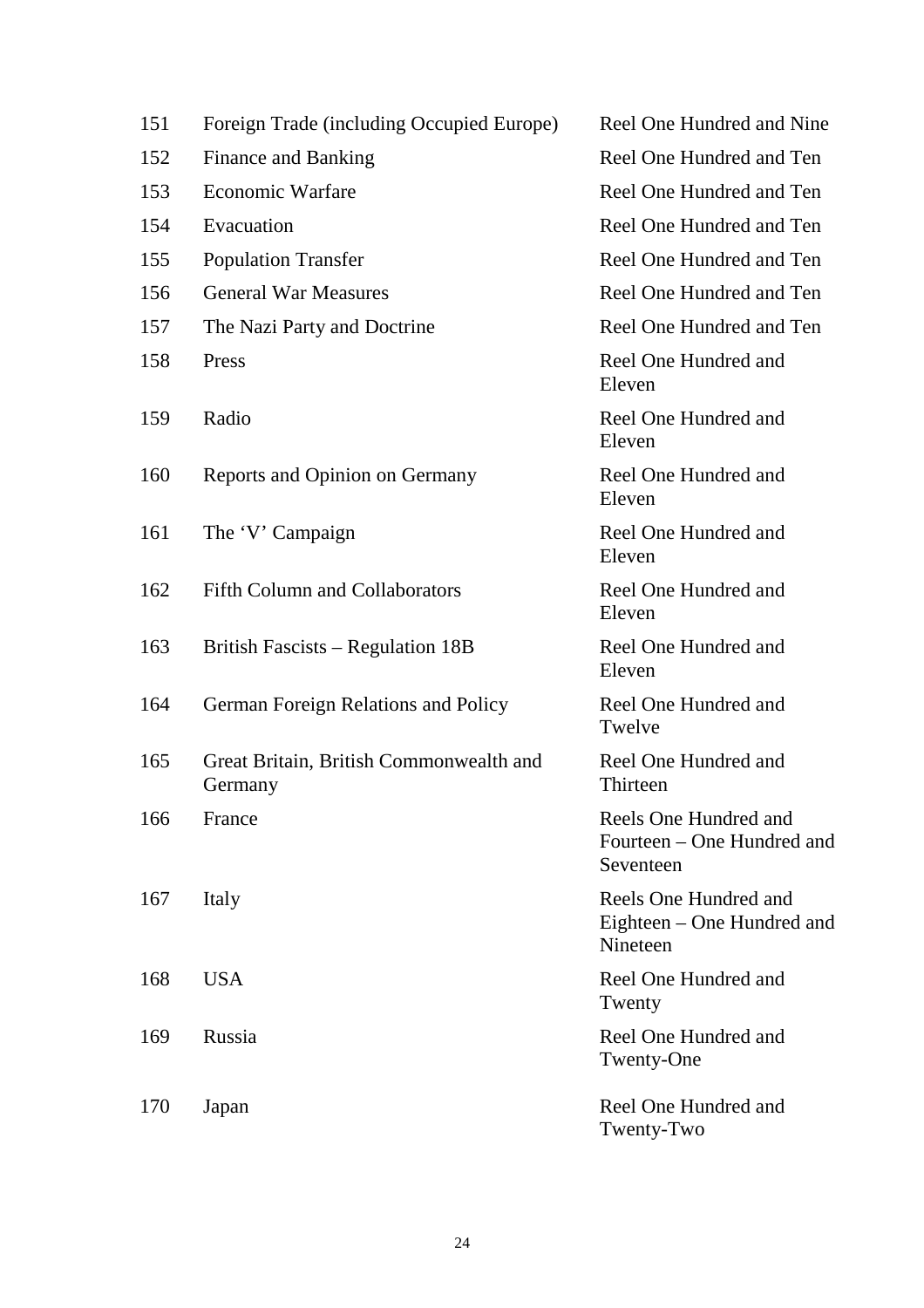| | | |
|---|---|---|
| 151 | Foreign Trade (including Occupied Europe) | Reel One Hundred and Nine |
| 152 | Finance and Banking | Reel One Hundred and Ten |
| 153 | Economic Warfare | Reel One Hundred and Ten |
| 154 | Evacuation | Reel One Hundred and Ten |
| 155 | Population Transfer | Reel One Hundred and Ten |
| 156 | General War Measures | Reel One Hundred and Ten |
| 157 | The Nazi Party and Doctrine | Reel One Hundred and Ten |
| 158 | Press | Reel One Hundred and Eleven |
| 159 | Radio | Reel One Hundred and Eleven |
| 160 | Reports and Opinion on Germany | Reel One Hundred and Eleven |
| 161 | The 'V' Campaign | Reel One Hundred and Eleven |
| 162 | Fifth Column and Collaborators | Reel One Hundred and Eleven |
| 163 | British Fascists – Regulation 18B | Reel One Hundred and Eleven |
| 164 | German Foreign Relations and Policy | Reel One Hundred and Twelve |
| 165 | Great Britain, British Commonwealth and Germany | Reel One Hundred and Thirteen |
| 166 | France | Reels One Hundred and Fourteen – One Hundred and Seventeen |
| 167 | Italy | Reels One Hundred and Eighteen – One Hundred and Nineteen |
| 168 | USA | Reel One Hundred and Twenty |
| 169 | Russia | Reel One Hundred and Twenty-One |
| 170 | Japan | Reel One Hundred and Twenty-Two |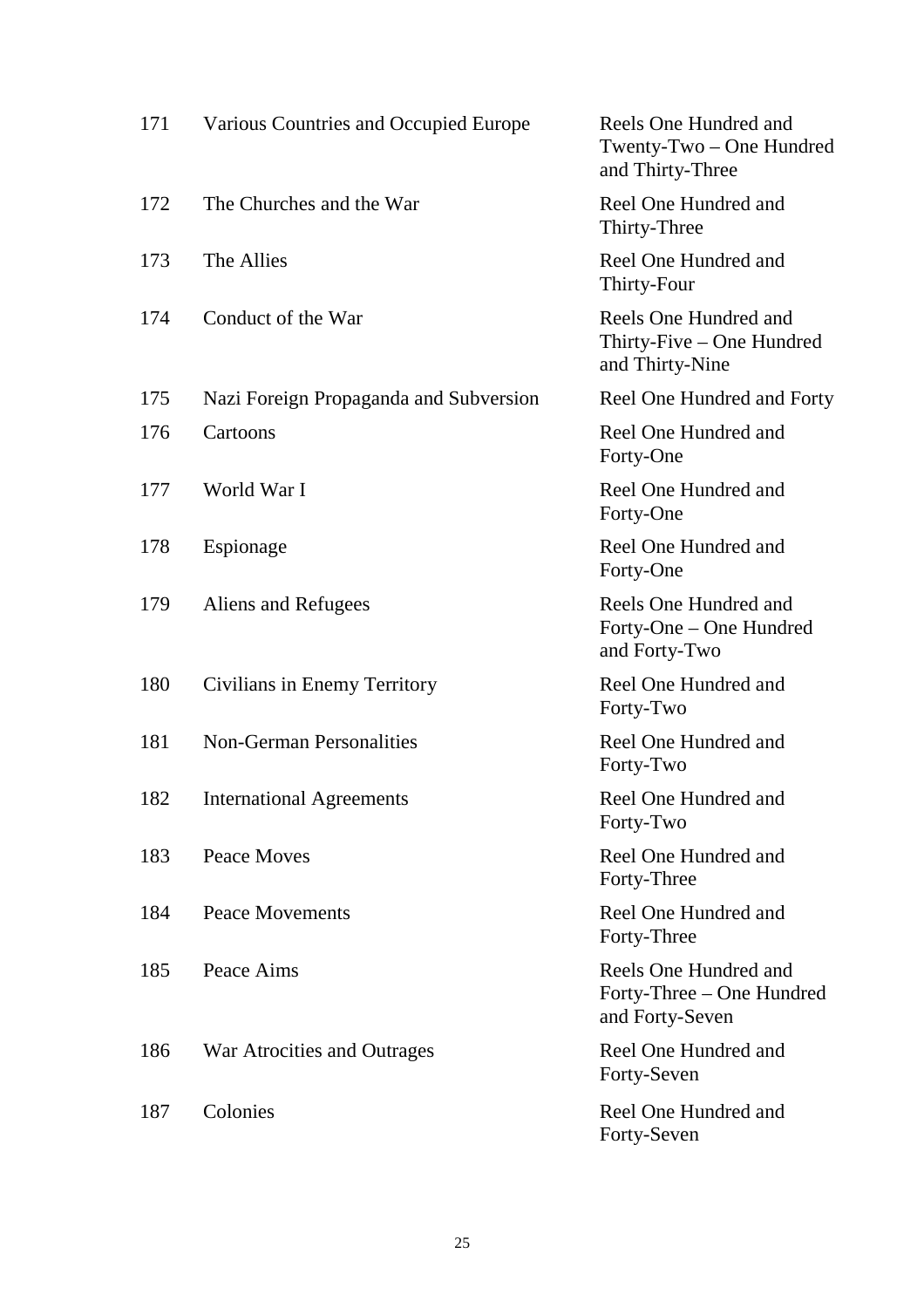| | | |
|---|---|---|
| 171 | Various Countries and Occupied Europe | Reels One Hundred and Twenty-Two – One Hundred and Thirty-Three |
| 172 | The Churches and the War | Reel One Hundred and Thirty-Three |
| 173 | The Allies | Reel One Hundred and Thirty-Four |
| 174 | Conduct of the War | Reels One Hundred and Thirty-Five – One Hundred and Thirty-Nine |
| 175 | Nazi Foreign Propaganda and Subversion | Reel One Hundred and Forty |
| 176 | Cartoons | Reel One Hundred and Forty-One |
| 177 | World War I | Reel One Hundred and Forty-One |
| 178 | Espionage | Reel One Hundred and Forty-One |
| 179 | Aliens and Refugees | Reels One Hundred and Forty-One – One Hundred and Forty-Two |
| 180 | Civilians in Enemy Territory | Reel One Hundred and Forty-Two |
| 181 | Non-German Personalities | Reel One Hundred and Forty-Two |
| 182 | International Agreements | Reel One Hundred and Forty-Two |
| 183 | Peace Moves | Reel One Hundred and Forty-Three |
| 184 | Peace Movements | Reel One Hundred and Forty-Three |
| 185 | Peace Aims | Reels One Hundred and Forty-Three – One Hundred and Forty-Seven |
| 186 | War Atrocities and Outrages | Reel One Hundred and Forty-Seven |
| 187 | Colonies | Reel One Hundred and Forty-Seven |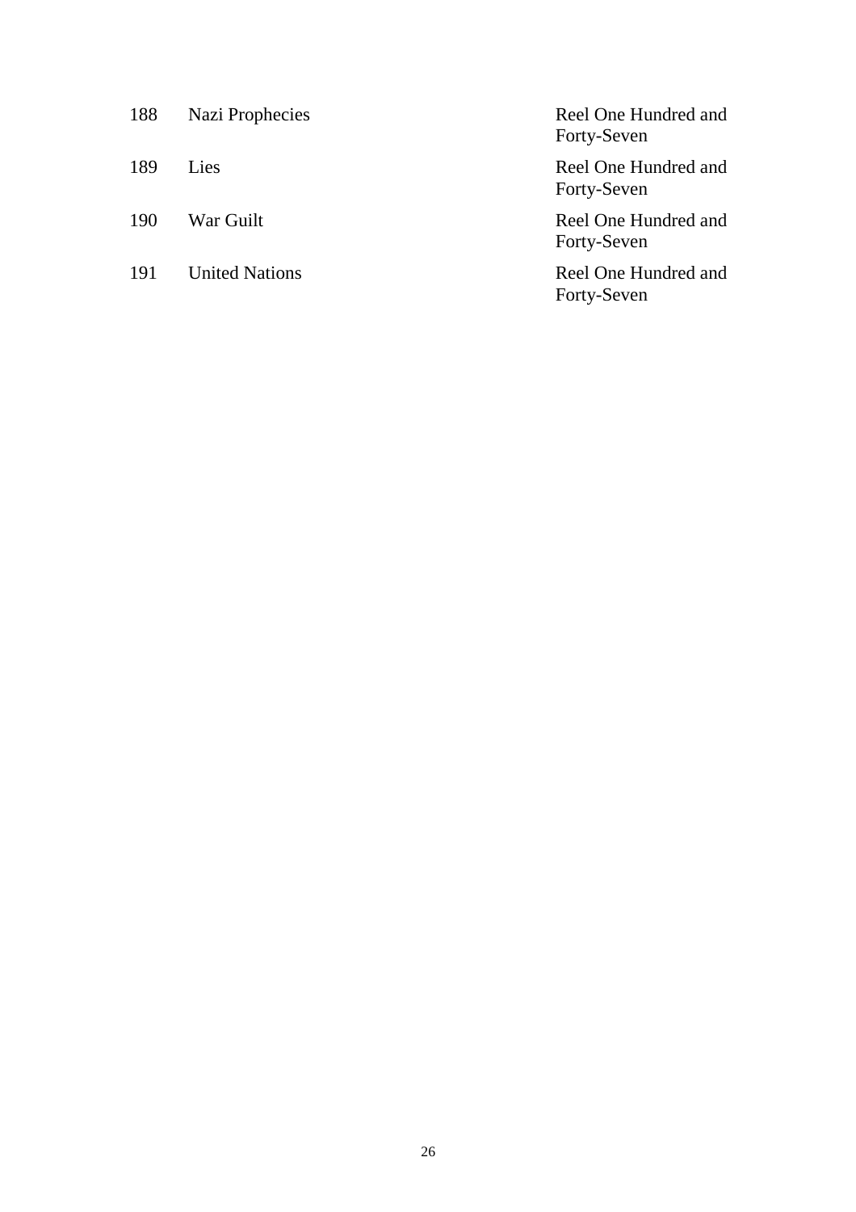| | | |
|---|---|---|
| 188 | Nazi Prophecies | Reel One Hundred and Forty-Seven |
| 189 | Lies | Reel One Hundred and Forty-Seven |
| 190 | War Guilt | Reel One Hundred and Forty-Seven |
| 191 | United Nations | Reel One Hundred and Forty-Seven |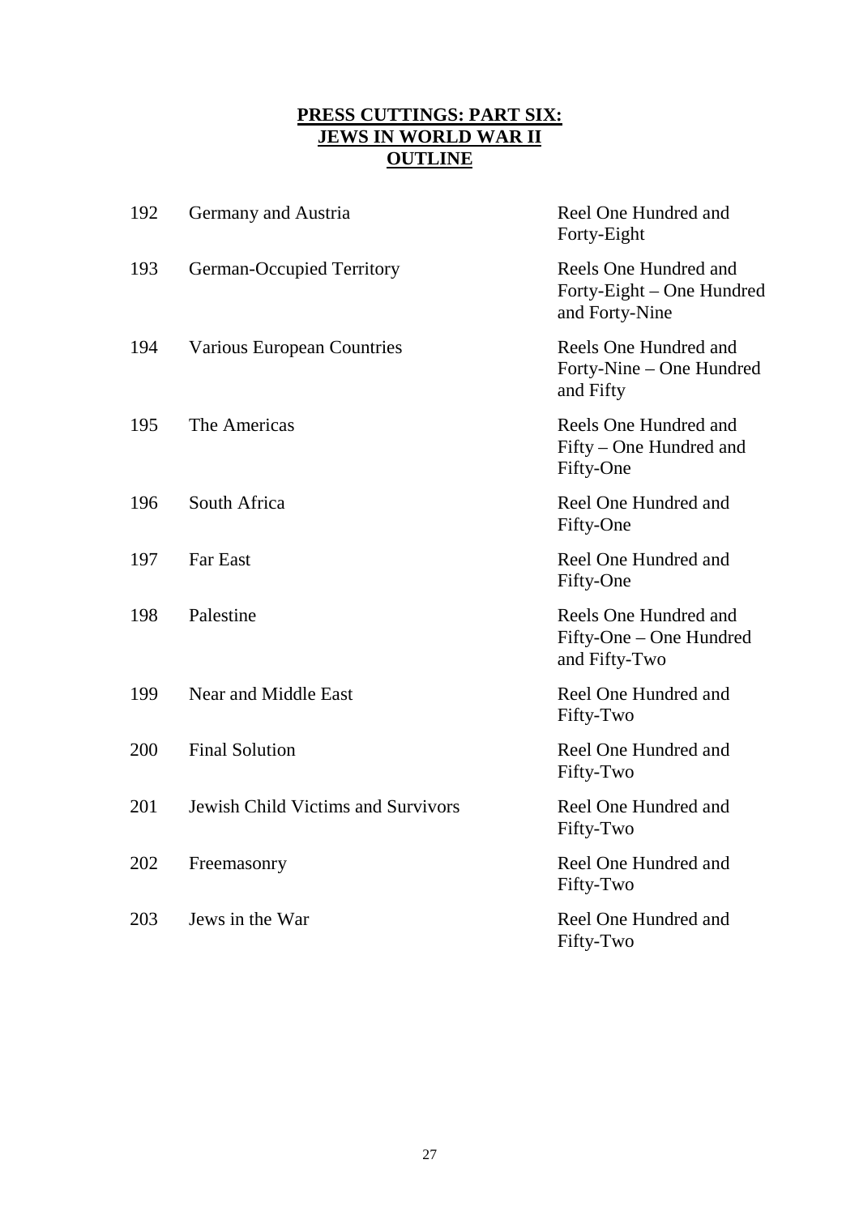## PRESS CUTTINGS: PART SIX: JEWS IN WORLD WAR II OUTLINE

| | | |
|---|---|---|
| 192 | Germany and Austria | Reel One Hundred and Forty-Eight |
| 193 | German-Occupied Territory | Reels One Hundred and Forty-Eight – One Hundred and Forty-Nine |
| 194 | Various European Countries | Reels One Hundred and Forty-Nine – One Hundred and Fifty |
| 195 | The Americas | Reels One Hundred and Fifty – One Hundred and Fifty-One |
| 196 | South Africa | Reel One Hundred and Fifty-One |
| 197 | Far East | Reel One Hundred and Fifty-One |
| 198 | Palestine | Reels One Hundred and Fifty-One – One Hundred and Fifty-Two |
| 199 | Near and Middle East | Reel One Hundred and Fifty-Two |
| 200 | Final Solution | Reel One Hundred and Fifty-Two |
| 201 | Jewish Child Victims and Survivors | Reel One Hundred and Fifty-Two |
| 202 | Freemasonry | Reel One Hundred and Fifty-Two |
| 203 | Jews in the War | Reel One Hundred and Fifty-Two |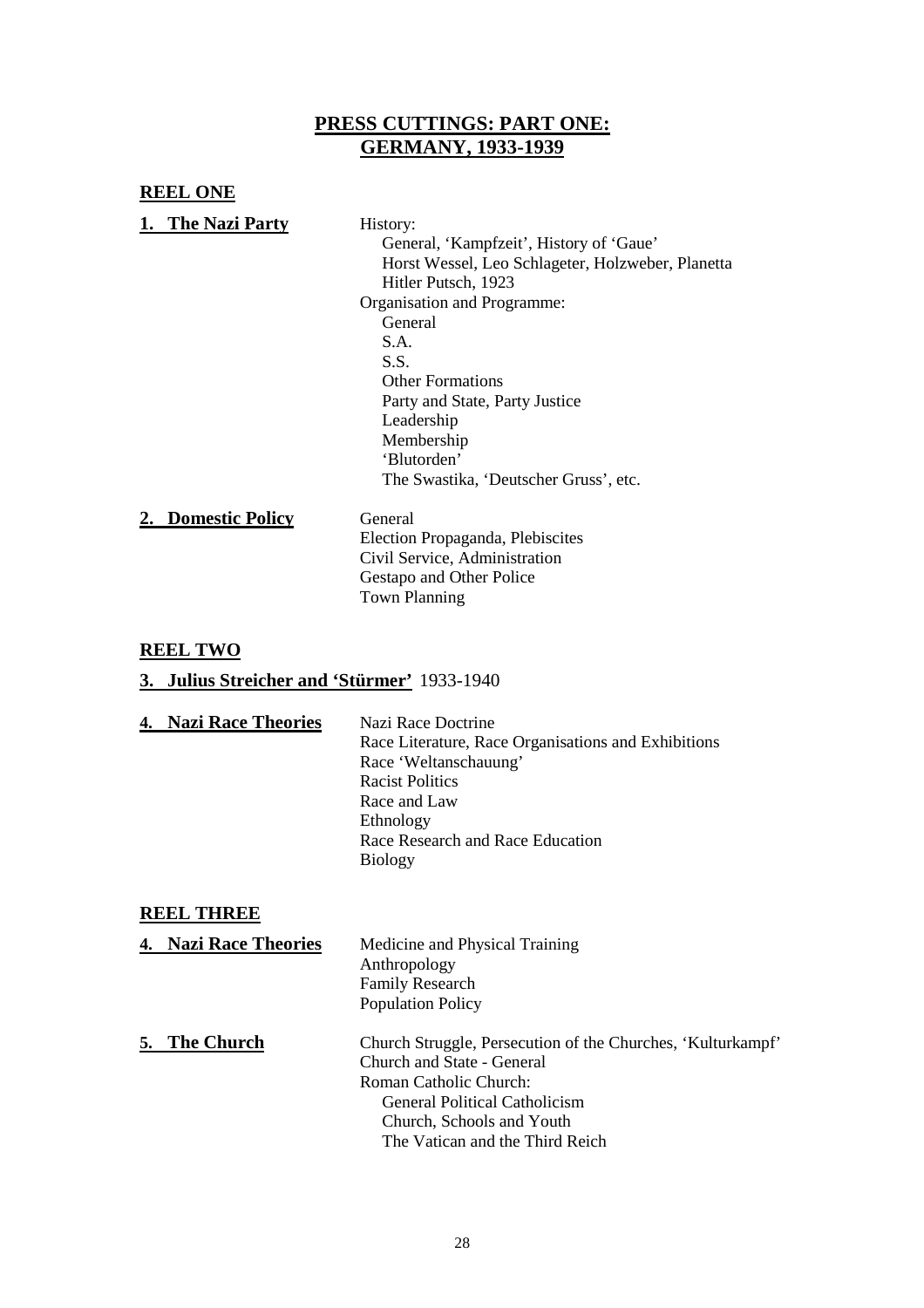# PRESS CUTTINGS: PART ONE: GERMANY, 1933-1939

## REEL ONE

**1. The Nazi Party**

- History:
  - General, 'Kampfzeit', History of 'Gaue'
  - Horst Wessel, Leo Schlageter, Holzweber, Planetta
  - Hitler Putsch, 1923
- Organisation and Programme:
  - General
  - S.A.
  - S.S.
  - Other Formations
  - Party and State, Party Justice
  - Leadership
  - Membership
  - 'Blutorden'
  - The Swastika, 'Deutscher Gruss', etc.

**2. Domestic Policy**

- General
- Election Propaganda, Plebiscites
- Civil Service, Administration
- Gestapo and Other Police
- Town Planning

## REEL TWO

**3. Julius Streicher and 'Stürmer'** 1933-1940

**4. Nazi Race Theories**

- Nazi Race Doctrine
- Race Literature, Race Organisations and Exhibitions
- Race 'Weltanschauung'
- Racist Politics
- Race and Law
- Ethnology
- Race Research and Race Education
- Biology

## REEL THREE

**4. Nazi Race Theories**

- Medicine and Physical Training
- Anthropology
- Family Research
- Population Policy

**5. The Church**

- Church Struggle, Persecution of the Churches, 'Kulturkampf'
- Church and State - General
- Roman Catholic Church:
  - General Political Catholicism
  - Church, Schools and Youth
  - The Vatican and the Third Reich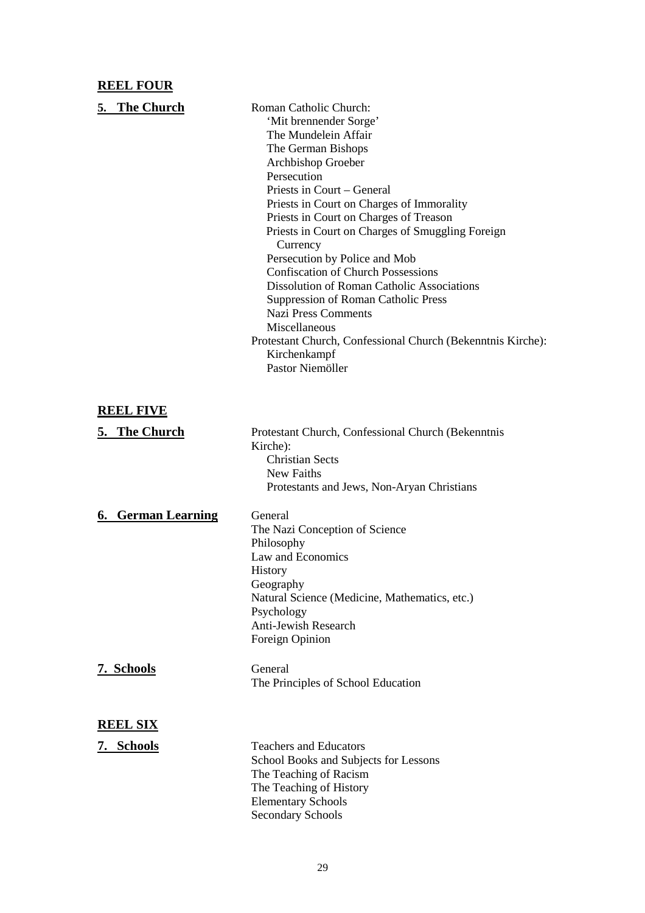## REEL FOUR

**5. The Church**

Roman Catholic Church:
- 'Mit brennender Sorge'
- The Mundelein Affair
- The German Bishops
- Archbishop Groeber
- Persecution
- Priests in Court – General
- Priests in Court on Charges of Immorality
- Priests in Court on Charges of Treason
- Priests in Court on Charges of Smuggling Foreign Currency
- Persecution by Police and Mob
- Confiscation of Church Possessions
- Dissolution of Roman Catholic Associations
- Suppression of Roman Catholic Press
- Nazi Press Comments
- Miscellaneous

Protestant Church, Confessional Church (Bekenntnis Kirche):
- Kirchenkampf
- Pastor Niemöller

## REEL FIVE

**5. The Church**

Protestant Church, Confessional Church (Bekenntnis Kirche):
- Christian Sects
- New Faiths
- Protestants and Jews, Non-Aryan Christians

**6. German Learning**

- General
- The Nazi Conception of Science
- Philosophy
- Law and Economics
- History
- Geography
- Natural Science (Medicine, Mathematics, etc.)
- Psychology
- Anti-Jewish Research
- Foreign Opinion

**7. Schools**

- General
- The Principles of School Education

## REEL SIX

**7. Schools**

- Teachers and Educators
- School Books and Subjects for Lessons
- The Teaching of Racism
- The Teaching of History
- Elementary Schools
- Secondary Schools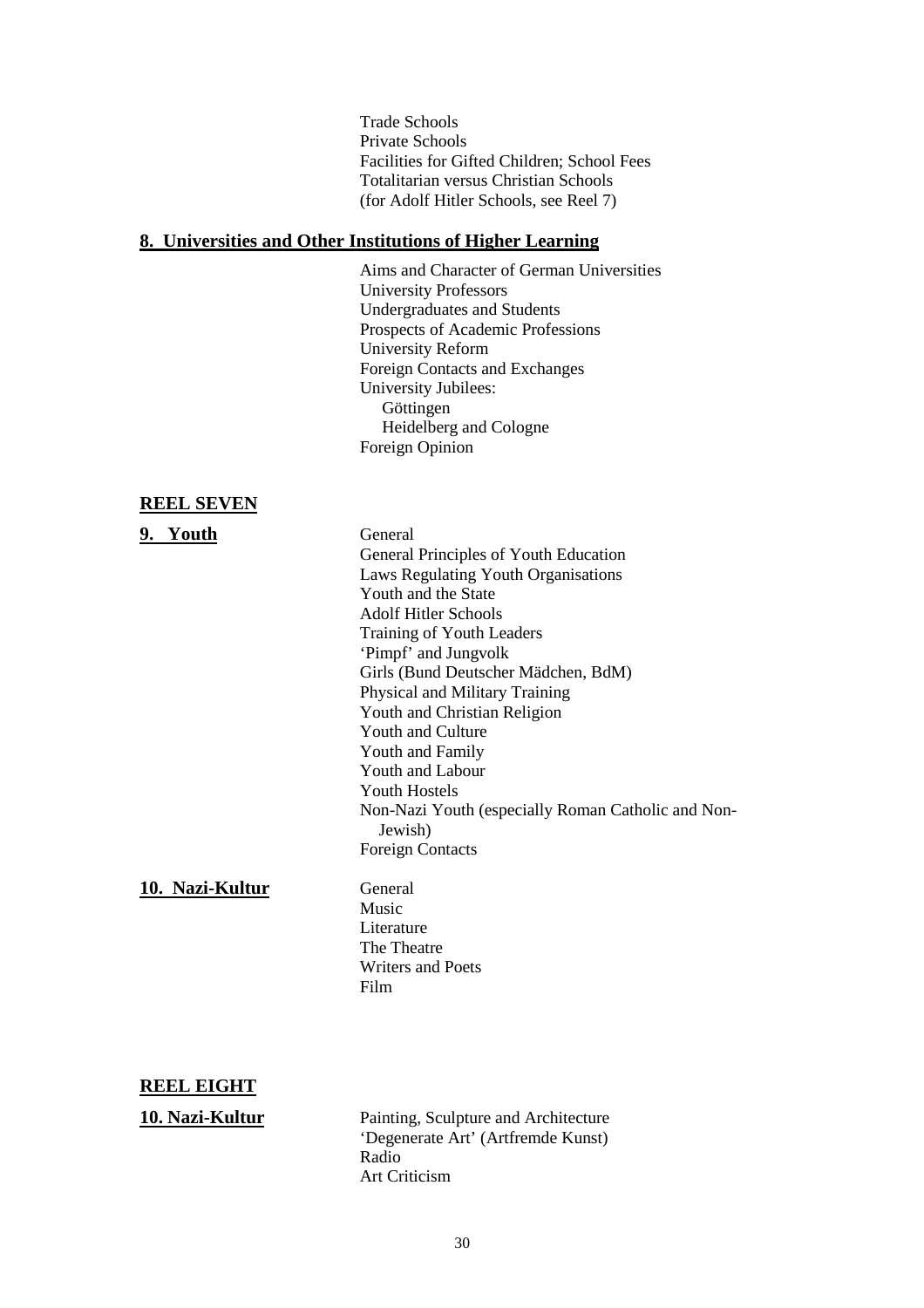Trade Schools
Private Schools
Facilities for Gifted Children; School Fees
Totalitarian versus Christian Schools
(for Adolf Hitler Schools, see Reel 7)

## 8. Universities and Other Institutions of Higher Learning

Aims and Character of German Universities
University Professors
Undergraduates and Students
Prospects of Academic Professions
University Reform
Foreign Contacts and Exchanges
University Jubilees:
- Göttingen
- Heidelberg and Cologne

Foreign Opinion

## REEL SEVEN

### 9. Youth

General
General Principles of Youth Education
Laws Regulating Youth Organisations
Youth and the State
Adolf Hitler Schools
Training of Youth Leaders
'Pimpf' and Jungvolk
Girls (Bund Deutscher Mädchen, BdM)
Physical and Military Training
Youth and Christian Religion
Youth and Culture
Youth and Family
Youth and Labour
Youth Hostels
Non-Nazi Youth (especially Roman Catholic and Non-Jewish)
Foreign Contacts

### 10. Nazi-Kultur

General
Music
Literature
The Theatre
Writers and Poets
Film

## REEL EIGHT

### 10. Nazi-Kultur

Painting, Sculpture and Architecture
'Degenerate Art' (Artfremde Kunst)
Radio
Art Criticism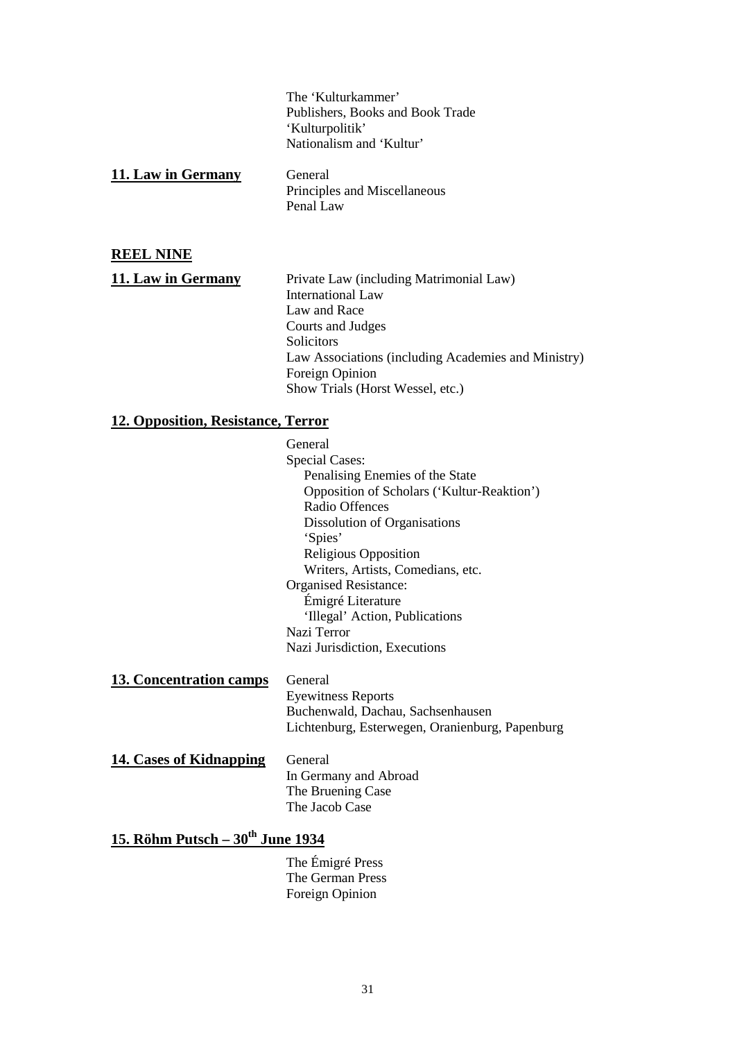The 'Kulturkammer'
Publishers, Books and Book Trade
'Kulturpolitik'
Nationalism and 'Kultur'

**11. Law in Germany**

General
Principles and Miscellaneous
Penal Law

## REEL NINE

**11. Law in Germany**

Private Law (including Matrimonial Law)
International Law
Law and Race
Courts and Judges
Solicitors
Law Associations (including Academies and Ministry)
Foreign Opinion
Show Trials (Horst Wessel, etc.)

**12. Opposition, Resistance, Terror**

General
Special Cases:
- Penalising Enemies of the State
- Opposition of Scholars ('Kultur-Reaktion')
- Radio Offences
- Dissolution of Organisations
- 'Spies'
- Religious Opposition
- Writers, Artists, Comedians, etc.

Organised Resistance:
- Émigré Literature
- 'Illegal' Action, Publications

Nazi Terror
Nazi Jurisdiction, Executions

**13. Concentration camps**

General
Eyewitness Reports
Buchenwald, Dachau, Sachsenhausen
Lichtenburg, Esterwegen, Oranienburg, Papenburg

**14. Cases of Kidnapping**

General
In Germany and Abroad
The Bruening Case
The Jacob Case

**15. Röhm Putsch – 30th June 1934**

The Émigré Press
The German Press
Foreign Opinion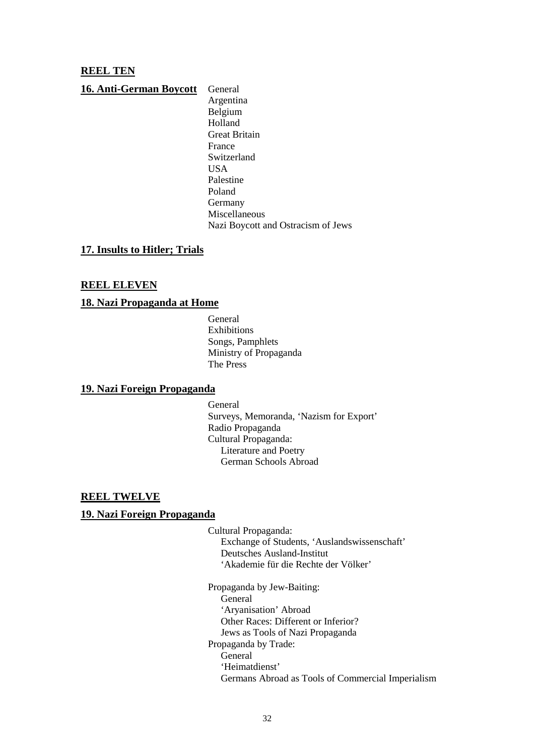**REEL TEN**

**16. Anti-German Boycott**

- General
- Argentina
- Belgium
- Holland
- Great Britain
- France
- Switzerland
- USA
- Palestine
- Poland
- Germany
- Miscellaneous
- Nazi Boycott and Ostracism of Jews

**17. Insults to Hitler; Trials**

**REEL ELEVEN**

**18. Nazi Propaganda at Home**

- General
- Exhibitions
- Songs, Pamphlets
- Ministry of Propaganda
- The Press

**19. Nazi Foreign Propaganda**

- General
- Surveys, Memoranda, 'Nazism for Export'
- Radio Propaganda
- Cultural Propaganda:
  - Literature and Poetry
  - German Schools Abroad

**REEL TWELVE**

**19. Nazi Foreign Propaganda**

- Cultural Propaganda:
  - Exchange of Students, 'Auslandswissenschaft'
  - Deutsches Ausland-Institut
  - 'Akademie für die Rechte der Völker'

- Propaganda by Jew-Baiting:
  - General
  - 'Aryanisation' Abroad
  - Other Races: Different or Inferior?
  - Jews as Tools of Nazi Propaganda
- Propaganda by Trade:
  - General
  - 'Heimatdienst'
  - Germans Abroad as Tools of Commercial Imperialism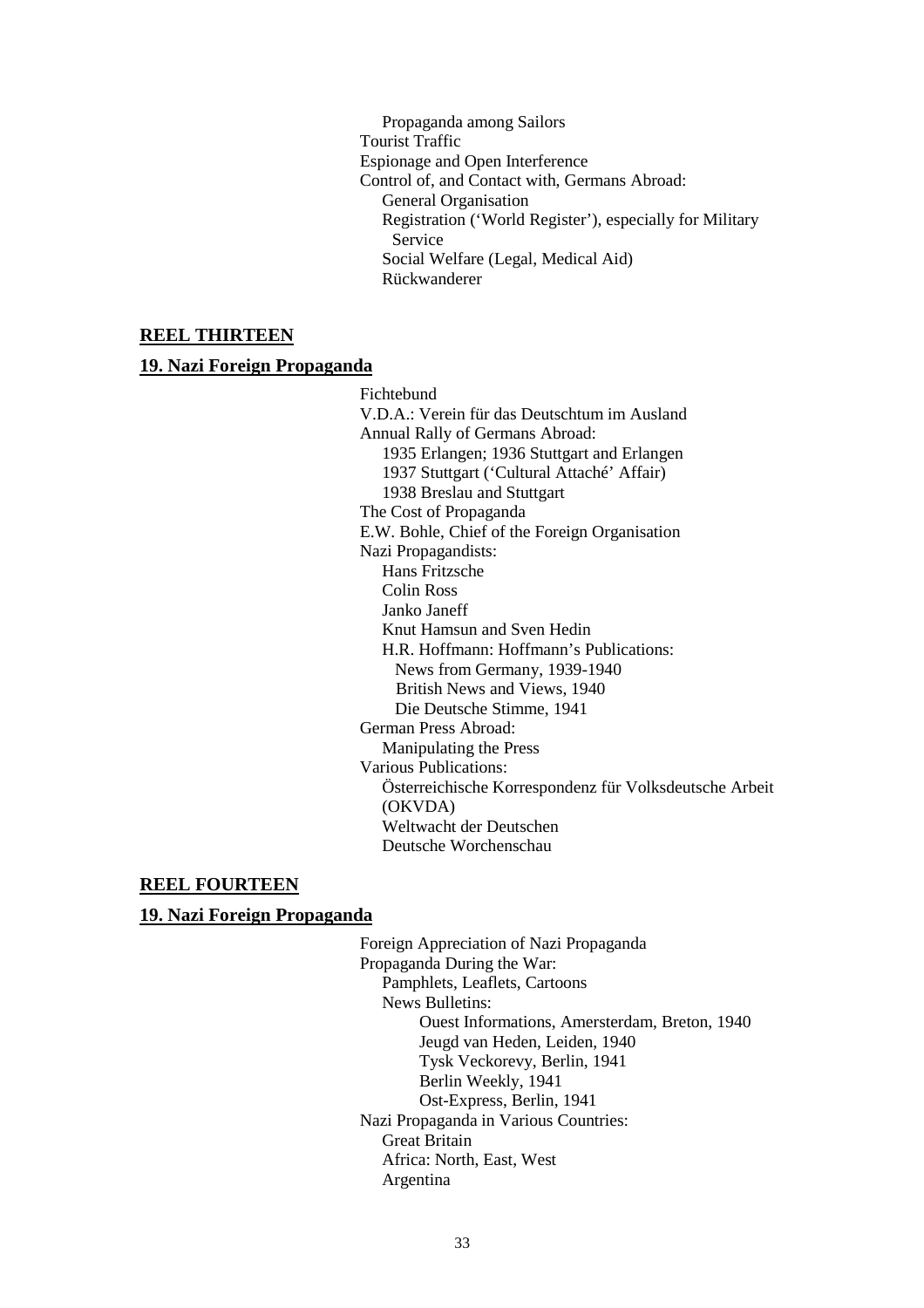- Propaganda among Sailors
- Tourist Traffic
- Espionage and Open Interference
- Control of, and Contact with, Germans Abroad:
  - General Organisation
  - Registration ('World Register'), especially for Military Service
  - Social Welfare (Legal, Medical Aid)
  - Rückwanderer

## REEL THIRTEEN

### 19. Nazi Foreign Propaganda

- Fichtebund
- V.D.A.: Verein für das Deutschtum im Ausland
- Annual Rally of Germans Abroad:
  - 1935 Erlangen; 1936 Stuttgart and Erlangen
  - 1937 Stuttgart ('Cultural Attaché' Affair)
  - 1938 Breslau and Stuttgart
- The Cost of Propaganda
- E.W. Bohle, Chief of the Foreign Organisation
- Nazi Propagandists:
  - Hans Fritzsche
  - Colin Ross
  - Janko Janeff
  - Knut Hamsun and Sven Hedin
  - H.R. Hoffmann: Hoffmann's Publications:
    - News from Germany, 1939-1940
    - British News and Views, 1940
    - Die Deutsche Stimme, 1941
- German Press Abroad:
  - Manipulating the Press
- Various Publications:
  - Österreichische Korrespondenz für Volksdeutsche Arbeit (OKVDA)
  - Weltwacht der Deutschen
  - Deutsche Worchenschau

## REEL FOURTEEN

### 19. Nazi Foreign Propaganda

- Foreign Appreciation of Nazi Propaganda
- Propaganda During the War:
  - Pamphlets, Leaflets, Cartoons
  - News Bulletins:
    - Ouest Informations, Amersterdam, Breton, 1940
    - Jeugd van Heden, Leiden, 1940
    - Tysk Veckorevy, Berlin, 1941
    - Berlin Weekly, 1941
    - Ost-Express, Berlin, 1941
- Nazi Propaganda in Various Countries:
  - Great Britain
  - Africa: North, East, West
  - Argentina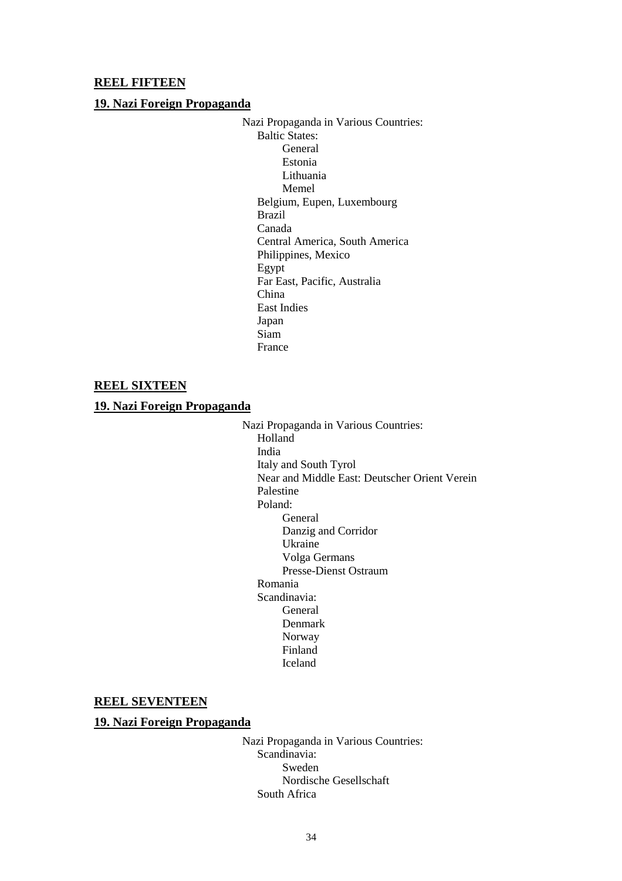**REEL FIFTEEN**

**19. Nazi Foreign Propaganda**

- Nazi Propaganda in Various Countries:
  - Baltic States:
    - General
    - Estonia
    - Lithuania
    - Memel
  - Belgium, Eupen, Luxembourg
  - Brazil
  - Canada
  - Central America, South America
  - Philippines, Mexico
  - Egypt
  - Far East, Pacific, Australia
  - China
  - East Indies
  - Japan
  - Siam
  - France

**REEL SIXTEEN**

**19. Nazi Foreign Propaganda**

- Nazi Propaganda in Various Countries:
  - Holland
  - India
  - Italy and South Tyrol
  - Near and Middle East: Deutscher Orient Verein
  - Palestine
  - Poland:
    - General
    - Danzig and Corridor
    - Ukraine
    - Volga Germans
    - Presse-Dienst Ostraum
  - Romania
  - Scandinavia:
    - General
    - Denmark
    - Norway
    - Finland
    - Iceland

**REEL SEVENTEEN**

**19. Nazi Foreign Propaganda**

- Nazi Propaganda in Various Countries:
  - Scandinavia:
    - Sweden
    - Nordische Gesellschaft
  - South Africa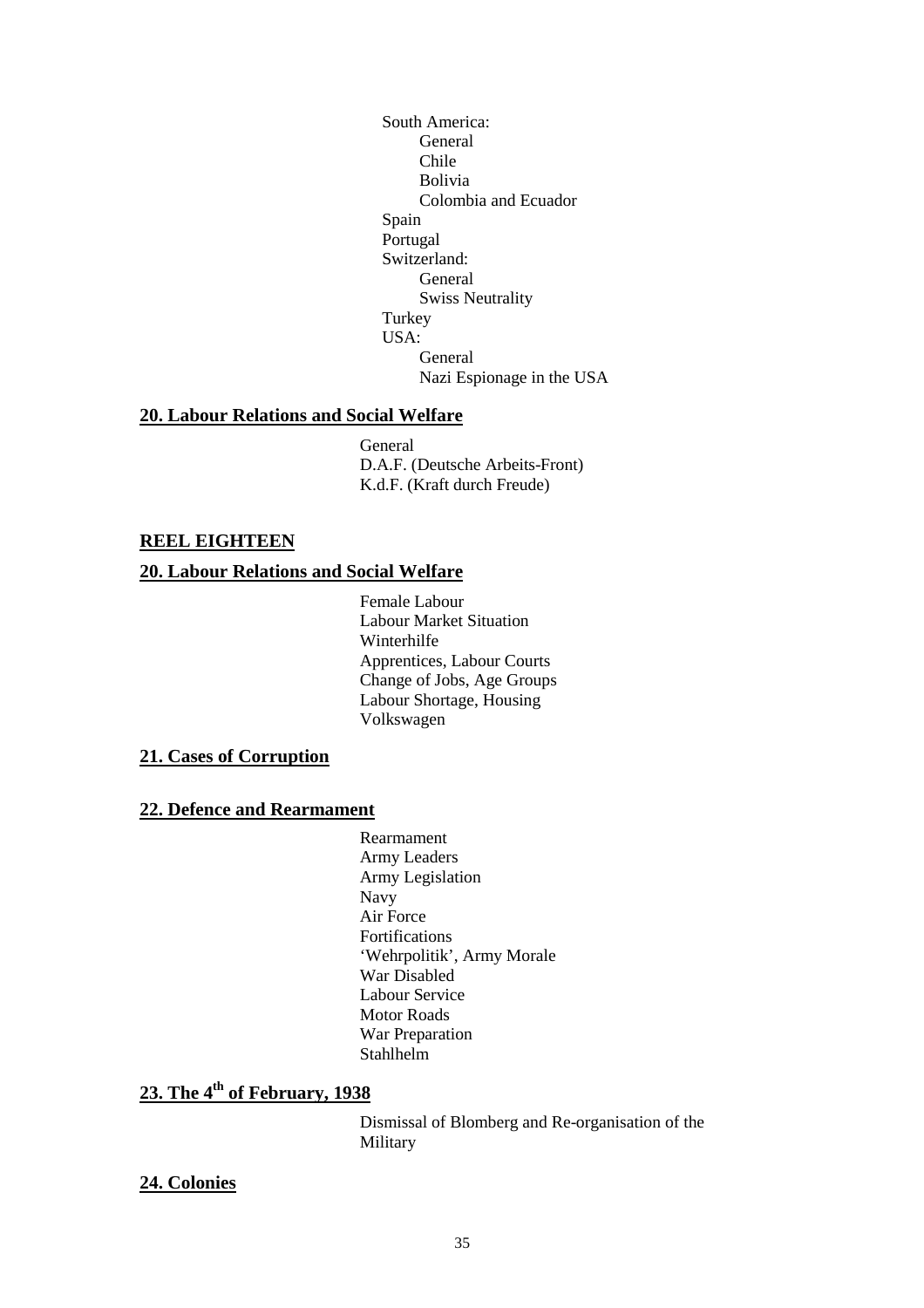- South America:
  - General
  - Chile
  - Bolivia
  - Colombia and Ecuador
- Spain
- Portugal
- Switzerland:
  - General
  - Swiss Neutrality
- Turkey
- USA:
  - General
  - Nazi Espionage in the USA

## 20. Labour Relations and Social Welfare

- General
- D.A.F. (Deutsche Arbeits-Front)
- K.d.F. (Kraft durch Freude)

## REEL EIGHTEEN

## 20. Labour Relations and Social Welfare

- Female Labour
- Labour Market Situation
- Winterhilfe
- Apprentices, Labour Courts
- Change of Jobs, Age Groups
- Labour Shortage, Housing
- Volkswagen

## 21. Cases of Corruption

## 22. Defence and Rearmament

- Rearmament
- Army Leaders
- Army Legislation
- Navy
- Air Force
- Fortifications
- 'Wehrpolitik', Army Morale
- War Disabled
- Labour Service
- Motor Roads
- War Preparation
- Stahlhelm

## 23. The 4th of February, 1938

Dismissal of Blomberg and Re-organisation of the Military

## 24. Colonies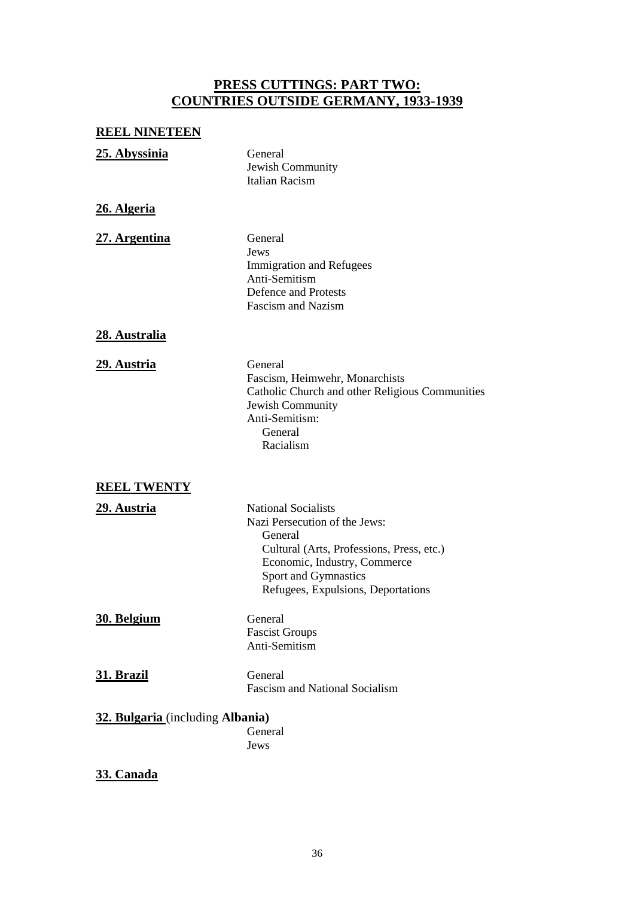## PRESS CUTTINGS: PART TWO: COUNTRIES OUTSIDE GERMANY, 1933-1939

### REEL NINETEEN

**25. Abyssinia**
- General
- Jewish Community
- Italian Racism

**26. Algeria**

**27. Argentina**
- General
- Jews
- Immigration and Refugees
- Anti-Semitism
- Defence and Protests
- Fascism and Nazism

**28. Australia**

**29. Austria**
- General
- Fascism, Heimwehr, Monarchists
- Catholic Church and other Religious Communities
- Jewish Community
- Anti-Semitism:
  - General
  - Racialism

### REEL TWENTY

**29. Austria**
- National Socialists
- Nazi Persecution of the Jews:
  - General
  - Cultural (Arts, Professions, Press, etc.)
  - Economic, Industry, Commerce
  - Sport and Gymnastics
  - Refugees, Expulsions, Deportations

**30. Belgium**
- General
- Fascist Groups
- Anti-Semitism

**31. Brazil**
- General
- Fascism and National Socialism

**32. Bulgaria** (including **Albania)**
- General
- Jews

**33. Canada**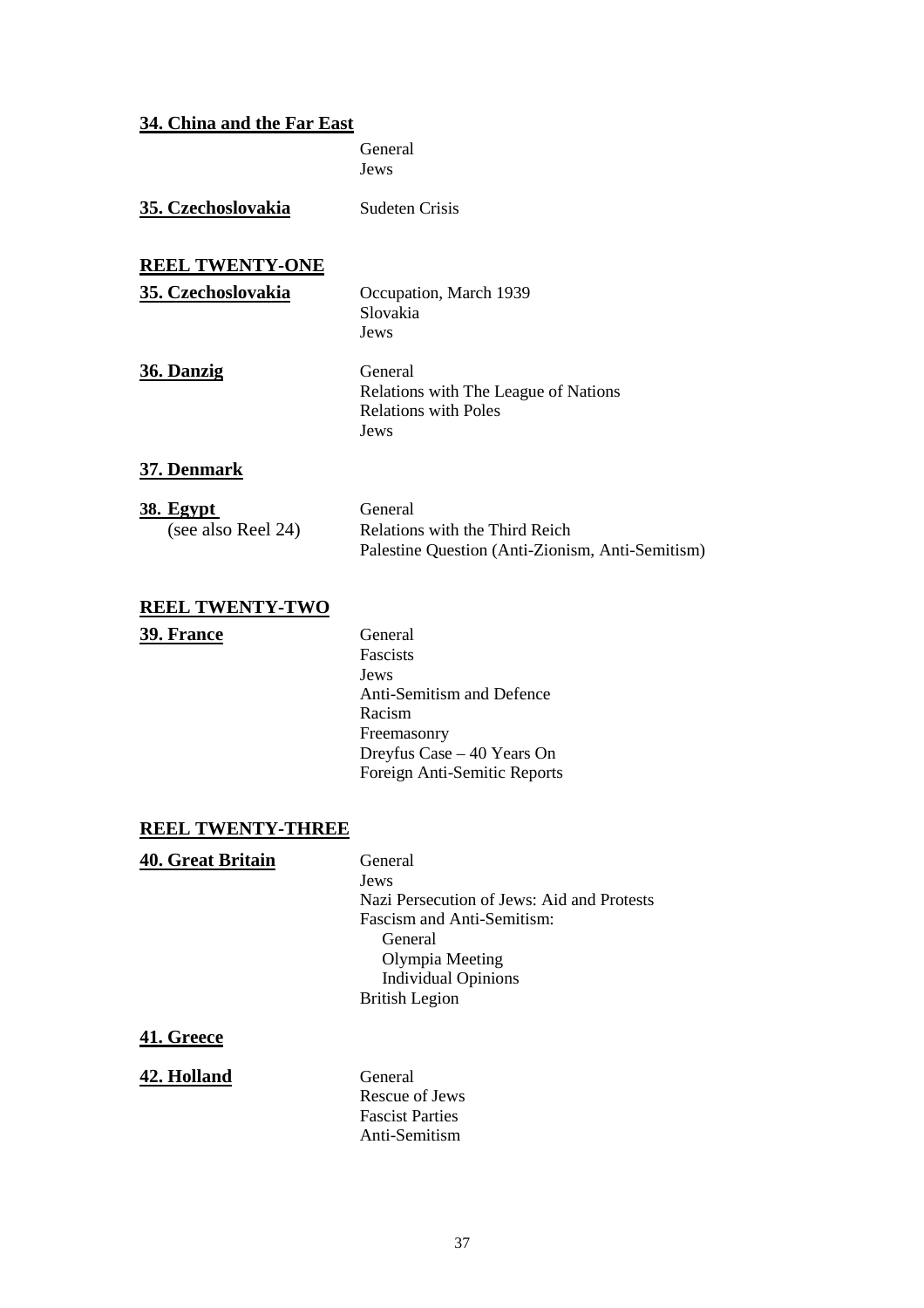**34. China and the Far East**

General
Jews

**35. Czechoslovakia** Sudeten Crisis

## REEL TWENTY-ONE

**35. Czechoslovakia**

Occupation, March 1939
Slovakia
Jews

**36. Danzig**

General
Relations with The League of Nations
Relations with Poles
Jews

**37. Denmark**

**38. Egypt** (see also Reel 24)

General
Relations with the Third Reich
Palestine Question (Anti-Zionism, Anti-Semitism)

## REEL TWENTY-TWO

**39. France**

General
Fascists
Jews
Anti-Semitism and Defence
Racism
Freemasonry
Dreyfus Case – 40 Years On
Foreign Anti-Semitic Reports

## REEL TWENTY-THREE

**40. Great Britain**

General
Jews
Nazi Persecution of Jews: Aid and Protests
Fascism and Anti-Semitism:
- General
- Olympia Meeting
- Individual Opinions

British Legion

**41. Greece**

**42. Holland**

General
Rescue of Jews
Fascist Parties
Anti-Semitism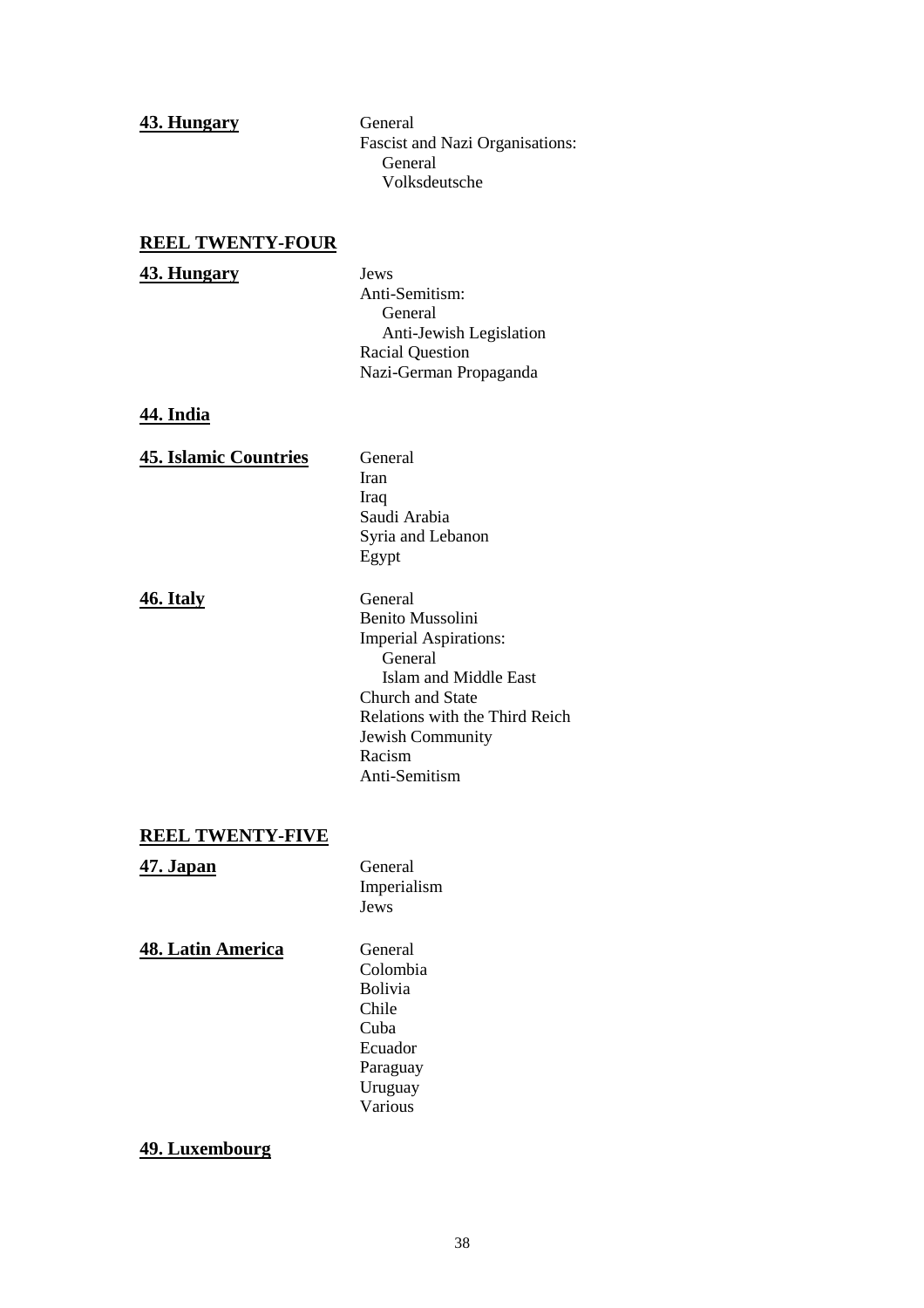**43. Hungary**

- General
- Fascist and Nazi Organisations:
  - General
  - Volksdeutsche

## REEL TWENTY-FOUR

**43. Hungary**

- Jews
- Anti-Semitism:
  - General
  - Anti-Jewish Legislation
- Racial Question
- Nazi-German Propaganda

**44. India**

**45. Islamic Countries**

- General
- Iran
- Iraq
- Saudi Arabia
- Syria and Lebanon
- Egypt

**46. Italy**

- General
- Benito Mussolini
- Imperial Aspirations:
  - General
  - Islam and Middle East
- Church and State
- Relations with the Third Reich
- Jewish Community
- Racism
- Anti-Semitism

## REEL TWENTY-FIVE

**47. Japan**

- General
- Imperialism
- Jews

**48. Latin America**

- General
- Colombia
- Bolivia
- Chile
- Cuba
- Ecuador
- Paraguay
- Uruguay
- Various

**49. Luxembourg**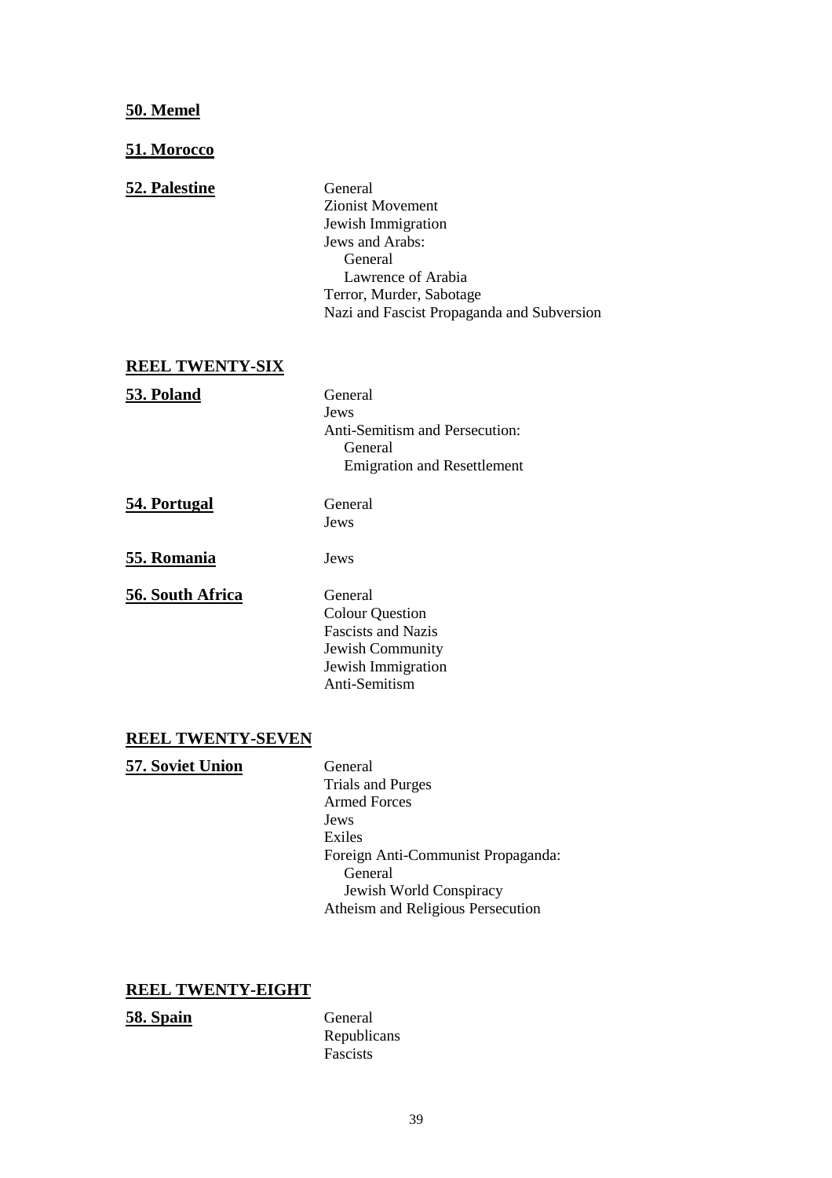**50. Memel**

**51. Morocco**

**52. Palestine**

- General
- Zionist Movement
- Jewish Immigration
- Jews and Arabs:
  - General
  - Lawrence of Arabia
- Terror, Murder, Sabotage
- Nazi and Fascist Propaganda and Subversion

## REEL TWENTY-SIX

**53. Poland**

- General
- Jews
- Anti-Semitism and Persecution:
  - General
  - Emigration and Resettlement

**54. Portugal**

- General
- Jews

**55. Romania**

- Jews

**56. South Africa**

- General
- Colour Question
- Fascists and Nazis
- Jewish Community
- Jewish Immigration
- Anti-Semitism

## REEL TWENTY-SEVEN

**57. Soviet Union**

- General
- Trials and Purges
- Armed Forces
- Jews
- Exiles
- Foreign Anti-Communist Propaganda:
  - General
  - Jewish World Conspiracy
- Atheism and Religious Persecution

## REEL TWENTY-EIGHT

**58. Spain**

- General
- Republicans
- Fascists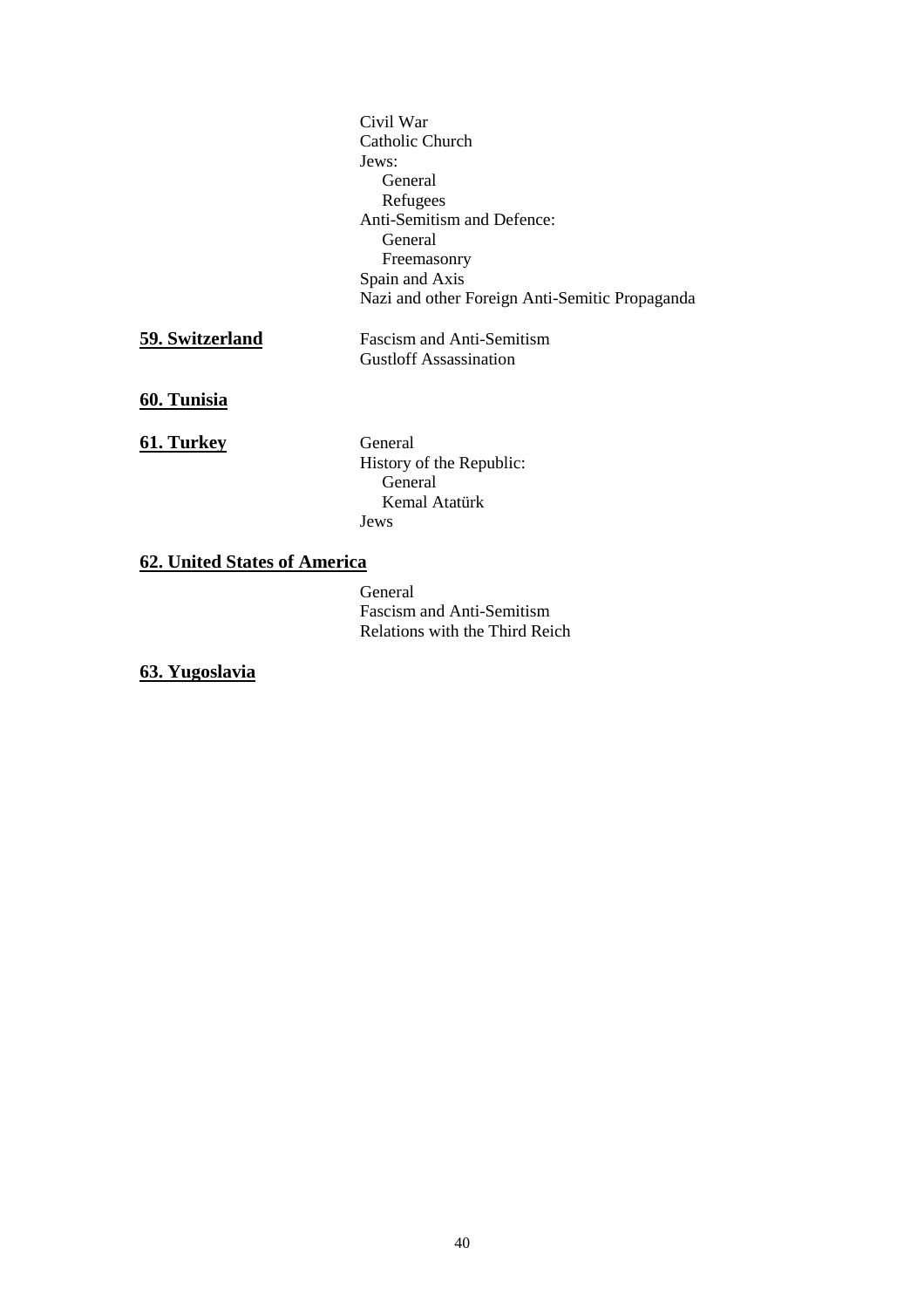- Civil War
- Catholic Church
- Jews:
  - General
  - Refugees
- Anti-Semitism and Defence:
  - General
  - Freemasonry
- Spain and Axis
- Nazi and other Foreign Anti-Semitic Propaganda

**59. Switzerland**

- Fascism and Anti-Semitism
- Gustloff Assassination

**60. Tunisia**

**61. Turkey**

- General
- History of the Republic:
  - General
  - Kemal Atatürk
- Jews

**62. United States of America**

- General
- Fascism and Anti-Semitism
- Relations with the Third Reich

**63. Yugoslavia**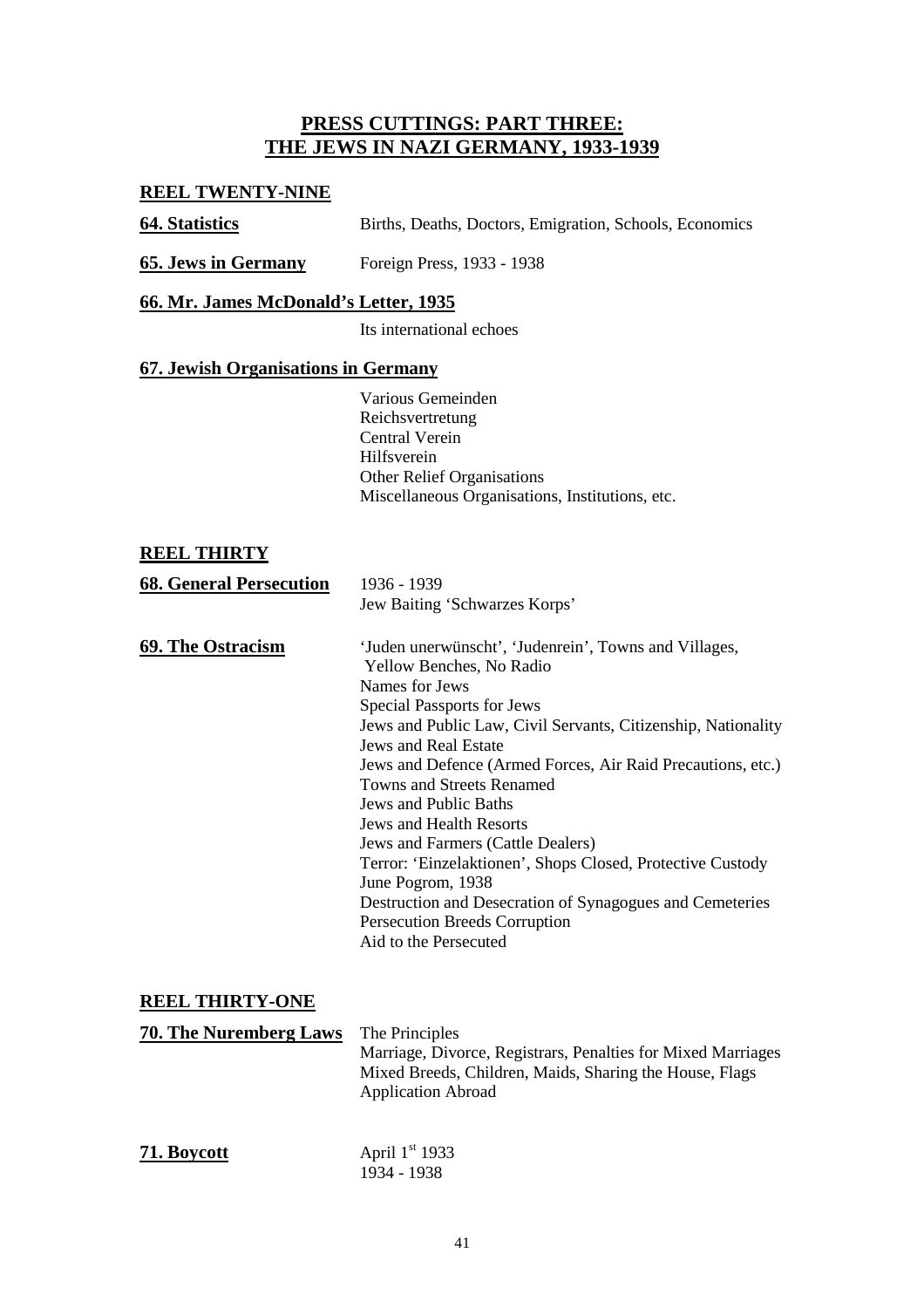## PRESS CUTTINGS: PART THREE: THE JEWS IN NAZI GERMANY, 1933-1939

### REEL TWENTY-NINE

**64. Statistics** — Births, Deaths, Doctors, Emigration, Schools, Economics

**65. Jews in Germany** — Foreign Press, 1933 - 1938

**66. Mr. James McDonald's Letter, 1935**

Its international echoes

**67. Jewish Organisations in Germany**

Various Gemeinden
Reichsvertretung
Central Verein
Hilfsverein
Other Relief Organisations
Miscellaneous Organisations, Institutions, etc.

### REEL THIRTY

**68. General Persecution** — 1936 - 1939
Jew Baiting 'Schwarzes Korps'

**69. The Ostracism** — 'Juden unerwünscht', 'Judenrein', Towns and Villages, Yellow Benches, No Radio
Names for Jews
Special Passports for Jews
Jews and Public Law, Civil Servants, Citizenship, Nationality
Jews and Real Estate
Jews and Defence (Armed Forces, Air Raid Precautions, etc.)
Towns and Streets Renamed
Jews and Public Baths
Jews and Health Resorts
Jews and Farmers (Cattle Dealers)
Terror: 'Einzelaktionen', Shops Closed, Protective Custody
June Pogrom, 1938
Destruction and Desecration of Synagogues and Cemeteries
Persecution Breeds Corruption
Aid to the Persecuted

### REEL THIRTY-ONE

**70. The Nuremberg Laws** — The Principles
Marriage, Divorce, Registrars, Penalties for Mixed Marriages
Mixed Breeds, Children, Maids, Sharing the House, Flags
Application Abroad

**71. Boycott** — April 1st 1933
1934 - 1938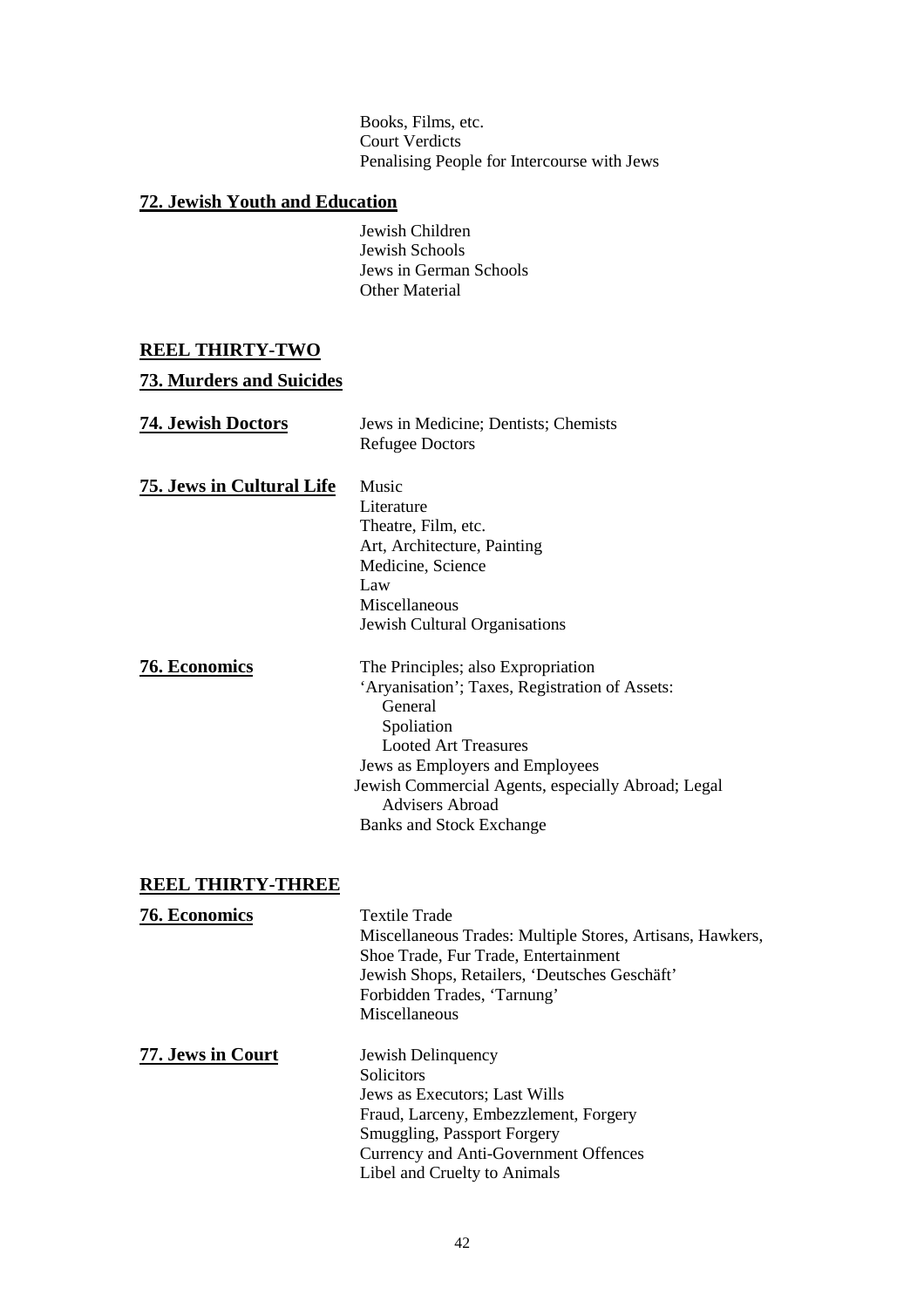Books, Films, etc.
Court Verdicts
Penalising People for Intercourse with Jews

**72. Jewish Youth and Education**

Jewish Children
Jewish Schools
Jews in German Schools
Other Material

## REEL THIRTY-TWO

**73. Murders and Suicides**

**74. Jewish Doctors**

Jews in Medicine; Dentists; Chemists
Refugee Doctors

**75. Jews in Cultural Life**

Music
Literature
Theatre, Film, etc.
Art, Architecture, Painting
Medicine, Science
Law
Miscellaneous
Jewish Cultural Organisations

**76. Economics**

The Principles; also Expropriation
'Aryanisation'; Taxes, Registration of Assets:
- General
- Spoliation
- Looted Art Treasures

Jews as Employers and Employees
Jewish Commercial Agents, especially Abroad; Legal Advisers Abroad
Banks and Stock Exchange

## REEL THIRTY-THREE

**76. Economics**

Textile Trade
Miscellaneous Trades: Multiple Stores, Artisans, Hawkers, Shoe Trade, Fur Trade, Entertainment
Jewish Shops, Retailers, 'Deutsches Geschäft'
Forbidden Trades, 'Tarnung'
Miscellaneous

**77. Jews in Court**

Jewish Delinquency
Solicitors
Jews as Executors; Last Wills
Fraud, Larceny, Embezzlement, Forgery
Smuggling, Passport Forgery
Currency and Anti-Government Offences
Libel and Cruelty to Animals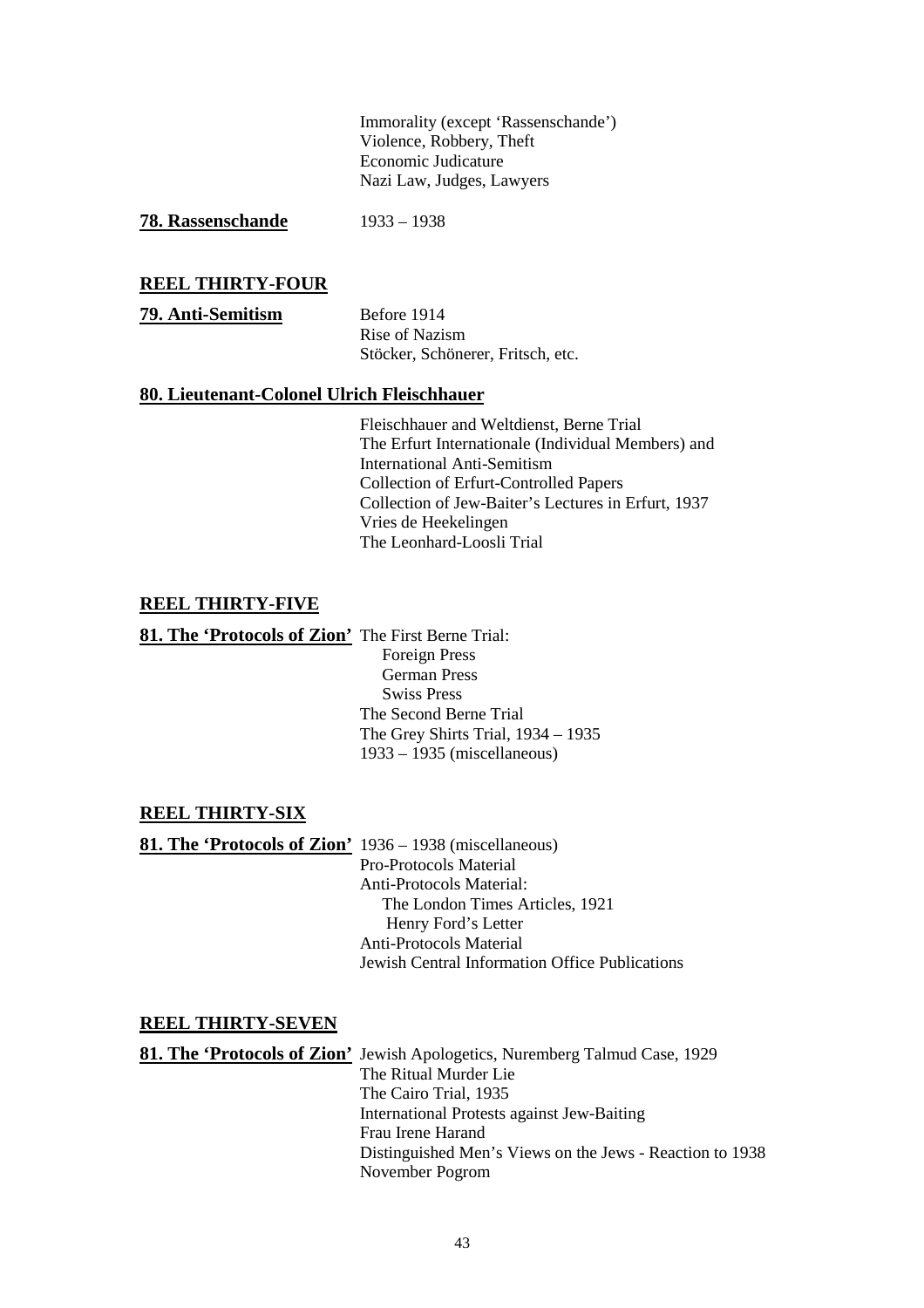Immorality (except 'Rassenschande')
Violence, Robbery, Theft
Economic Judicature
Nazi Law, Judges, Lawyers

**78. Rassenschande** 1933 – 1938

## REEL THIRTY-FOUR

**79. Anti-Semitism**
Before 1914
Rise of Nazism
Stöcker, Schönerer, Fritsch, etc.

**80. Lieutenant-Colonel Ulrich Fleischhauer**

Fleischhauer and Weltdienst, Berne Trial
The Erfurt Internationale (Individual Members) and International Anti-Semitism
Collection of Erfurt-Controlled Papers
Collection of Jew-Baiter's Lectures in Erfurt, 1937
Vries de Heekelingen
The Leonhard-Loosli Trial

## REEL THIRTY-FIVE

**81. The 'Protocols of Zion'**
The First Berne Trial:
- Foreign Press
- German Press
- Swiss Press

The Second Berne Trial
The Grey Shirts Trial, 1934 – 1935
1933 – 1935 (miscellaneous)

## REEL THIRTY-SIX

**81. The 'Protocols of Zion'**
1936 – 1938 (miscellaneous)
Pro-Protocols Material
Anti-Protocols Material:
- The London Times Articles, 1921
- Henry Ford's Letter

Anti-Protocols Material
Jewish Central Information Office Publications

## REEL THIRTY-SEVEN

**81. The 'Protocols of Zion'**
Jewish Apologetics, Nuremberg Talmud Case, 1929
The Ritual Murder Lie
The Cairo Trial, 1935
International Protests against Jew-Baiting
Frau Irene Harand
Distinguished Men's Views on the Jews - Reaction to 1938 November Pogrom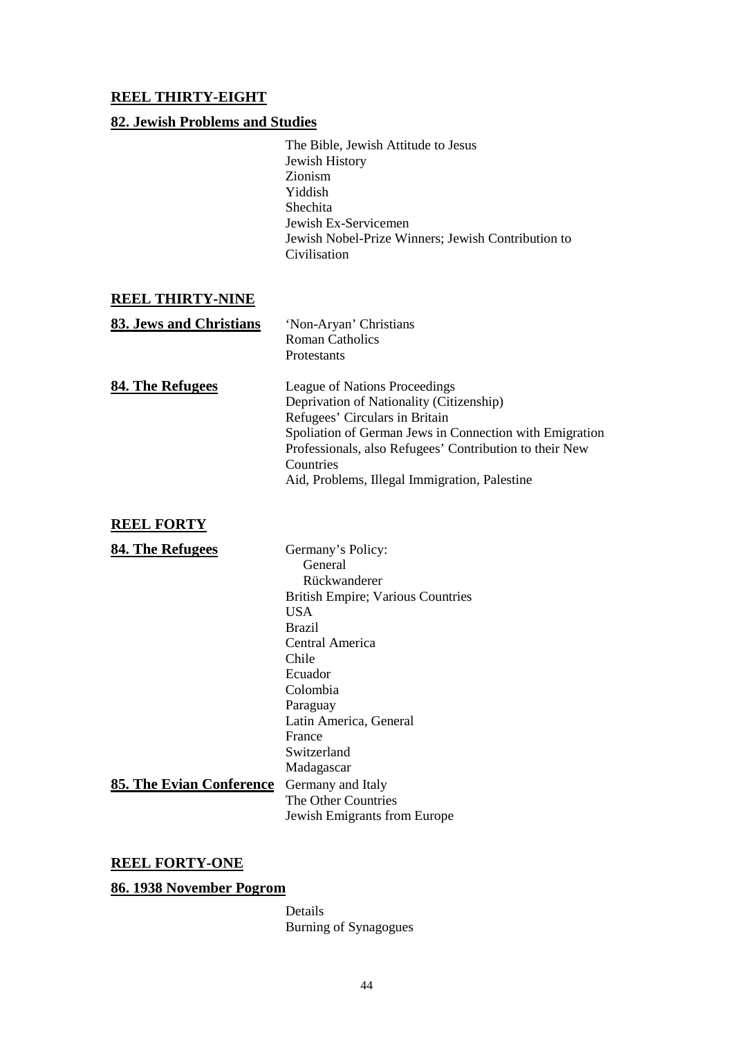## REEL THIRTY-EIGHT

### 82. Jewish Problems and Studies

The Bible, Jewish Attitude to Jesus
Jewish History
Zionism
Yiddish
Shechita
Jewish Ex-Servicemen
Jewish Nobel-Prize Winners; Jewish Contribution to Civilisation

## REEL THIRTY-NINE

### 83. Jews and Christians

'Non-Aryan' Christians
Roman Catholics
Protestants

### 84. The Refugees

League of Nations Proceedings
Deprivation of Nationality (Citizenship)
Refugees' Circulars in Britain
Spoliation of German Jews in Connection with Emigration
Professionals, also Refugees' Contribution to their New Countries
Aid, Problems, Illegal Immigration, Palestine

## REEL FORTY

### 84. The Refugees

Germany's Policy:
- General
- Rückwanderer

British Empire; Various Countries
USA
Brazil
Central America
Chile
Ecuador
Colombia
Paraguay
Latin America, General
France
Switzerland
Madagascar

### 85. The Evian Conference

Germany and Italy
The Other Countries
Jewish Emigrants from Europe

## REEL FORTY-ONE

### 86. 1938 November Pogrom

Details
Burning of Synagogues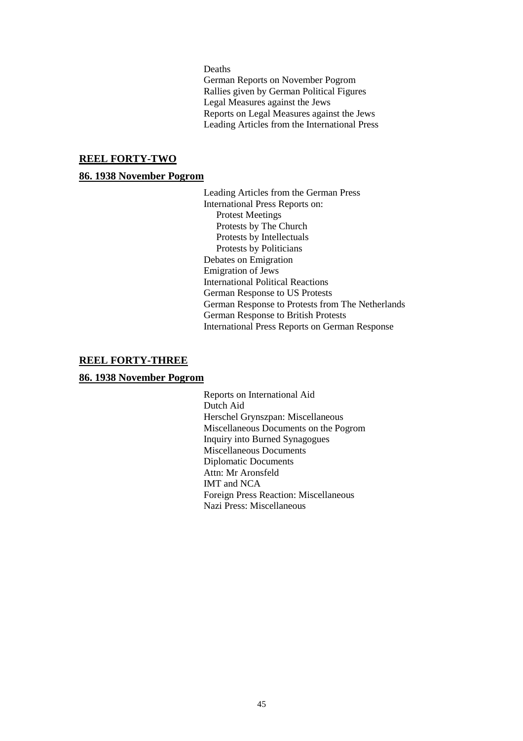Deaths
German Reports on November Pogrom
Rallies given by German Political Figures
Legal Measures against the Jews
Reports on Legal Measures against the Jews
Leading Articles from the International Press

## REEL FORTY-TWO

### 86. 1938 November Pogrom

Leading Articles from the German Press
International Press Reports on:
- Protest Meetings
- Protests by The Church
- Protests by Intellectuals
- Protests by Politicians

Debates on Emigration
Emigration of Jews
International Political Reactions
German Response to US Protests
German Response to Protests from The Netherlands
German Response to British Protests
International Press Reports on German Response

## REEL FORTY-THREE

### 86. 1938 November Pogrom

Reports on International Aid
Dutch Aid
Herschel Grynszpan: Miscellaneous
Miscellaneous Documents on the Pogrom
Inquiry into Burned Synagogues
Miscellaneous Documents
Diplomatic Documents
Attn: Mr Aronsfeld
IMT and NCA
Foreign Press Reaction: Miscellaneous
Nazi Press: Miscellaneous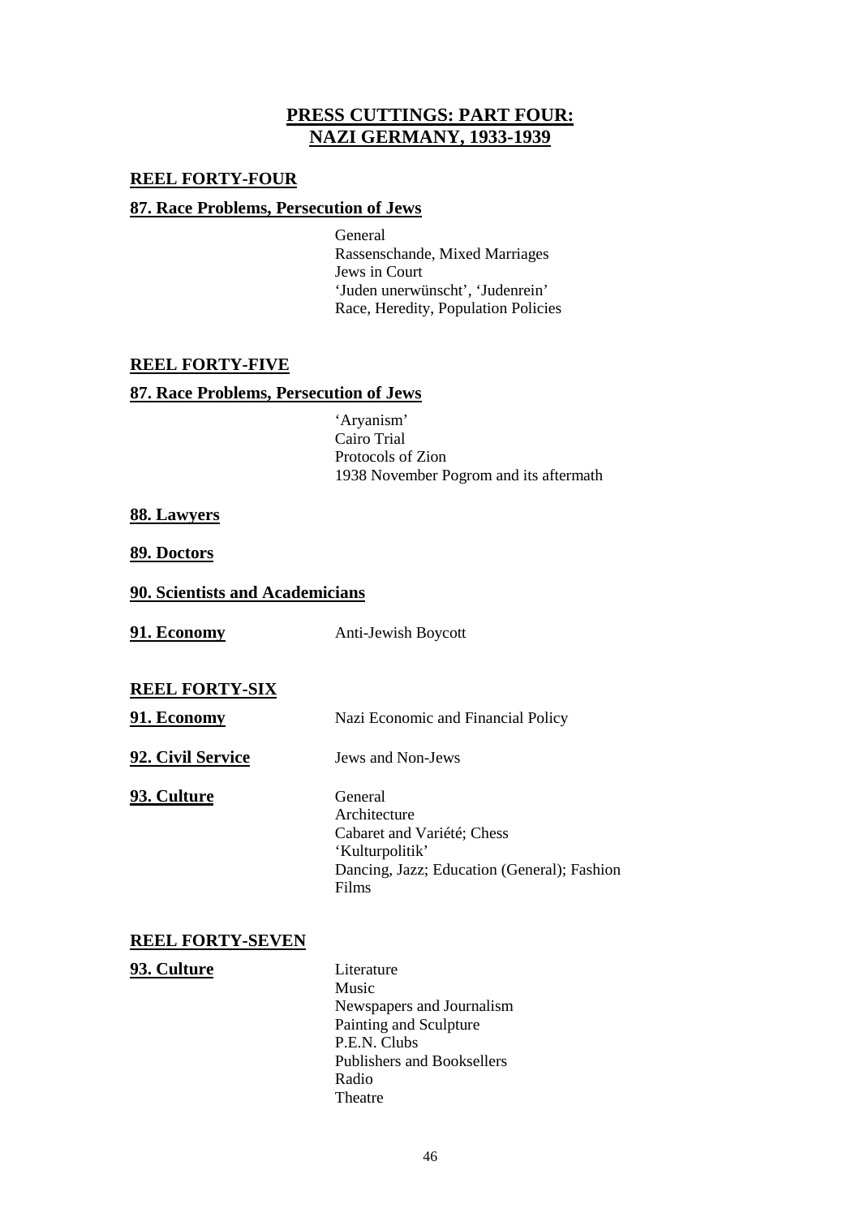# PRESS CUTTINGS: PART FOUR: NAZI GERMANY, 1933-1939

## REEL FORTY-FOUR

### 87. Race Problems, Persecution of Jews

General
Rassenschande, Mixed Marriages
Jews in Court
'Juden unerwünscht', 'Judenrein'
Race, Heredity, Population Policies

## REEL FORTY-FIVE

### 87. Race Problems, Persecution of Jews

'Aryanism'
Cairo Trial
Protocols of Zion
1938 November Pogrom and its aftermath

### 88. Lawyers

### 89. Doctors

### 90. Scientists and Academicians

### 91. Economy

Anti-Jewish Boycott

## REEL FORTY-SIX

### 91. Economy

Nazi Economic and Financial Policy

### 92. Civil Service

Jews and Non-Jews

### 93. Culture

General
Architecture
Cabaret and Variété; Chess
'Kulturpolitik'
Dancing, Jazz; Education (General); Fashion
Films

## REEL FORTY-SEVEN

### 93. Culture

Literature
Music
Newspapers and Journalism
Painting and Sculpture
P.E.N. Clubs
Publishers and Booksellers
Radio
Theatre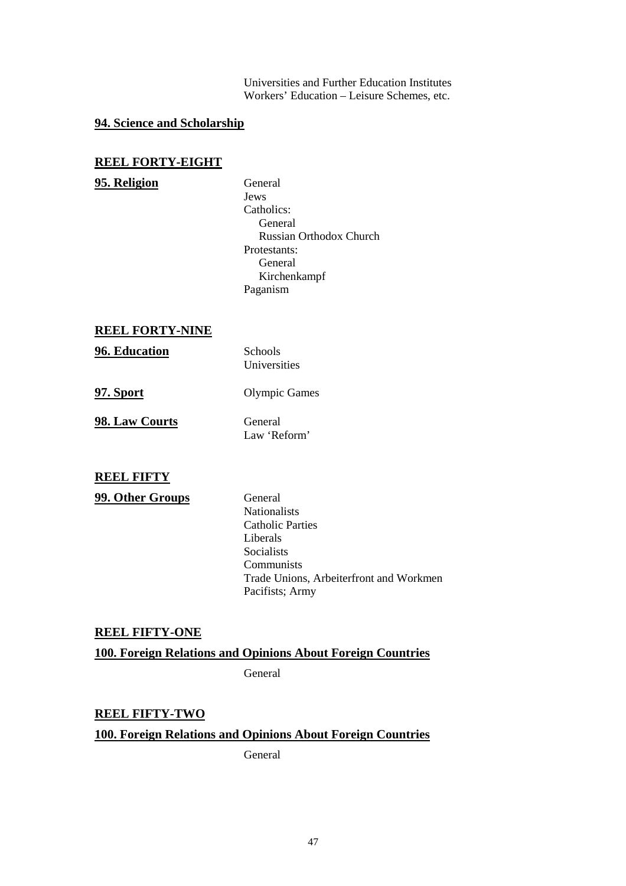Universities and Further Education Institutes
Workers' Education – Leisure Schemes, etc.

**94. Science and Scholarship**

## REEL FORTY-EIGHT

**95. Religion**

- General
- Jews
- Catholics:
  - General
  - Russian Orthodox Church
- Protestants:
  - General
  - Kirchenkampf
- Paganism

## REEL FORTY-NINE

**96. Education**

- Schools
- Universities

**97. Sport**

- Olympic Games

**98. Law Courts**

- General
- Law 'Reform'

## REEL FIFTY

**99. Other Groups**

- General
- Nationalists
- Catholic Parties
- Liberals
- Socialists
- Communists
- Trade Unions, Arbeiterfront and Workmen
- Pacifists; Army

## REEL FIFTY-ONE

**100. Foreign Relations and Opinions About Foreign Countries**

- General

## REEL FIFTY-TWO

**100. Foreign Relations and Opinions About Foreign Countries**

- General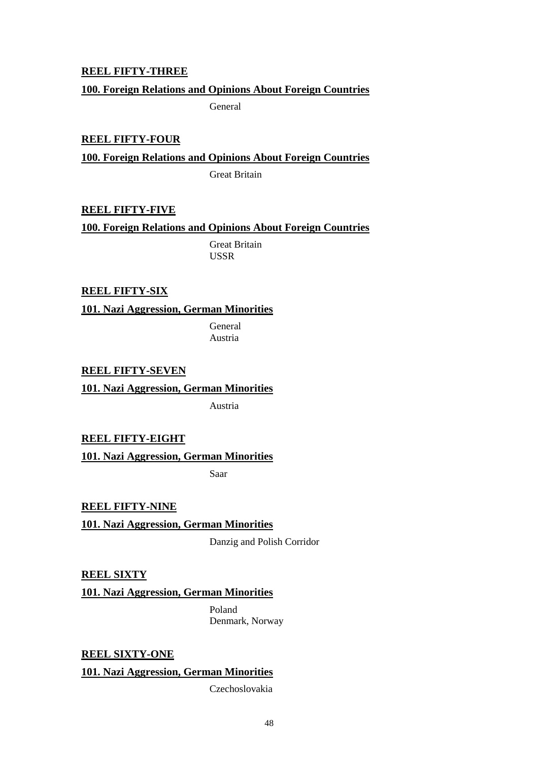**REEL FIFTY-THREE**

**100. Foreign Relations and Opinions About Foreign Countries**

General

**REEL FIFTY-FOUR**

**100. Foreign Relations and Opinions About Foreign Countries**

Great Britain

**REEL FIFTY-FIVE**

**100. Foreign Relations and Opinions About Foreign Countries**

Great Britain
USSR

**REEL FIFTY-SIX**

**101. Nazi Aggression, German Minorities**

General
Austria

**REEL FIFTY-SEVEN**

**101. Nazi Aggression, German Minorities**

Austria

**REEL FIFTY-EIGHT**

**101. Nazi Aggression, German Minorities**

Saar

**REEL FIFTY-NINE**

**101. Nazi Aggression, German Minorities**

Danzig and Polish Corridor

**REEL SIXTY**

**101. Nazi Aggression, German Minorities**

Poland
Denmark, Norway

**REEL SIXTY-ONE**

**101. Nazi Aggression, German Minorities**

Czechoslovakia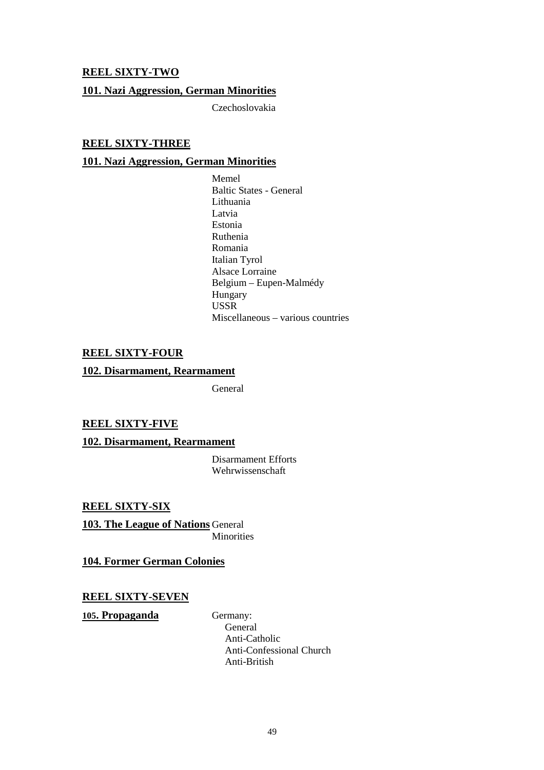**REEL SIXTY-TWO**

**101. Nazi Aggression, German Minorities**

Czechoslovakia

**REEL SIXTY-THREE**

**101. Nazi Aggression, German Minorities**

Memel
Baltic States - General
Lithuania
Latvia
Estonia
Ruthenia
Romania
Italian Tyrol
Alsace Lorraine
Belgium – Eupen-Malmédy
Hungary
USSR
Miscellaneous – various countries

**REEL SIXTY-FOUR**

**102. Disarmament, Rearmament**

General

**REEL SIXTY-FIVE**

**102. Disarmament, Rearmament**

Disarmament Efforts
Wehrwissenschaft

**REEL SIXTY-SIX**

**103. The League of Nations** General
Minorities

**104. Former German Colonies**

**REEL SIXTY-SEVEN**

**105. Propaganda** Germany:
- General
- Anti-Catholic
- Anti-Confessional Church
- Anti-British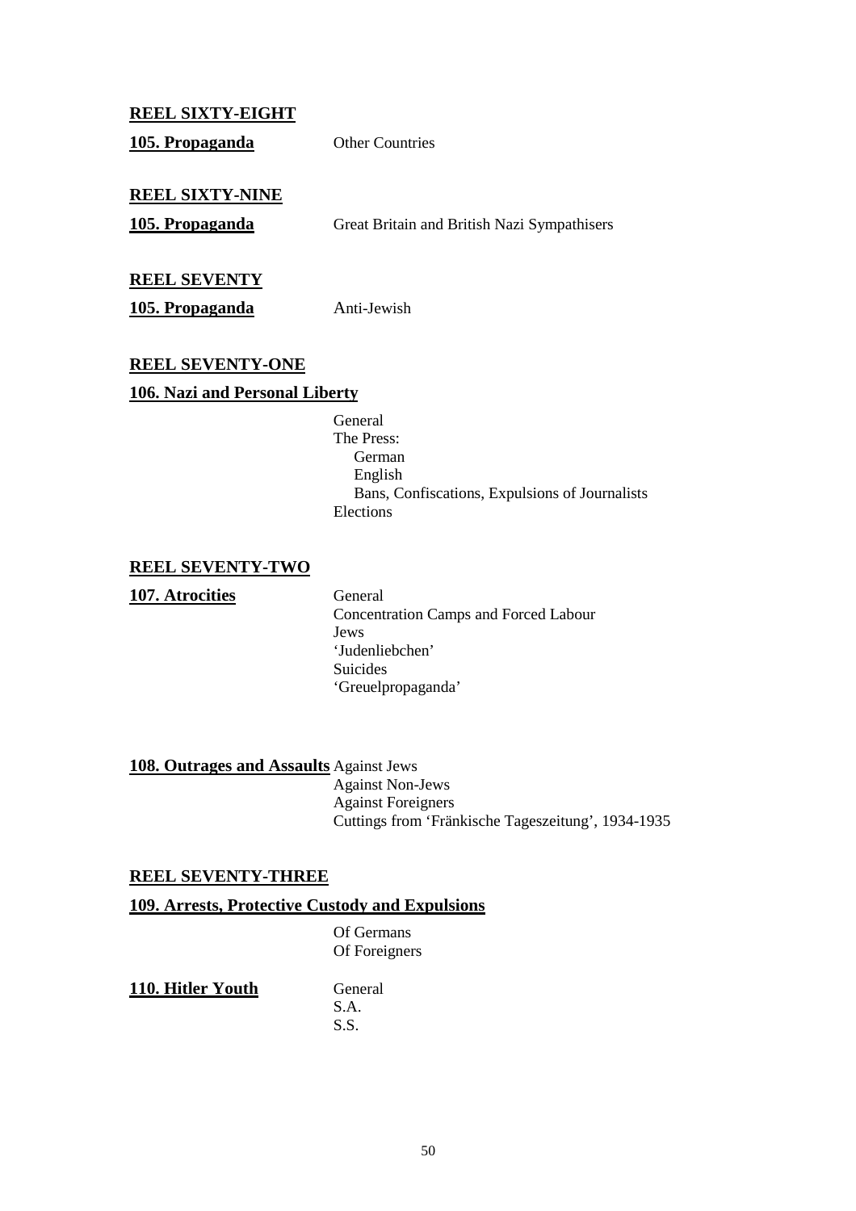**REEL SIXTY-EIGHT**

**105. Propaganda** Other Countries

**REEL SIXTY-NINE**

**105. Propaganda** Great Britain and British Nazi Sympathisers

**REEL SEVENTY**

**105. Propaganda** Anti-Jewish

**REEL SEVENTY-ONE**

**106. Nazi and Personal Liberty**

General
The Press:
  German
  English
  Bans, Confiscations, Expulsions of Journalists
Elections

**REEL SEVENTY-TWO**

**107. Atrocities** General
Concentration Camps and Forced Labour
Jews
'Judenliebchen'
Suicides
'Greuelpropaganda'

**108. Outrages and Assaults** Against Jews
Against Non-Jews
Against Foreigners
Cuttings from 'Fränkische Tageszeitung', 1934-1935

**REEL SEVENTY-THREE**

**109. Arrests, Protective Custody and Expulsions**

Of Germans
Of Foreigners

**110. Hitler Youth** General
S.A.
S.S.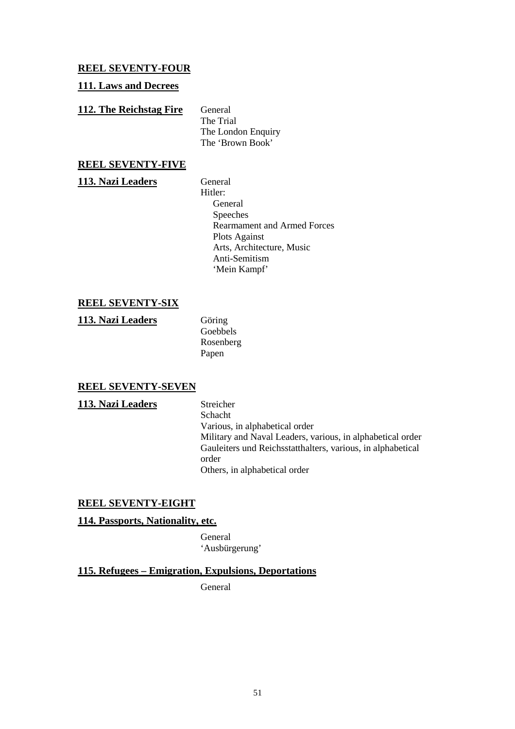**REEL SEVENTY-FOUR**

**111. Laws and Decrees**

**112. The Reichstag Fire**

General
The Trial
The London Enquiry
The 'Brown Book'

**REEL SEVENTY-FIVE**

**113. Nazi Leaders**

General
Hitler:
- General
- Speeches
- Rearmament and Armed Forces
- Plots Against
- Arts, Architecture, Music
- Anti-Semitism
- 'Mein Kampf'

**REEL SEVENTY-SIX**

**113. Nazi Leaders**

Göring
Goebbels
Rosenberg
Papen

**REEL SEVENTY-SEVEN**

**113. Nazi Leaders**

Streicher
Schacht
Various, in alphabetical order
Military and Naval Leaders, various, in alphabetical order
Gauleiters und Reichsstatthalters, various, in alphabetical order
Others, in alphabetical order

**REEL SEVENTY-EIGHT**

**114. Passports, Nationality, etc.**

General
'Ausbürgerung'

**115. Refugees – Emigration, Expulsions, Deportations**

General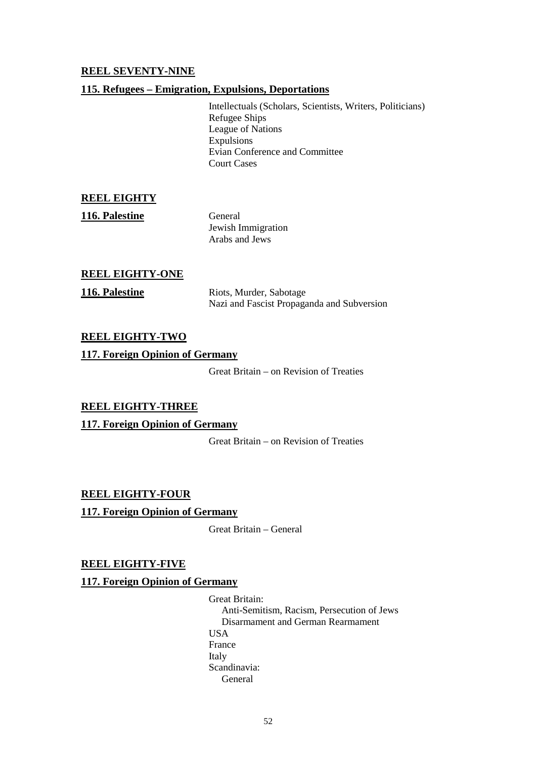**REEL SEVENTY-NINE**

**115. Refugees – Emigration, Expulsions, Deportations**

- Intellectuals (Scholars, Scientists, Writers, Politicians)
- Refugee Ships
- League of Nations
- Expulsions
- Evian Conference and Committee
- Court Cases

**REEL EIGHTY**

**116. Palestine**

- General
- Jewish Immigration
- Arabs and Jews

**REEL EIGHTY-ONE**

**116. Palestine**

- Riots, Murder, Sabotage
- Nazi and Fascist Propaganda and Subversion

**REEL EIGHTY-TWO**

**117. Foreign Opinion of Germany**

- Great Britain – on Revision of Treaties

**REEL EIGHTY-THREE**

**117. Foreign Opinion of Germany**

- Great Britain – on Revision of Treaties

**REEL EIGHTY-FOUR**

**117. Foreign Opinion of Germany**

- Great Britain – General

**REEL EIGHTY-FIVE**

**117. Foreign Opinion of Germany**

- Great Britain:
  - Anti-Semitism, Racism, Persecution of Jews
  - Disarmament and German Rearmament
- USA
- France
- Italy
- Scandinavia:
  - General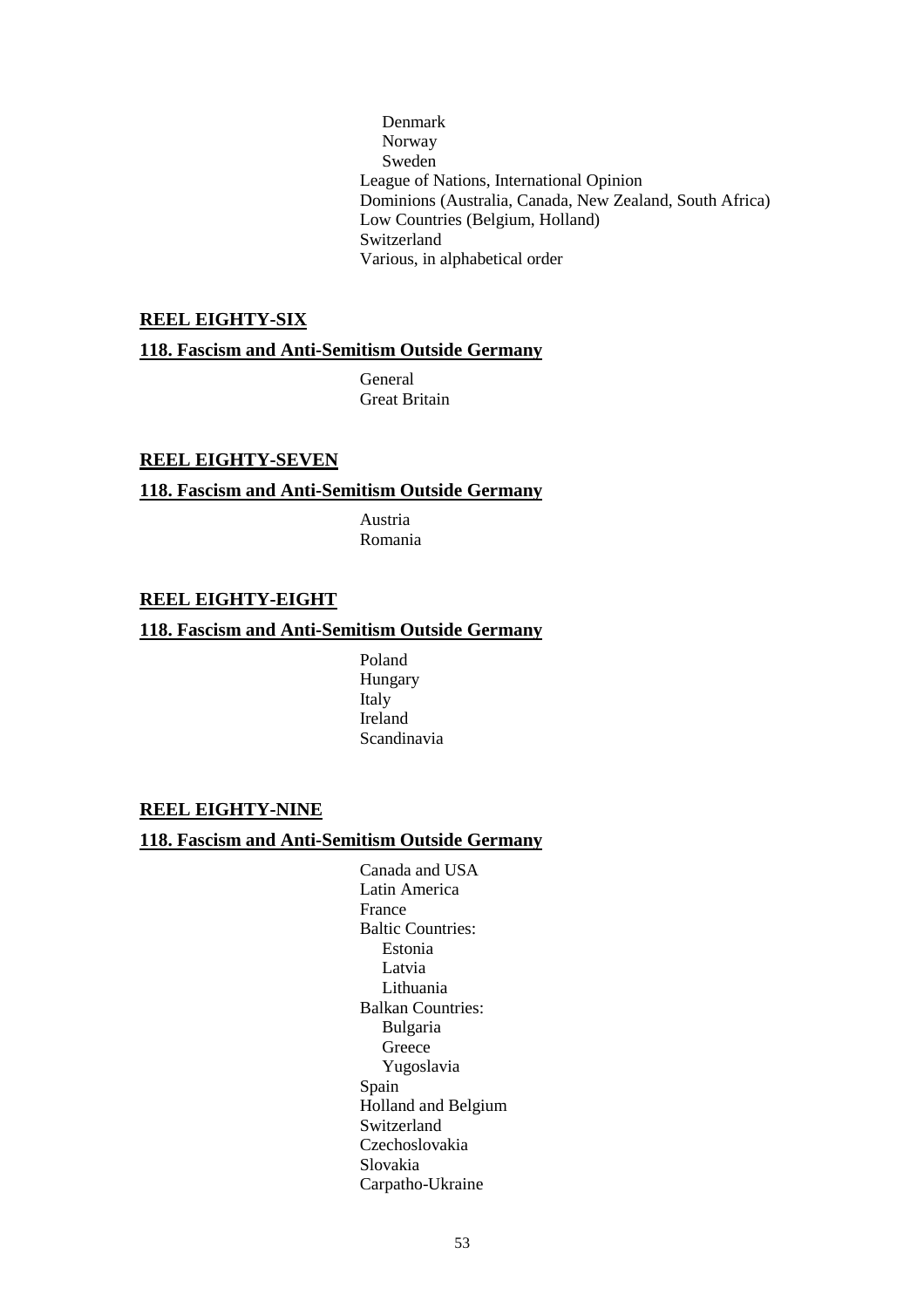- Denmark
- Norway
- Sweden

League of Nations, International Opinion
Dominions (Australia, Canada, New Zealand, South Africa)
Low Countries (Belgium, Holland)
Switzerland
Various, in alphabetical order

## REEL EIGHTY-SIX

### 118. Fascism and Anti-Semitism Outside Germany

General
Great Britain

## REEL EIGHTY-SEVEN

### 118. Fascism and Anti-Semitism Outside Germany

Austria
Romania

## REEL EIGHTY-EIGHT

### 118. Fascism and Anti-Semitism Outside Germany

Poland
Hungary
Italy
Ireland
Scandinavia

## REEL EIGHTY-NINE

### 118. Fascism and Anti-Semitism Outside Germany

Canada and USA
Latin America
France
Baltic Countries:

- Estonia
- Latvia
- Lithuania

Balkan Countries:

- Bulgaria
- Greece
- Yugoslavia

Spain
Holland and Belgium
Switzerland
Czechoslovakia
Slovakia
Carpatho-Ukraine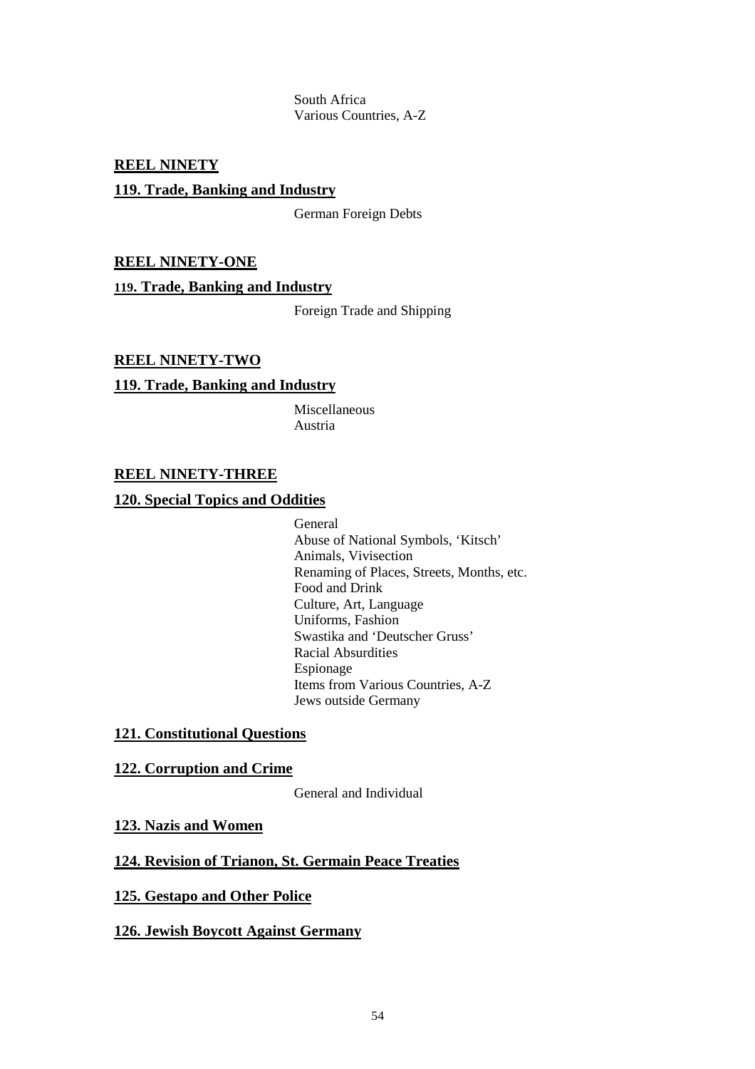South Africa
Various Countries, A-Z

**REEL NINETY**

**119. Trade, Banking and Industry**

German Foreign Debts

**REEL NINETY-ONE**

**119. Trade, Banking and Industry**

Foreign Trade and Shipping

**REEL NINETY-TWO**

**119. Trade, Banking and Industry**

Miscellaneous
Austria

**REEL NINETY-THREE**

**120. Special Topics and Oddities**

General
Abuse of National Symbols, 'Kitsch'
Animals, Vivisection
Renaming of Places, Streets, Months, etc.
Food and Drink
Culture, Art, Language
Uniforms, Fashion
Swastika and 'Deutscher Gruss'
Racial Absurdities
Espionage
Items from Various Countries, A-Z
Jews outside Germany

**121. Constitutional Questions**

**122. Corruption and Crime**

General and Individual

**123. Nazis and Women**

**124. Revision of Trianon, St. Germain Peace Treaties**

**125. Gestapo and Other Police**

**126. Jewish Boycott Against Germany**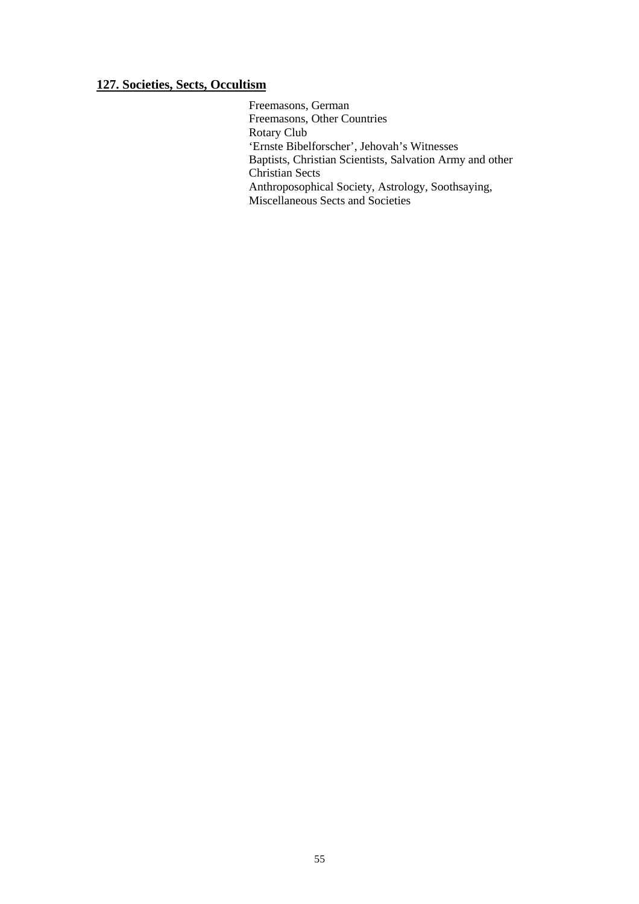**127. Societies, Sects, Occultism**

Freemasons, German
Freemasons, Other Countries
Rotary Club
'Ernste Bibelforscher', Jehovah's Witnesses
Baptists, Christian Scientists, Salvation Army and other Christian Sects
Anthroposophical Society, Astrology, Soothsaying, Miscellaneous Sects and Societies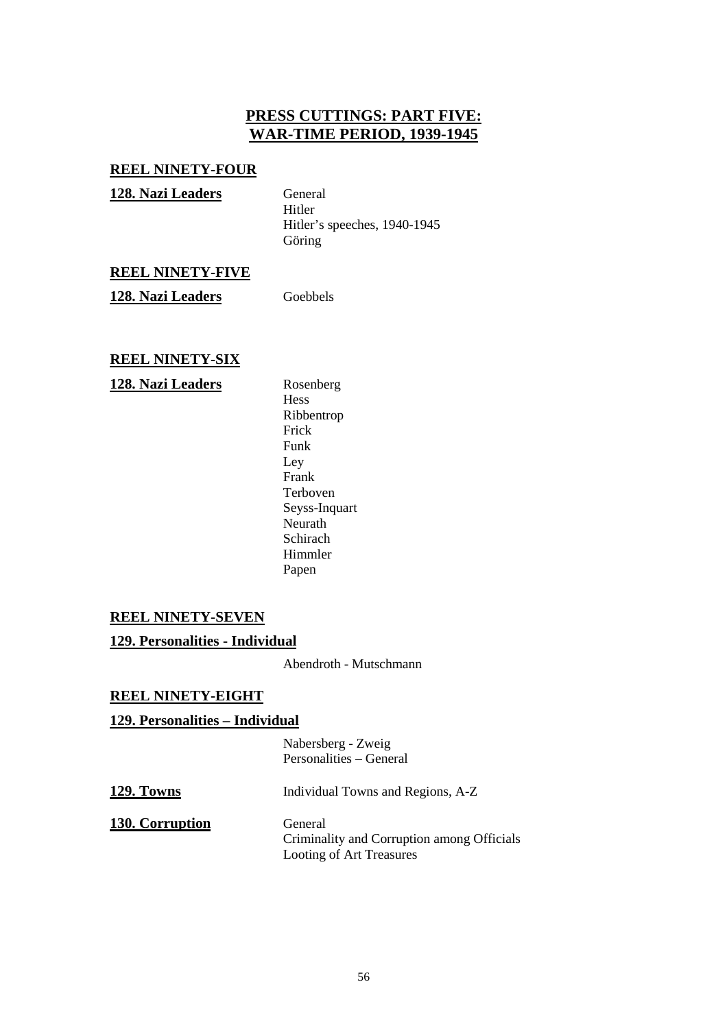# PRESS CUTTINGS: PART FIVE: WAR-TIME PERIOD, 1939-1945

## REEL NINETY-FOUR

**128. Nazi Leaders**

General
Hitler
Hitler's speeches, 1940-1945
Göring

## REEL NINETY-FIVE

**128. Nazi Leaders**

Goebbels

## REEL NINETY-SIX

**128. Nazi Leaders**

Rosenberg
Hess
Ribbentrop
Frick
Funk
Ley
Frank
Terboven
Seyss-Inquart
Neurath
Schirach
Himmler
Papen

## REEL NINETY-SEVEN

**129. Personalities - Individual**

Abendroth - Mutschmann

## REEL NINETY-EIGHT

**129. Personalities – Individual**

Nabersberg - Zweig
Personalities – General

**129. Towns**

Individual Towns and Regions, A-Z

**130. Corruption**

General
Criminality and Corruption among Officials
Looting of Art Treasures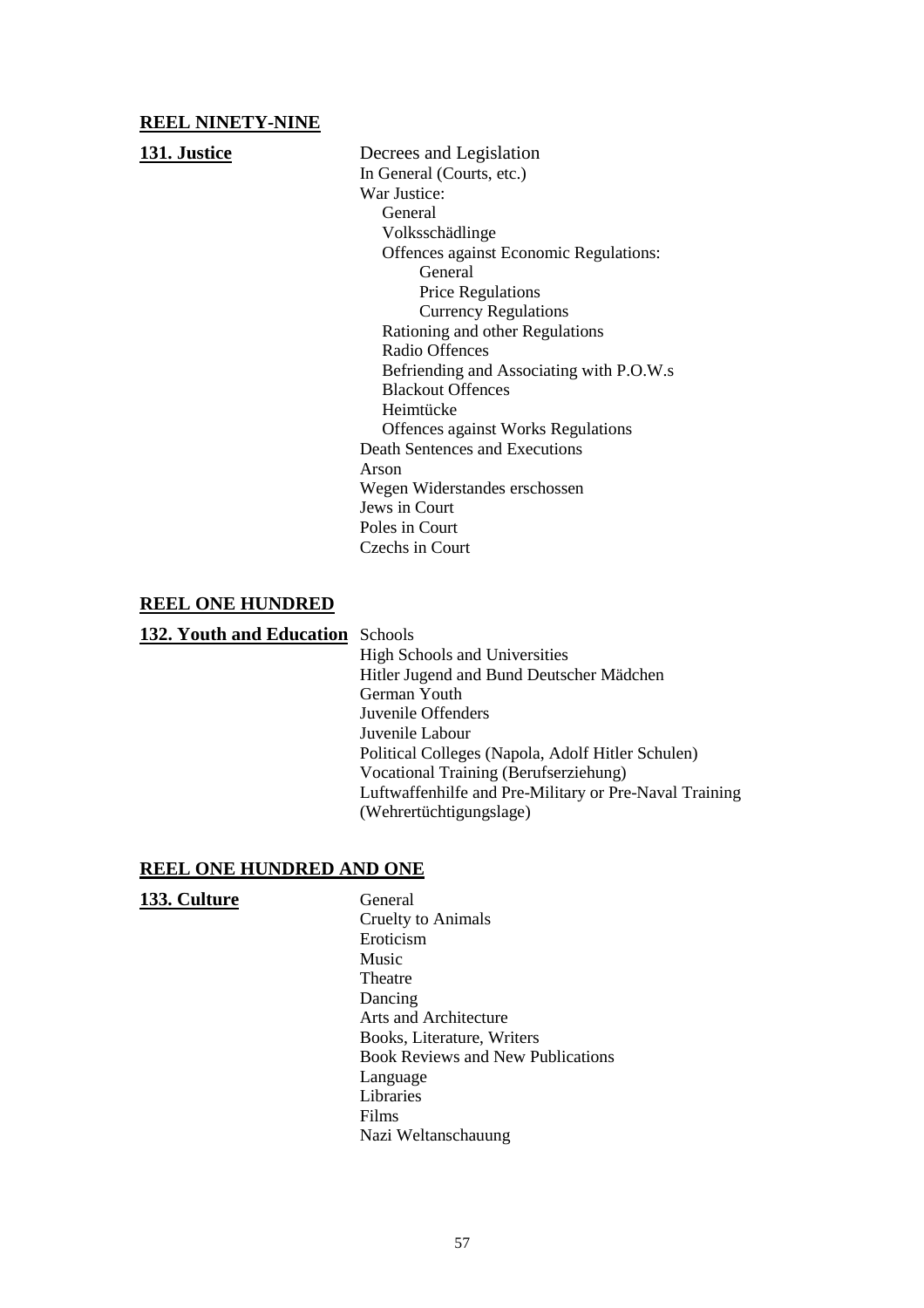**REEL NINETY-NINE**

**131. Justice**

- Decrees and Legislation
- In General (Courts, etc.)
- War Justice:
  - General
  - Volksschädlinge
  - Offences against Economic Regulations:
    - General
    - Price Regulations
    - Currency Regulations
  - Rationing and other Regulations
  - Radio Offences
  - Befriending and Associating with P.O.W.s
  - Blackout Offences
  - Heimtücke
  - Offences against Works Regulations
- Death Sentences and Executions
- Arson
- Wegen Widerstandes erschossen
- Jews in Court
- Poles in Court
- Czechs in Court

**REEL ONE HUNDRED**

**132. Youth and Education**

- Schools
- High Schools and Universities
- Hitler Jugend and Bund Deutscher Mädchen
- German Youth
- Juvenile Offenders
- Juvenile Labour
- Political Colleges (Napola, Adolf Hitler Schulen)
- Vocational Training (Berufserziehung)
- Luftwaffenhilfe and Pre-Military or Pre-Naval Training (Wehrertüchtigungslage)

**REEL ONE HUNDRED AND ONE**

**133. Culture**

- General
- Cruelty to Animals
- Eroticism
- Music
- Theatre
- Dancing
- Arts and Architecture
- Books, Literature, Writers
- Book Reviews and New Publications
- Language
- Libraries
- Films
- Nazi Weltanschauung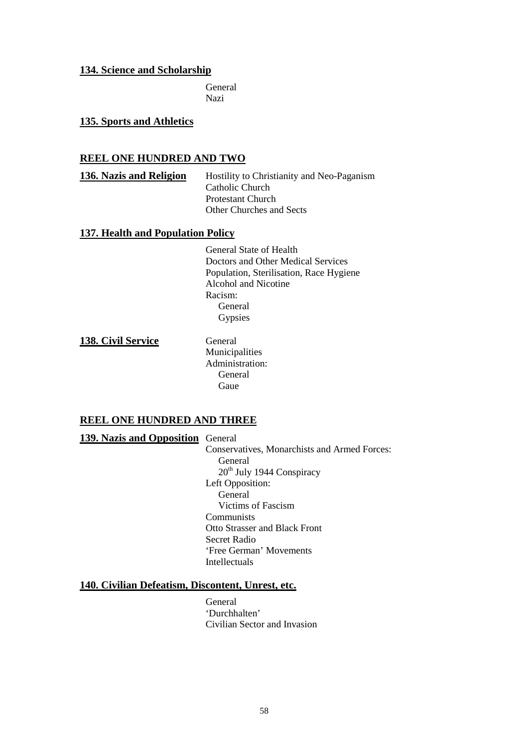**134. Science and Scholarship**

General
Nazi

**135. Sports and Athletics**

## REEL ONE HUNDRED AND TWO

**136. Nazis and Religion**

Hostility to Christianity and Neo-Paganism
Catholic Church
Protestant Church
Other Churches and Sects

**137. Health and Population Policy**

General State of Health
Doctors and Other Medical Services
Population, Sterilisation, Race Hygiene
Alcohol and Nicotine
Racism:
- General
- Gypsies

**138. Civil Service**

General
Municipalities
Administration:
- General
- Gaue

## REEL ONE HUNDRED AND THREE

**139. Nazis and Opposition**

General
Conservatives, Monarchists and Armed Forces:
- General
- 20th July 1944 Conspiracy

Left Opposition:
- General
- Victims of Fascism

Communists
Otto Strasser and Black Front
Secret Radio
'Free German' Movements
Intellectuals

**140. Civilian Defeatism, Discontent, Unrest, etc.**

General
'Durchhalten'
Civilian Sector and Invasion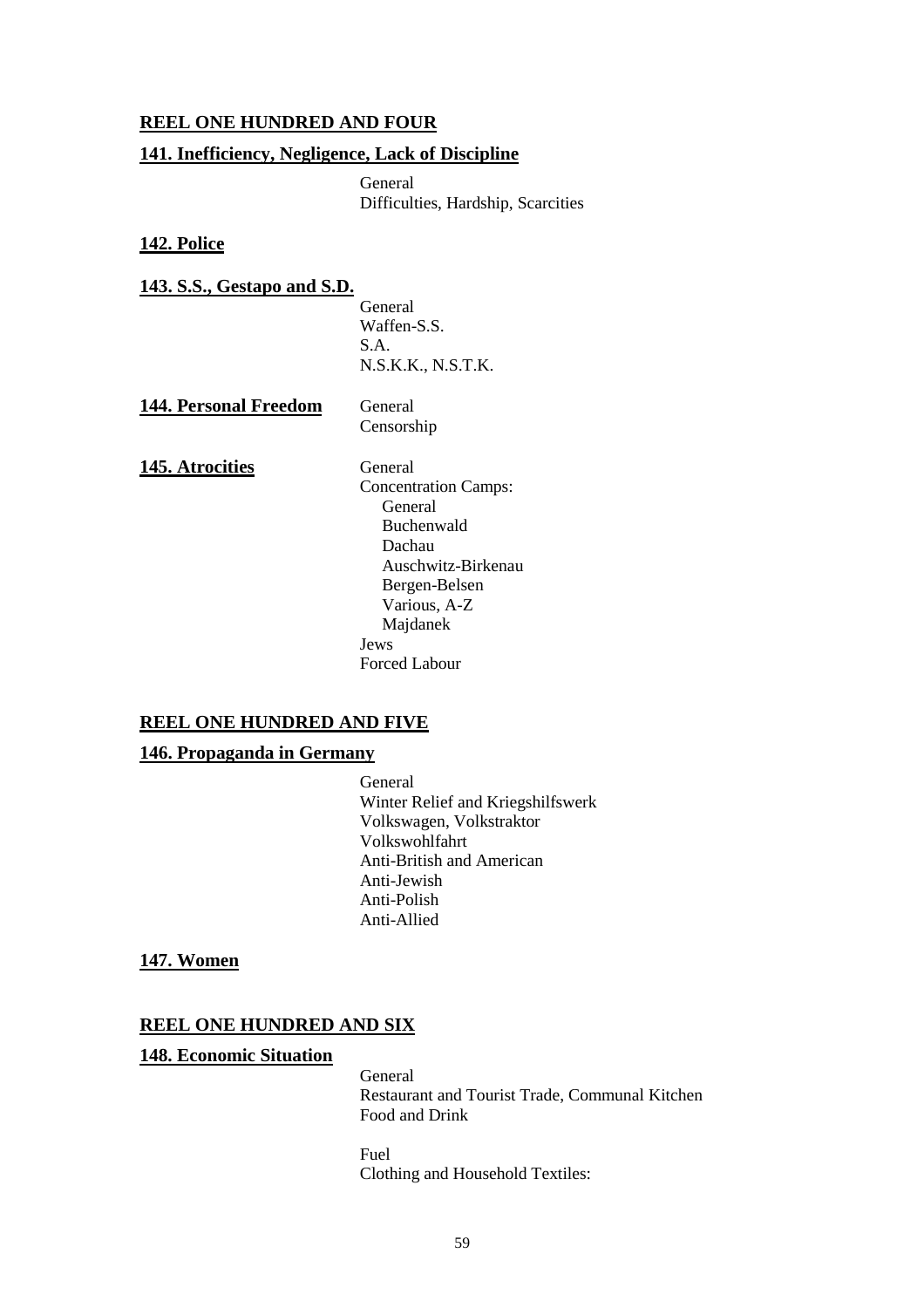**REEL ONE HUNDRED AND FOUR**

**141. Inefficiency, Negligence, Lack of Discipline**

- General
- Difficulties, Hardship, Scarcities

**142. Police**

**143. S.S., Gestapo and S.D.**

- General
- Waffen-S.S.
- S.A.
- N.S.K.K., N.S.T.K.

**144. Personal Freedom**

- General
- Censorship

**145. Atrocities**

- General
- Concentration Camps:
  - General
  - Buchenwald
  - Dachau
  - Auschwitz-Birkenau
  - Bergen-Belsen
  - Various, A-Z
  - Majdanek
- Jews
- Forced Labour

**REEL ONE HUNDRED AND FIVE**

**146. Propaganda in Germany**

- General
- Winter Relief and Kriegshilfswerk
- Volkswagen, Volkstraktor
- Volkswohlfahrt
- Anti-British and American
- Anti-Jewish
- Anti-Polish
- Anti-Allied

**147. Women**

**REEL ONE HUNDRED AND SIX**

**148. Economic Situation**

- General
- Restaurant and Tourist Trade, Communal Kitchen
- Food and Drink

- Fuel
- Clothing and Household Textiles: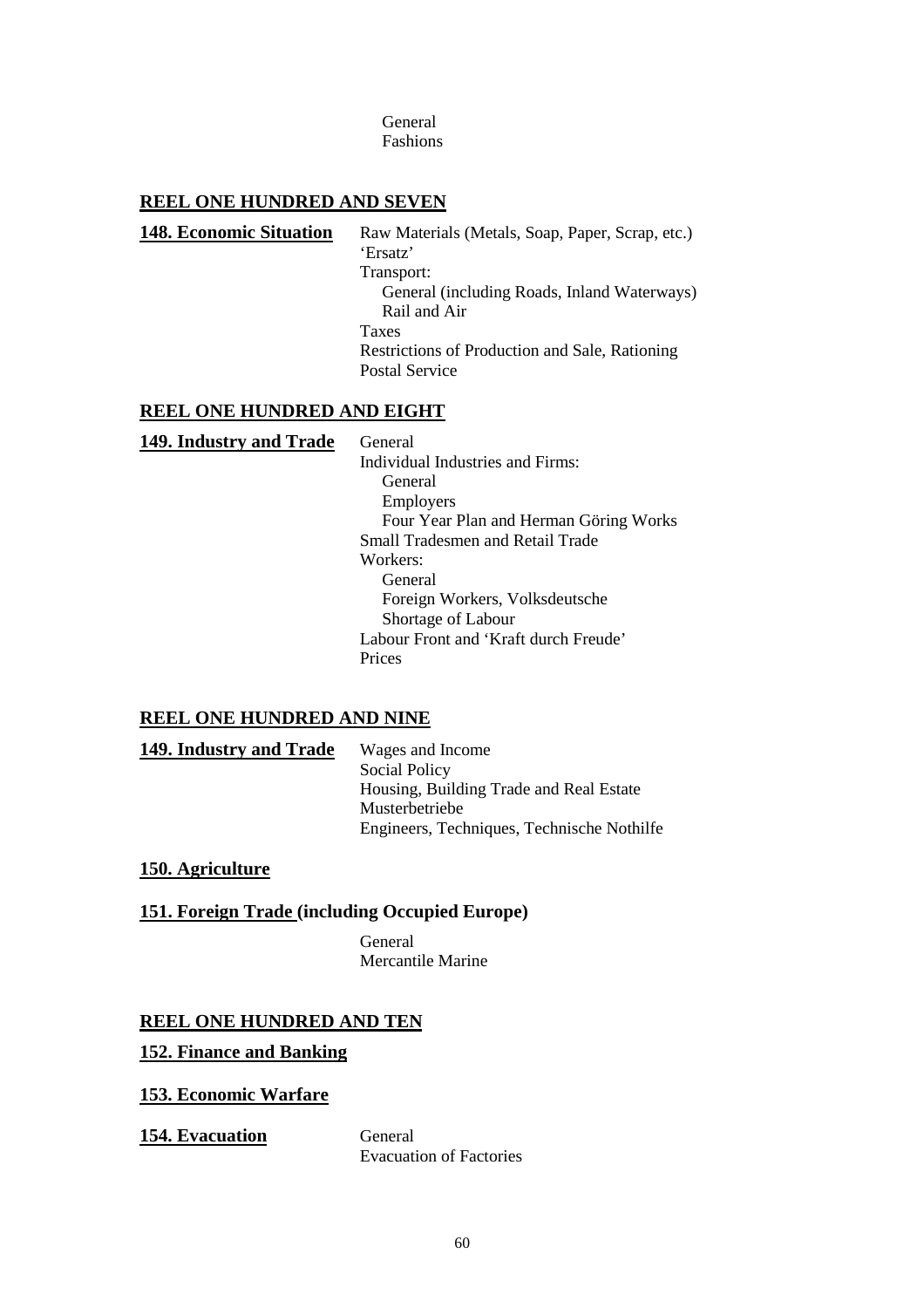General
Fashions

## REEL ONE HUNDRED AND SEVEN

**148. Economic Situation**

- Raw Materials (Metals, Soap, Paper, Scrap, etc.)
- 'Ersatz'
- Transport:
  - General (including Roads, Inland Waterways)
  - Rail and Air
- Taxes
- Restrictions of Production and Sale, Rationing
- Postal Service

## REEL ONE HUNDRED AND EIGHT

**149. Industry and Trade**

- General
- Individual Industries and Firms:
  - General
  - Employers
  - Four Year Plan and Herman Göring Works
- Small Tradesmen and Retail Trade
- Workers:
  - General
  - Foreign Workers, Volksdeutsche
  - Shortage of Labour
- Labour Front and 'Kraft durch Freude'
- Prices

## REEL ONE HUNDRED AND NINE

**149. Industry and Trade**

- Wages and Income
- Social Policy
- Housing, Building Trade and Real Estate
- Musterbetriebe
- Engineers, Techniques, Technische Nothilfe

**150. Agriculture**

**151. Foreign Trade (including Occupied Europe)**

- General
- Mercantile Marine

## REEL ONE HUNDRED AND TEN

**152. Finance and Banking**

**153. Economic Warfare**

**154. Evacuation**

- General
- Evacuation of Factories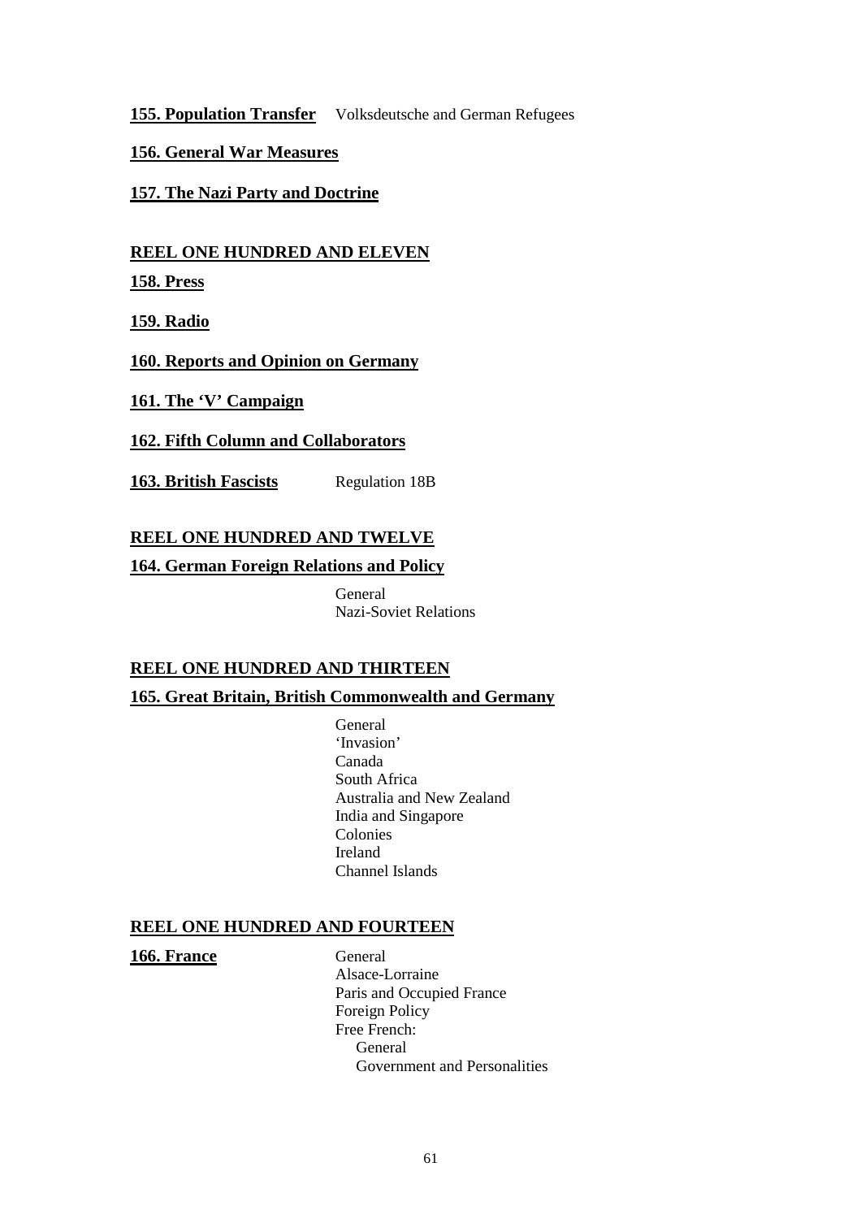**155. Population Transfer** Volksdeutsche and German Refugees

**156. General War Measures**

**157. The Nazi Party and Doctrine**

## REEL ONE HUNDRED AND ELEVEN

**158. Press**

**159. Radio**

**160. Reports and Opinion on Germany**

**161. The 'V' Campaign**

**162. Fifth Column and Collaborators**

**163. British Fascists** Regulation 18B

## REEL ONE HUNDRED AND TWELVE

**164. German Foreign Relations and Policy**

- General
- Nazi-Soviet Relations

## REEL ONE HUNDRED AND THIRTEEN

**165. Great Britain, British Commonwealth and Germany**

- General
- 'Invasion'
- Canada
- South Africa
- Australia and New Zealand
- India and Singapore
- Colonies
- Ireland
- Channel Islands

## REEL ONE HUNDRED AND FOURTEEN

**166. France**

- General
- Alsace-Lorraine
- Paris and Occupied France
- Foreign Policy
- Free French:
  - General
  - Government and Personalities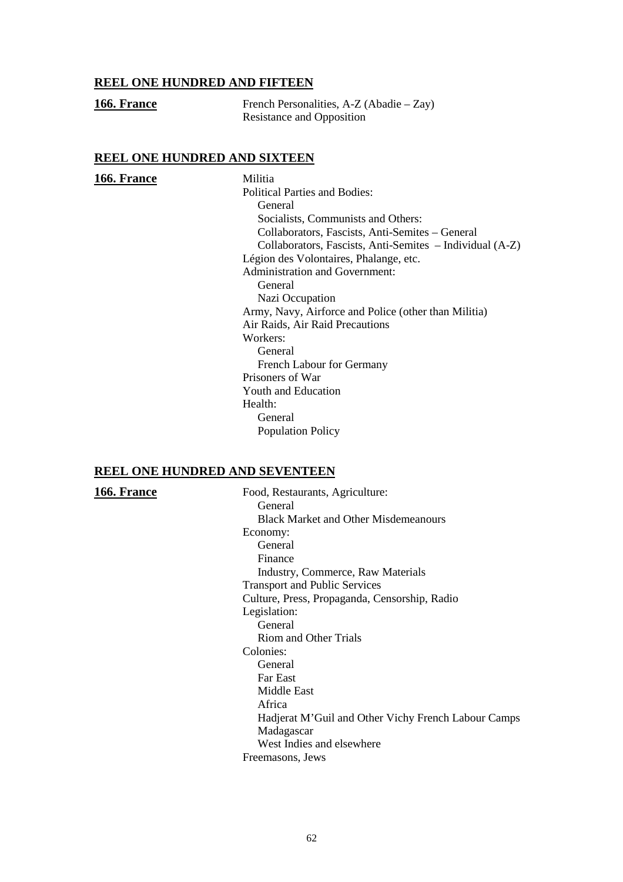## **REEL ONE HUNDRED AND FIFTEEN**

**166. France**

French Personalities, A-Z (Abadie – Zay)
Resistance and Opposition

## **REEL ONE HUNDRED AND SIXTEEN**

**166. France**

Militia
Political Parties and Bodies:
- General
- Socialists, Communists and Others:
- Collaborators, Fascists, Anti-Semites – General
- Collaborators, Fascists, Anti-Semites – Individual (A-Z)

Légion des Volontaires, Phalange, etc.
Administration and Government:
- General
- Nazi Occupation

Army, Navy, Airforce and Police (other than Militia)
Air Raids, Air Raid Precautions
Workers:
- General
- French Labour for Germany

Prisoners of War
Youth and Education
Health:
- General
- Population Policy

## **REEL ONE HUNDRED AND SEVENTEEN**

**166. France**

Food, Restaurants, Agriculture:
- General
- Black Market and Other Misdemeanours

Economy:
- General
- Finance
- Industry, Commerce, Raw Materials

Transport and Public Services
Culture, Press, Propaganda, Censorship, Radio
Legislation:
- General
- Riom and Other Trials

Colonies:
- General
- Far East
- Middle East
- Africa
- Hadjerat M'Guil and Other Vichy French Labour Camps
- Madagascar
- West Indies and elsewhere

Freemasons, Jews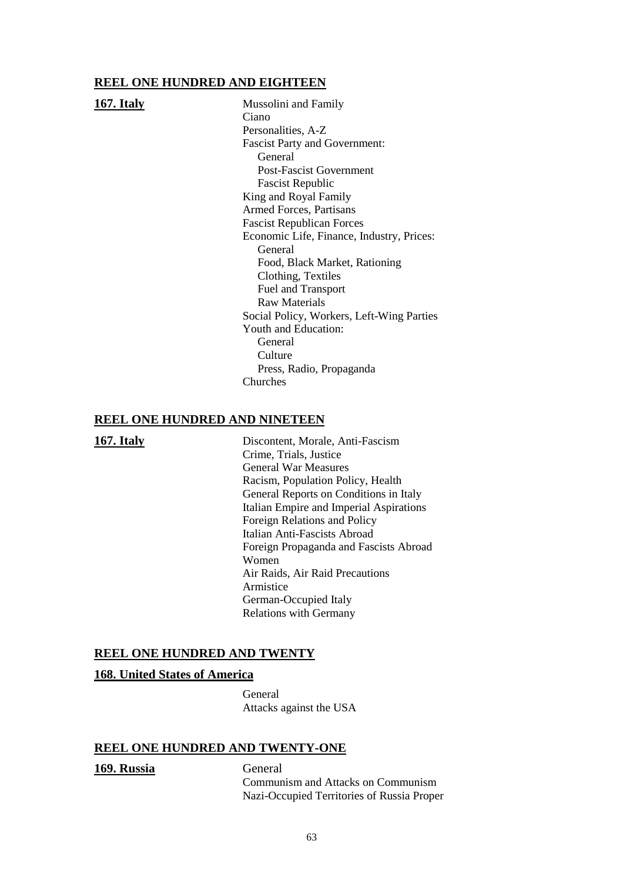## REEL ONE HUNDRED AND EIGHTEEN

**167. Italy**

- Mussolini and Family
- Ciano
- Personalities, A-Z
- Fascist Party and Government:
  - General
  - Post-Fascist Government
  - Fascist Republic
- King and Royal Family
- Armed Forces, Partisans
- Fascist Republican Forces
- Economic Life, Finance, Industry, Prices:
  - General
  - Food, Black Market, Rationing
  - Clothing, Textiles
  - Fuel and Transport
  - Raw Materials
- Social Policy, Workers, Left-Wing Parties
- Youth and Education:
  - General
  - Culture
  - Press, Radio, Propaganda
- Churches

## REEL ONE HUNDRED AND NINETEEN

**167. Italy**

- Discontent, Morale, Anti-Fascism
- Crime, Trials, Justice
- General War Measures
- Racism, Population Policy, Health
- General Reports on Conditions in Italy
- Italian Empire and Imperial Aspirations
- Foreign Relations and Policy
- Italian Anti-Fascists Abroad
- Foreign Propaganda and Fascists Abroad
- Women
- Air Raids, Air Raid Precautions
- Armistice
- German-Occupied Italy
- Relations with Germany

## REEL ONE HUNDRED AND TWENTY

**168. United States of America**

- General
- Attacks against the USA

## REEL ONE HUNDRED AND TWENTY-ONE

**169. Russia**

- General
- Communism and Attacks on Communism
- Nazi-Occupied Territories of Russia Proper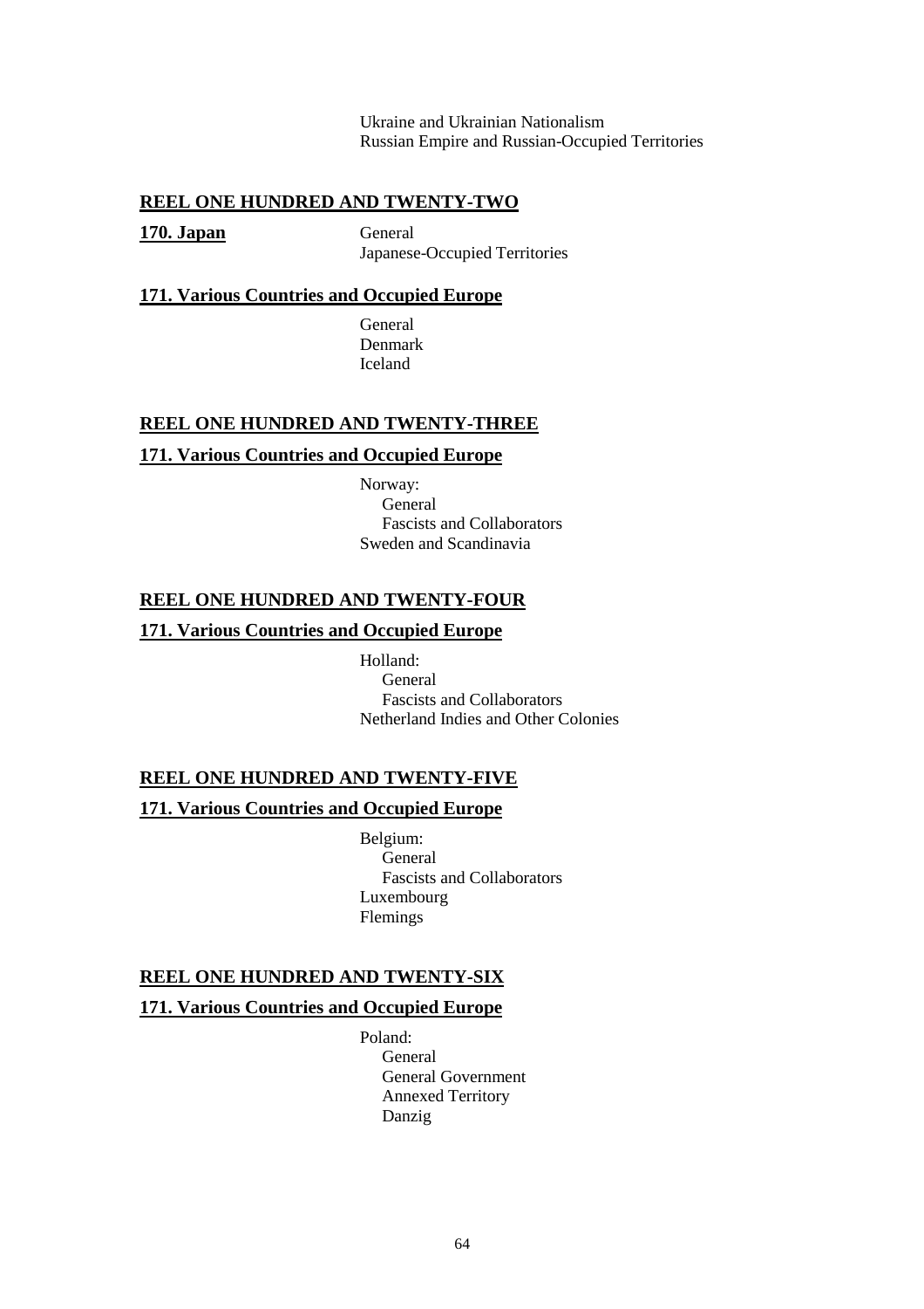Ukraine and Ukrainian Nationalism
Russian Empire and Russian-Occupied Territories

## **REEL ONE HUNDRED AND TWENTY-TWO**

**170. Japan**

- General
- Japanese-Occupied Territories

**171. Various Countries and Occupied Europe**

- General
- Denmark
- Iceland

## **REEL ONE HUNDRED AND TWENTY-THREE**

**171. Various Countries and Occupied Europe**

- Norway:
  - General
  - Fascists and Collaborators
- Sweden and Scandinavia

## **REEL ONE HUNDRED AND TWENTY-FOUR**

**171. Various Countries and Occupied Europe**

- Holland:
  - General
  - Fascists and Collaborators
- Netherland Indies and Other Colonies

## **REEL ONE HUNDRED AND TWENTY-FIVE**

**171. Various Countries and Occupied Europe**

- Belgium:
  - General
  - Fascists and Collaborators
- Luxembourg
- Flemings

## **REEL ONE HUNDRED AND TWENTY-SIX**

**171. Various Countries and Occupied Europe**

- Poland:
  - General
  - General Government
  - Annexed Territory
  - Danzig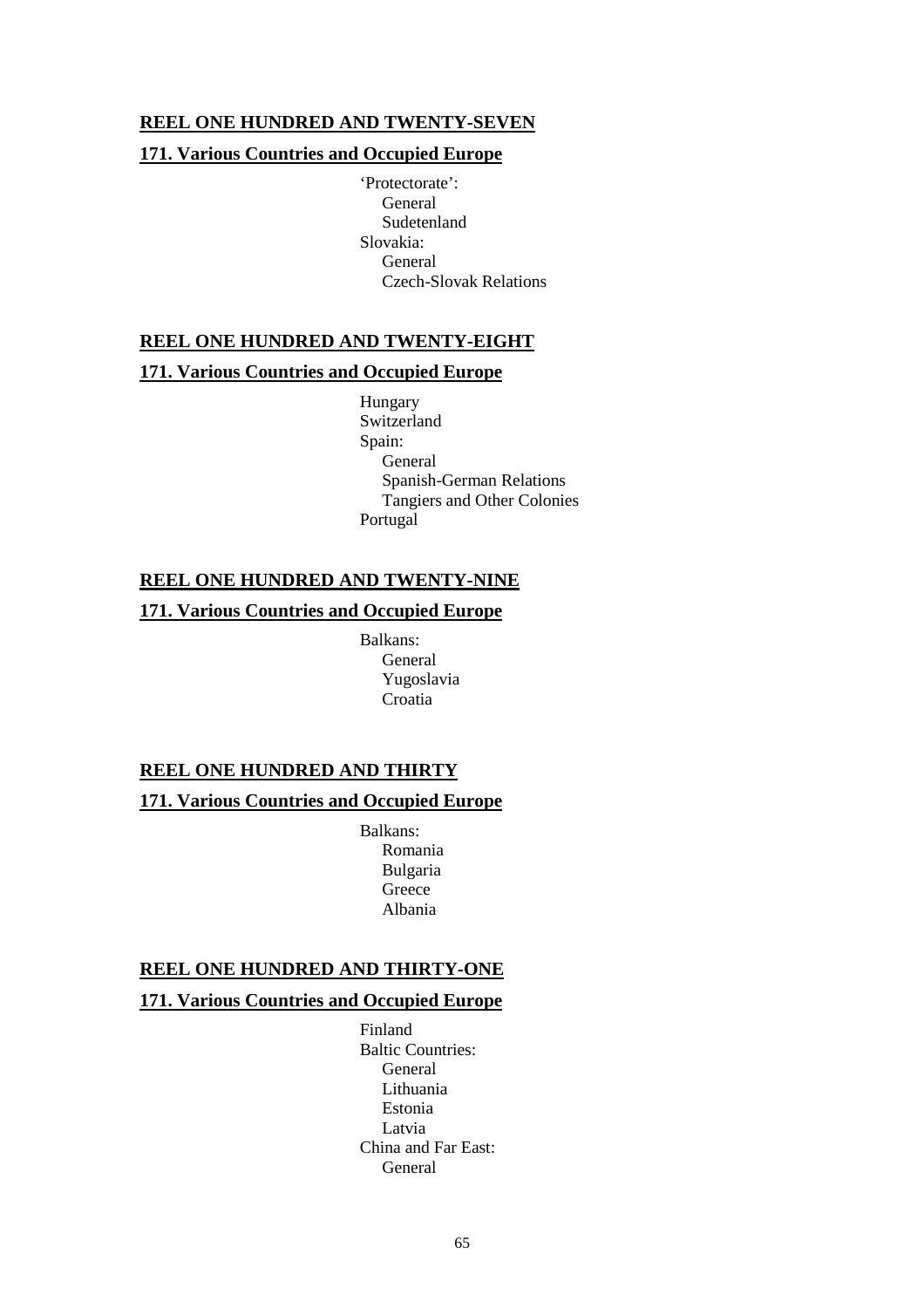## REEL ONE HUNDRED AND TWENTY-SEVEN

### 171. Various Countries and Occupied Europe

- 'Protectorate':
  - General
  - Sudetenland
- Slovakia:
  - General
  - Czech-Slovak Relations

## REEL ONE HUNDRED AND TWENTY-EIGHT

### 171. Various Countries and Occupied Europe

- Hungary
- Switzerland
- Spain:
  - General
  - Spanish-German Relations
  - Tangiers and Other Colonies
- Portugal

## REEL ONE HUNDRED AND TWENTY-NINE

### 171. Various Countries and Occupied Europe

- Balkans:
  - General
  - Yugoslavia
  - Croatia

## REEL ONE HUNDRED AND THIRTY

### 171. Various Countries and Occupied Europe

- Balkans:
  - Romania
  - Bulgaria
  - Greece
  - Albania

## REEL ONE HUNDRED AND THIRTY-ONE

### 171. Various Countries and Occupied Europe

- Finland
- Baltic Countries:
  - General
  - Lithuania
  - Estonia
  - Latvia
- China and Far East:
  - General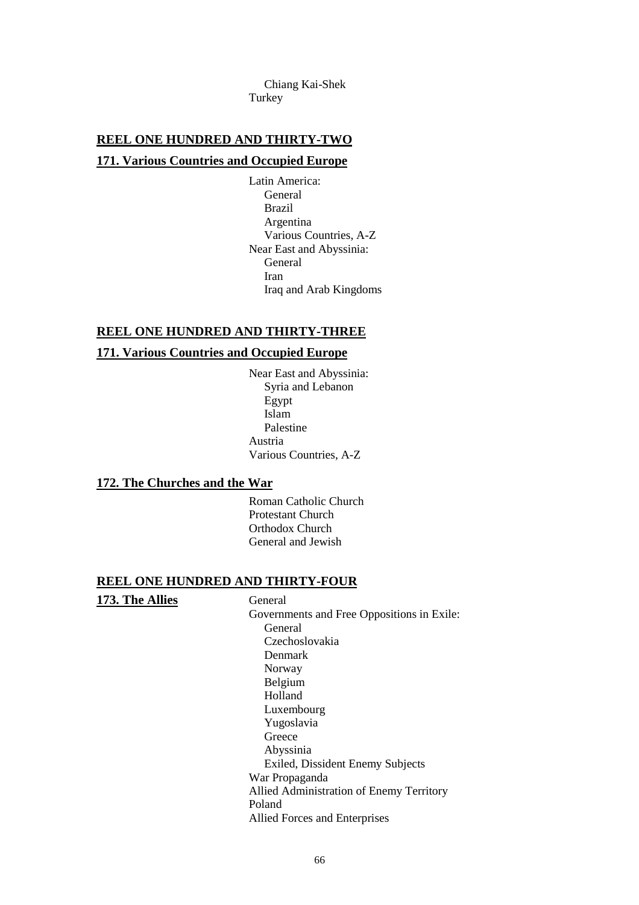- Chiang Kai-Shek
- Turkey

## REEL ONE HUNDRED AND THIRTY-TWO

### 171. Various Countries and Occupied Europe

- Latin America:
  - General
  - Brazil
  - Argentina
  - Various Countries, A-Z
- Near East and Abyssinia:
  - General
  - Iran
  - Iraq and Arab Kingdoms

## REEL ONE HUNDRED AND THIRTY-THREE

### 171. Various Countries and Occupied Europe

- Near East and Abyssinia:
  - Syria and Lebanon
  - Egypt
  - Islam
  - Palestine
- Austria
- Various Countries, A-Z

### 172. The Churches and the War

- Roman Catholic Church
- Protestant Church
- Orthodox Church
- General and Jewish

## REEL ONE HUNDRED AND THIRTY-FOUR

### 173. The Allies

- General
- Governments and Free Oppositions in Exile:
  - General
  - Czechoslovakia
  - Denmark
  - Norway
  - Belgium
  - Holland
  - Luxembourg
  - Yugoslavia
  - Greece
  - Abyssinia
  - Exiled, Dissident Enemy Subjects
- War Propaganda
- Allied Administration of Enemy Territory
- Poland
- Allied Forces and Enterprises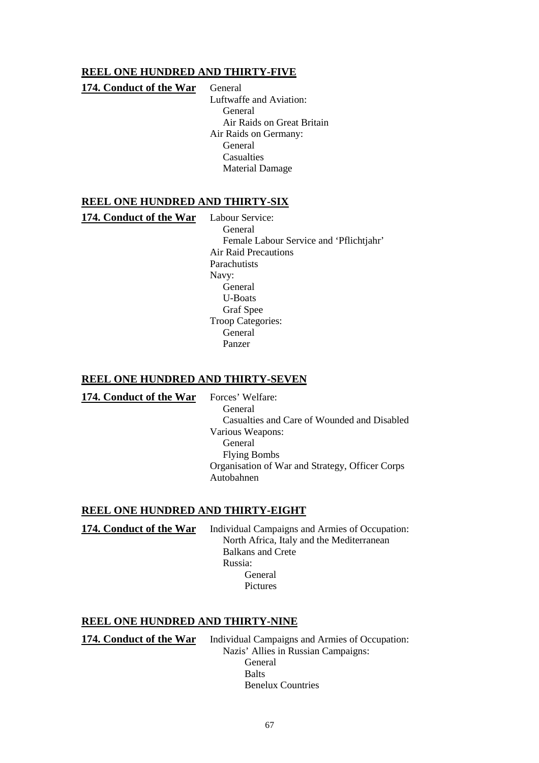## REEL ONE HUNDRED AND THIRTY-FIVE

**174. Conduct of the War**

- General
- Luftwaffe and Aviation:
  - General
  - Air Raids on Great Britain
- Air Raids on Germany:
  - General
  - Casualties
  - Material Damage

## REEL ONE HUNDRED AND THIRTY-SIX

**174. Conduct of the War**

- Labour Service:
  - General
  - Female Labour Service and 'Pflichtjahr'
- Air Raid Precautions
- Parachutists
- Navy:
  - General
  - U-Boats
  - Graf Spee
- Troop Categories:
  - General
  - Panzer

## REEL ONE HUNDRED AND THIRTY-SEVEN

**174. Conduct of the War**

- Forces' Welfare:
  - General
  - Casualties and Care of Wounded and Disabled
- Various Weapons:
  - General
  - Flying Bombs
- Organisation of War and Strategy, Officer Corps
- Autobahnen

## REEL ONE HUNDRED AND THIRTY-EIGHT

**174. Conduct of the War**

- Individual Campaigns and Armies of Occupation:
  - North Africa, Italy and the Mediterranean
  - Balkans and Crete
  - Russia:
    - General
    - Pictures

## REEL ONE HUNDRED AND THIRTY-NINE

**174. Conduct of the War**

- Individual Campaigns and Armies of Occupation:
  - Nazis' Allies in Russian Campaigns:
    - General
    - Balts
    - Benelux Countries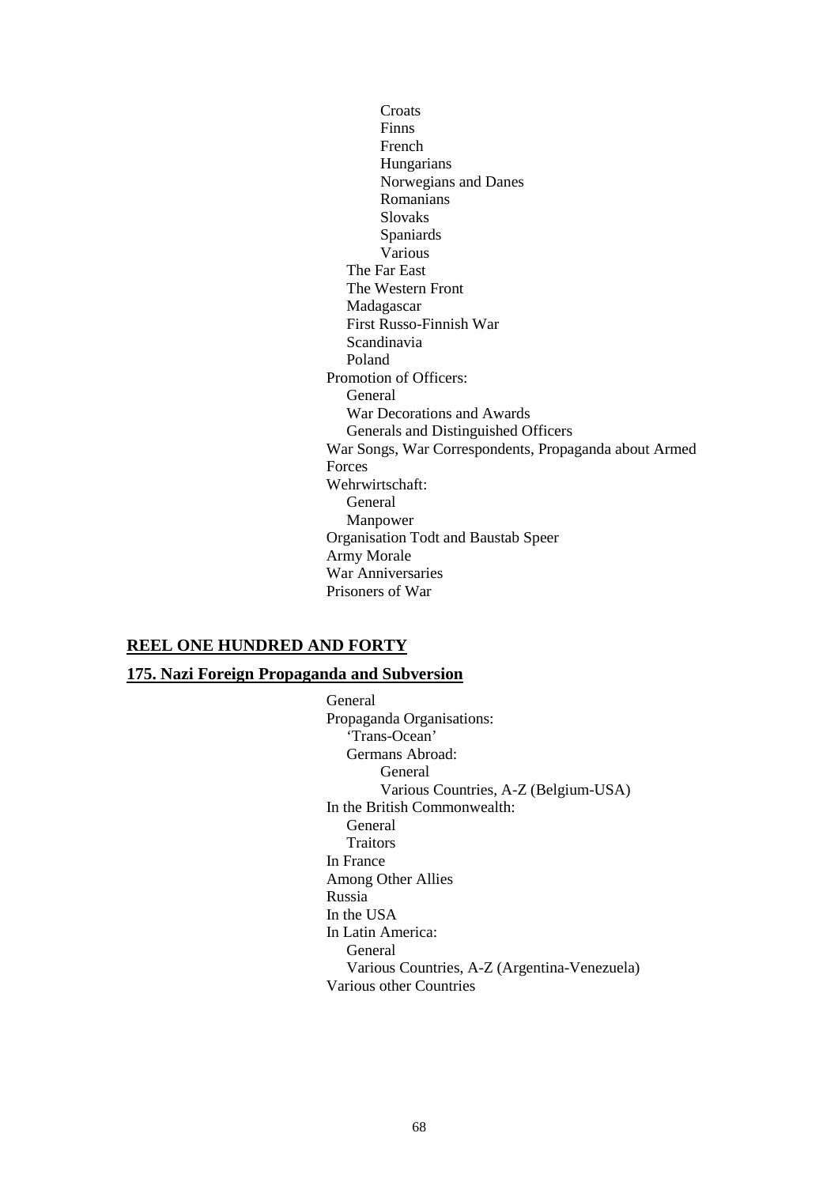- Croats
- Finns
- French
- Hungarians
- Norwegians and Danes
- Romanians
- Slovaks
- Spaniards
- Various

The Far East
The Western Front
Madagascar
First Russo-Finnish War
Scandinavia
Poland

Promotion of Officers:
- General
- War Decorations and Awards
- Generals and Distinguished Officers

War Songs, War Correspondents, Propaganda about Armed Forces

Wehrwirtschaft:
- General
- Manpower

Organisation Todt and Baustab Speer
Army Morale
War Anniversaries
Prisoners of War

## **REEL ONE HUNDRED AND FORTY**

### **175. Nazi Foreign Propaganda and Subversion**

General

Propaganda Organisations:
- 'Trans-Ocean'
- Germans Abroad:
  - General
  - Various Countries, A-Z (Belgium-USA)

In the British Commonwealth:
- General
- Traitors

In France
Among Other Allies
Russia
In the USA

In Latin America:
- General
- Various Countries, A-Z (Argentina-Venezuela)

Various other Countries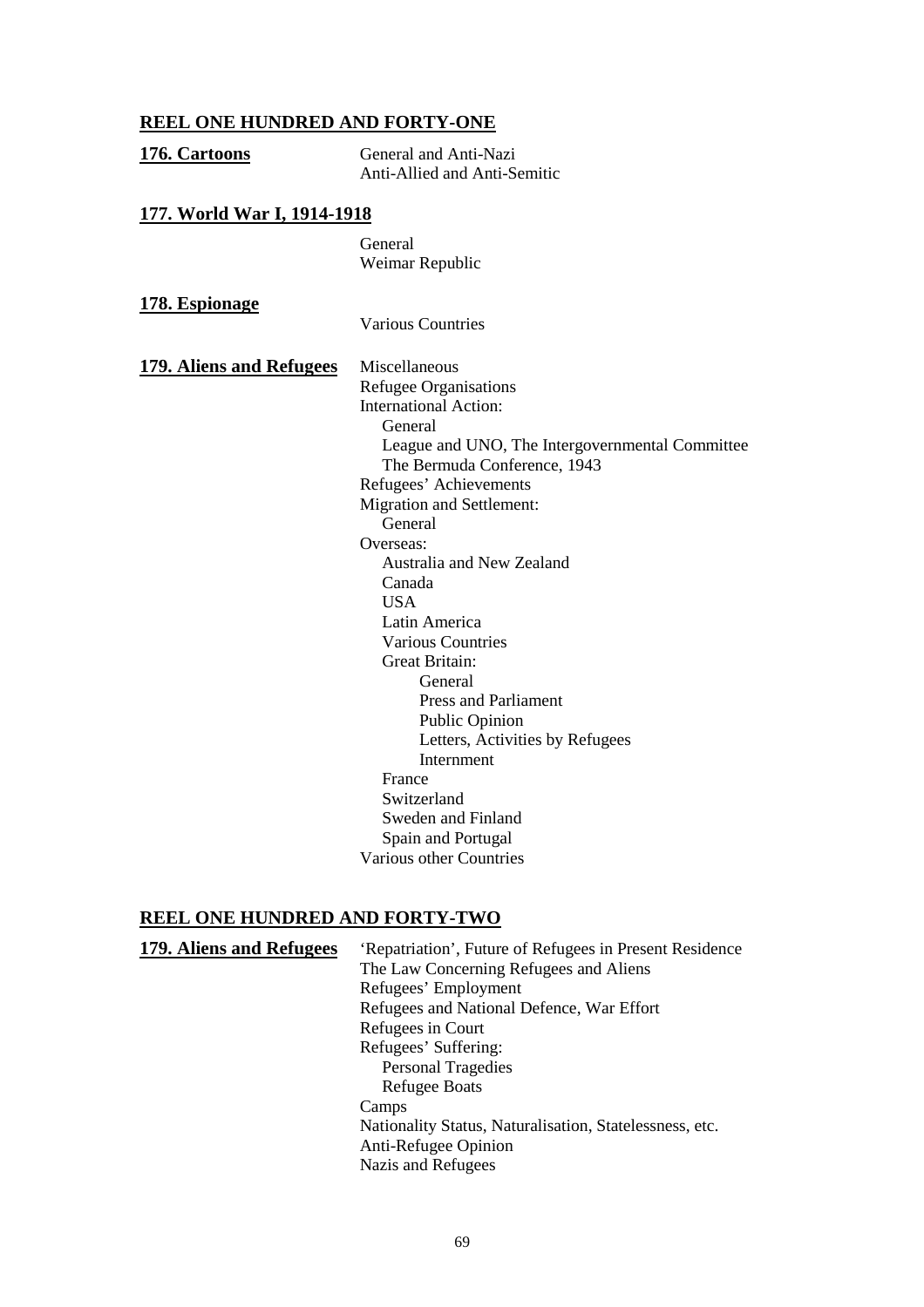## REEL ONE HUNDRED AND FORTY-ONE

**176. Cartoons**

- General and Anti-Nazi
- Anti-Allied and Anti-Semitic

**177. World War I, 1914-1918**

- General
- Weimar Republic

**178. Espionage**

- Various Countries

**179. Aliens and Refugees**

- Miscellaneous
- Refugee Organisations
- International Action:
  - General
  - League and UNO, The Intergovernmental Committee
  - The Bermuda Conference, 1943
- Refugees' Achievements
- Migration and Settlement:
  - General
- Overseas:
  - Australia and New Zealand
  - Canada
  - USA
  - Latin America
  - Various Countries
  - Great Britain:
    - General
    - Press and Parliament
    - Public Opinion
    - Letters, Activities by Refugees
    - Internment
  - France
  - Switzerland
  - Sweden and Finland
  - Spain and Portugal
- Various other Countries

## REEL ONE HUNDRED AND FORTY-TWO

**179. Aliens and Refugees**

- 'Repatriation', Future of Refugees in Present Residence
- The Law Concerning Refugees and Aliens
- Refugees' Employment
- Refugees and National Defence, War Effort
- Refugees in Court
- Refugees' Suffering:
  - Personal Tragedies
  - Refugee Boats
- Camps
- Nationality Status, Naturalisation, Statelessness, etc.
- Anti-Refugee Opinion
- Nazis and Refugees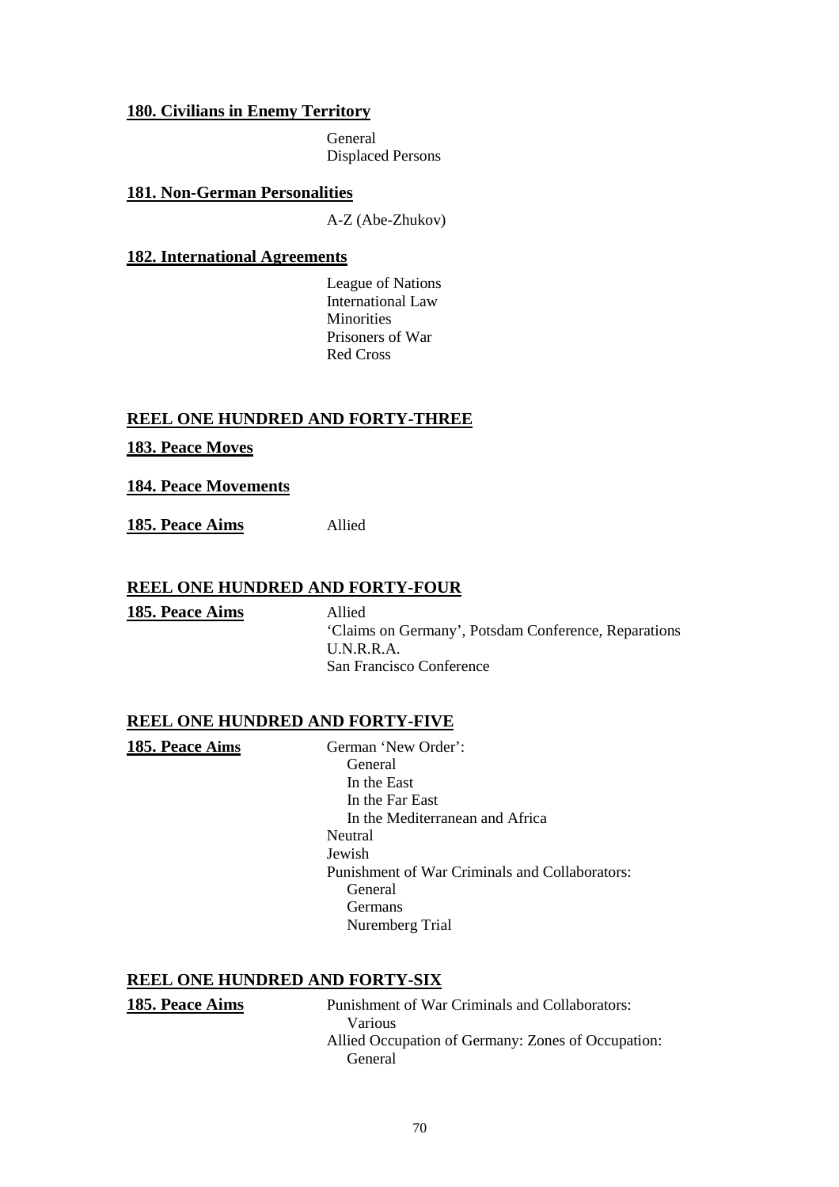**180. Civilians in Enemy Territory**

General
Displaced Persons

**181. Non-German Personalities**

A-Z (Abe-Zhukov)

**182. International Agreements**

League of Nations
International Law
Minorities
Prisoners of War
Red Cross

## REEL ONE HUNDRED AND FORTY-THREE

**183. Peace Moves**

**184. Peace Movements**

**185. Peace Aims** Allied

## REEL ONE HUNDRED AND FORTY-FOUR

**185. Peace Aims** Allied

'Claims on Germany', Potsdam Conference, Reparations
U.N.R.R.A.
San Francisco Conference

## REEL ONE HUNDRED AND FORTY-FIVE

**185. Peace Aims** German 'New Order':

- General
- In the East
- In the Far East
- In the Mediterranean and Africa

Neutral
Jewish
Punishment of War Criminals and Collaborators:

- General
- Germans
- Nuremberg Trial

## REEL ONE HUNDRED AND FORTY-SIX

**185. Peace Aims** Punishment of War Criminals and Collaborators:

- Various

Allied Occupation of Germany: Zones of Occupation:

- General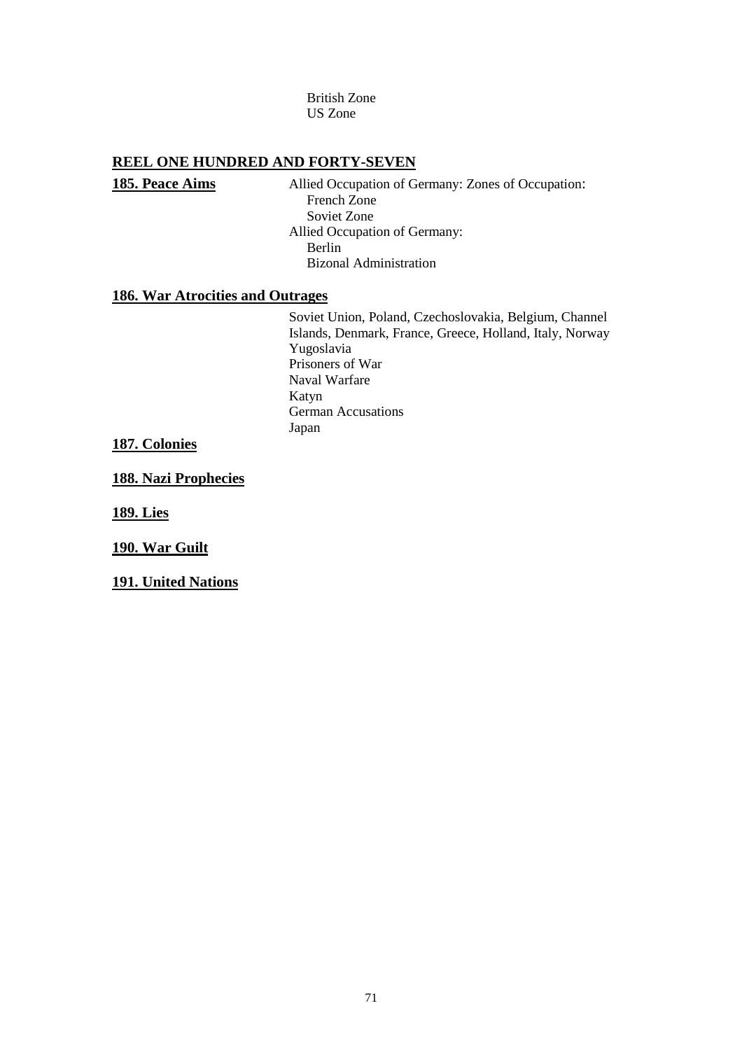British Zone
US Zone

## REEL ONE HUNDRED AND FORTY-SEVEN

**185. Peace Aims**

Allied Occupation of Germany: Zones of Occupation:
- French Zone
- Soviet Zone

Allied Occupation of Germany:
- Berlin
- Bizonal Administration

**186. War Atrocities and Outrages**

Soviet Union, Poland, Czechoslovakia, Belgium, Channel Islands, Denmark, France, Greece, Holland, Italy, Norway
Yugoslavia
Prisoners of War
Naval Warfare
Katyn
German Accusations
Japan

**187. Colonies**

**188. Nazi Prophecies**

**189. Lies**

**190. War Guilt**

**191. United Nations**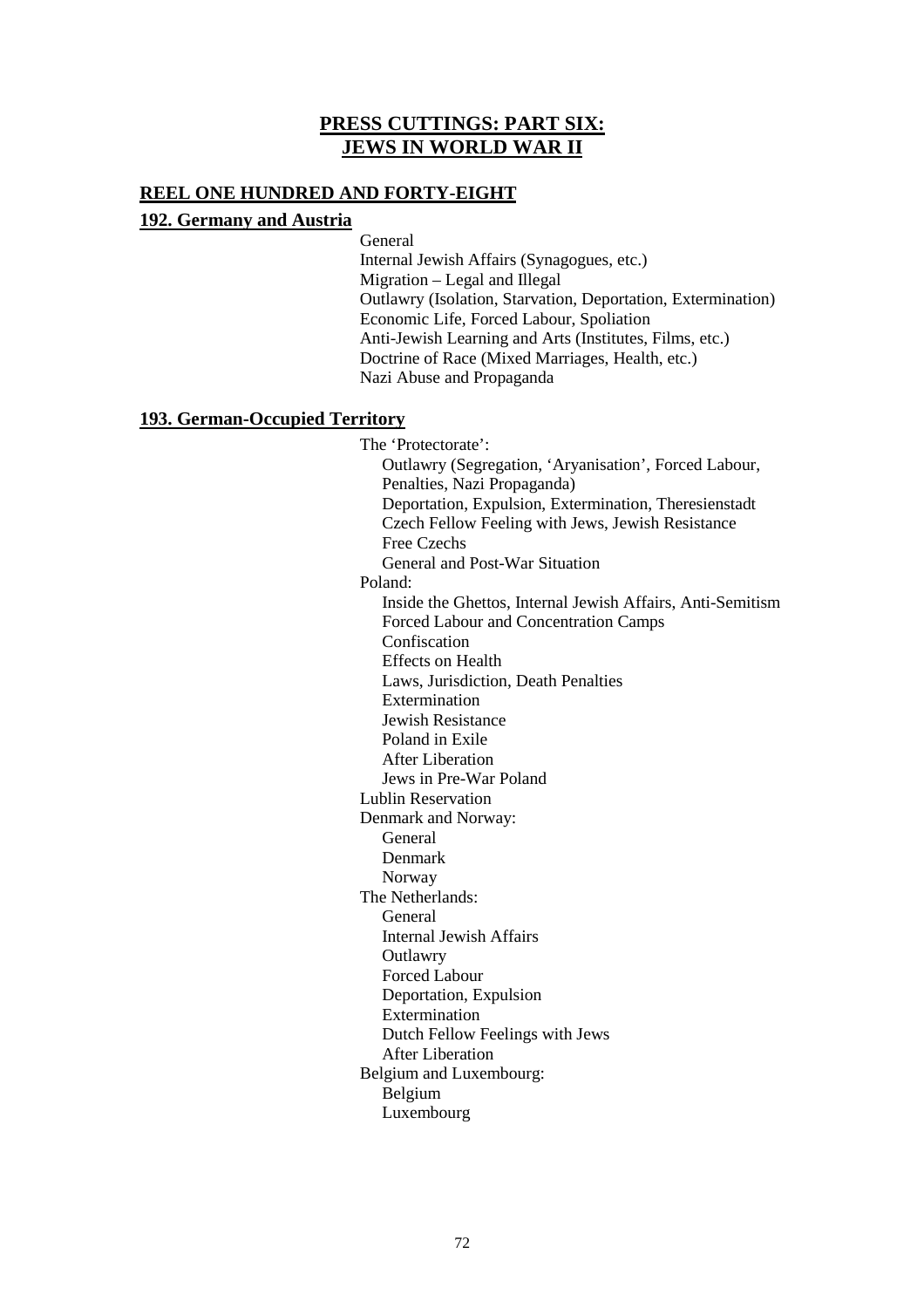## PRESS CUTTINGS: PART SIX: JEWS IN WORLD WAR II

### REEL ONE HUNDRED AND FORTY-EIGHT

#### 192. Germany and Austria

- General
- Internal Jewish Affairs (Synagogues, etc.)
- Migration – Legal and Illegal
- Outlawry (Isolation, Starvation, Deportation, Extermination)
- Economic Life, Forced Labour, Spoliation
- Anti-Jewish Learning and Arts (Institutes, Films, etc.)
- Doctrine of Race (Mixed Marriages, Health, etc.)
- Nazi Abuse and Propaganda

#### 193. German-Occupied Territory

- The 'Protectorate':
  - Outlawry (Segregation, 'Aryanisation', Forced Labour, Penalties, Nazi Propaganda)
  - Deportation, Expulsion, Extermination, Theresienstadt
  - Czech Fellow Feeling with Jews, Jewish Resistance
  - Free Czechs
  - General and Post-War Situation
- Poland:
  - Inside the Ghettos, Internal Jewish Affairs, Anti-Semitism
  - Forced Labour and Concentration Camps
  - Confiscation
  - Effects on Health
  - Laws, Jurisdiction, Death Penalties
  - Extermination
  - Jewish Resistance
  - Poland in Exile
  - After Liberation
  - Jews in Pre-War Poland
- Lublin Reservation
- Denmark and Norway:
  - General
  - Denmark
  - Norway
- The Netherlands:
  - General
  - Internal Jewish Affairs
  - Outlawry
  - Forced Labour
  - Deportation, Expulsion
  - Extermination
  - Dutch Fellow Feelings with Jews
  - After Liberation
- Belgium and Luxembourg:
  - Belgium
  - Luxembourg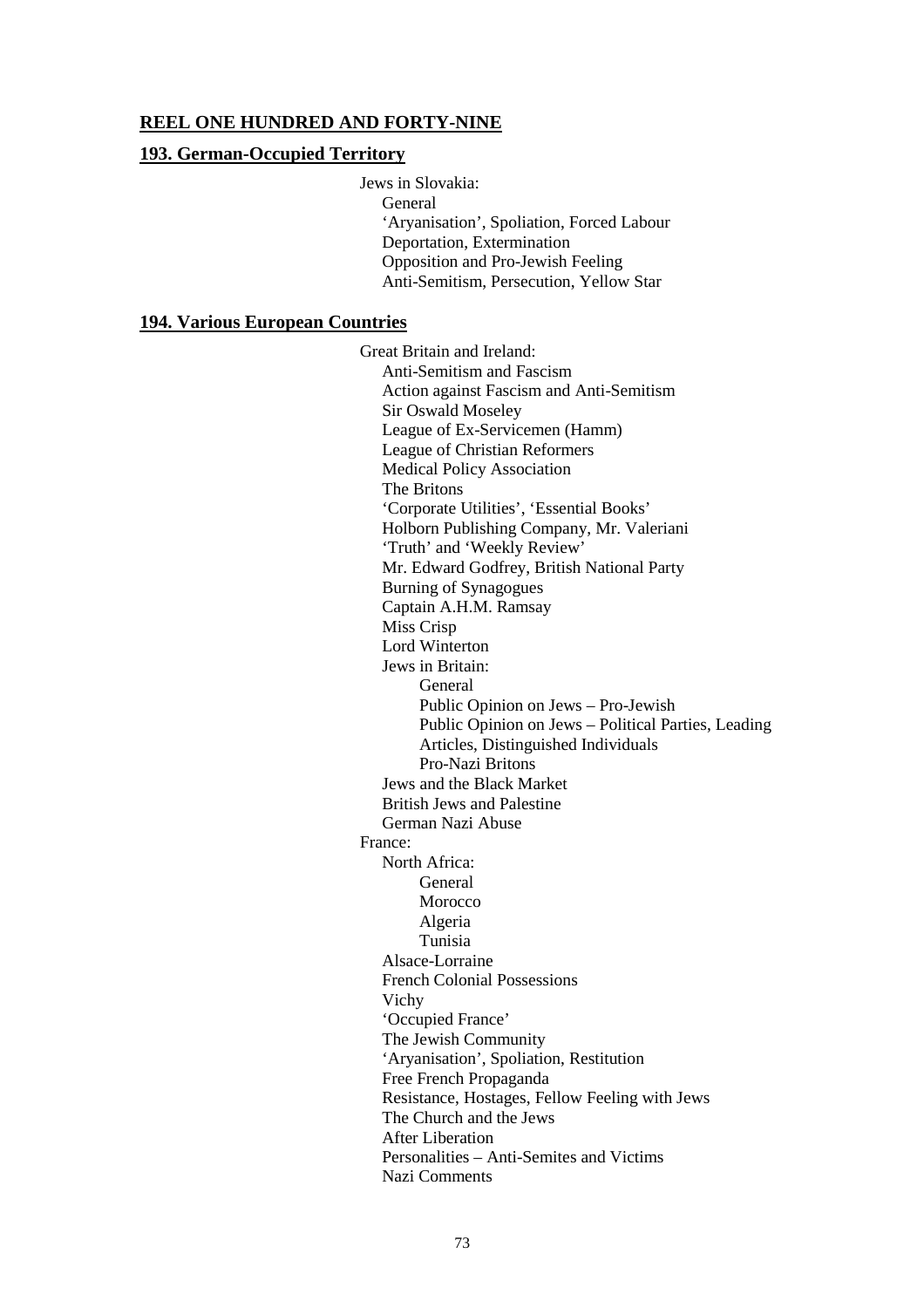## REEL ONE HUNDRED AND FORTY-NINE

### 193. German-Occupied Territory

- Jews in Slovakia:
  - General
  - 'Aryanisation', Spoliation, Forced Labour
  - Deportation, Extermination
  - Opposition and Pro-Jewish Feeling
  - Anti-Semitism, Persecution, Yellow Star

### 194. Various European Countries

- Great Britain and Ireland:
  - Anti-Semitism and Fascism
  - Action against Fascism and Anti-Semitism
  - Sir Oswald Moseley
  - League of Ex-Servicemen (Hamm)
  - League of Christian Reformers
  - Medical Policy Association
  - The Britons
  - 'Corporate Utilities', 'Essential Books'
  - Holborn Publishing Company, Mr. Valeriani
  - 'Truth' and 'Weekly Review'
  - Mr. Edward Godfrey, British National Party
  - Burning of Synagogues
  - Captain A.H.M. Ramsay
  - Miss Crisp
  - Lord Winterton
  - Jews in Britain:
    - General
    - Public Opinion on Jews – Pro-Jewish
    - Public Opinion on Jews – Political Parties, Leading Articles, Distinguished Individuals
    - Pro-Nazi Britons
  - Jews and the Black Market
  - British Jews and Palestine
  - German Nazi Abuse
- France:
  - North Africa:
    - General
    - Morocco
    - Algeria
    - Tunisia
  - Alsace-Lorraine
  - French Colonial Possessions
  - Vichy
  - 'Occupied France'
  - The Jewish Community
  - 'Aryanisation', Spoliation, Restitution
  - Free French Propaganda
  - Resistance, Hostages, Fellow Feeling with Jews
  - The Church and the Jews
  - After Liberation
  - Personalities – Anti-Semites and Victims
  - Nazi Comments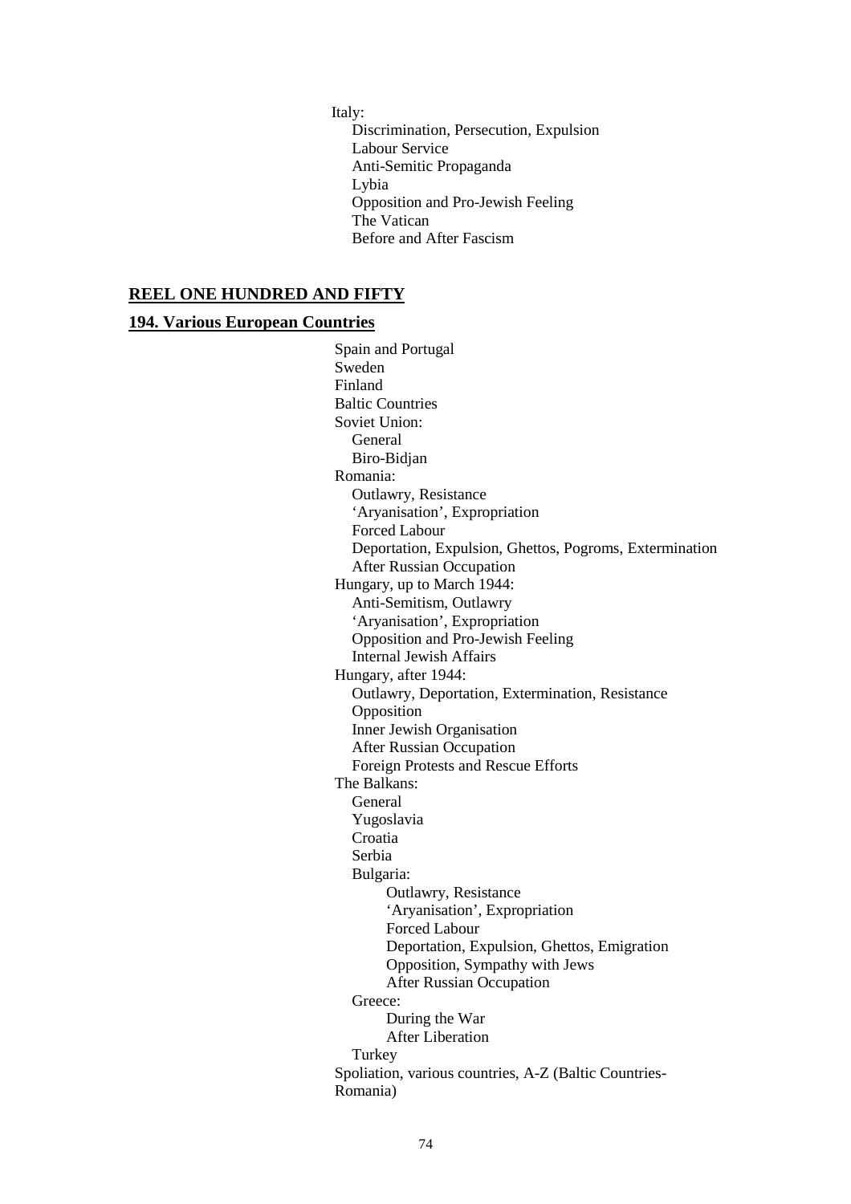Italy:
- Discrimination, Persecution, Expulsion
- Labour Service
- Anti-Semitic Propaganda
- Lybia
- Opposition and Pro-Jewish Feeling
- The Vatican
- Before and After Fascism

## **REEL ONE HUNDRED AND FIFTY**

### **194. Various European Countries**

- Spain and Portugal
- Sweden
- Finland
- Baltic Countries
- Soviet Union:
  - General
  - Biro-Bidjan
- Romania:
  - Outlawry, Resistance
  - 'Aryanisation', Expropriation
  - Forced Labour
  - Deportation, Expulsion, Ghettos, Pogroms, Extermination
  - After Russian Occupation
- Hungary, up to March 1944:
  - Anti-Semitism, Outlawry
  - 'Aryanisation', Expropriation
  - Opposition and Pro-Jewish Feeling
  - Internal Jewish Affairs
- Hungary, after 1944:
  - Outlawry, Deportation, Extermination, Resistance
  - Opposition
  - Inner Jewish Organisation
  - After Russian Occupation
  - Foreign Protests and Rescue Efforts
- The Balkans:
  - General
  - Yugoslavia
  - Croatia
  - Serbia
  - Bulgaria:
    - Outlawry, Resistance
    - 'Aryanisation', Expropriation
    - Forced Labour
    - Deportation, Expulsion, Ghettos, Emigration
    - Opposition, Sympathy with Jews
    - After Russian Occupation
  - Greece:
    - During the War
    - After Liberation
  - Turkey
- Spoliation, various countries, A-Z (Baltic Countries-Romania)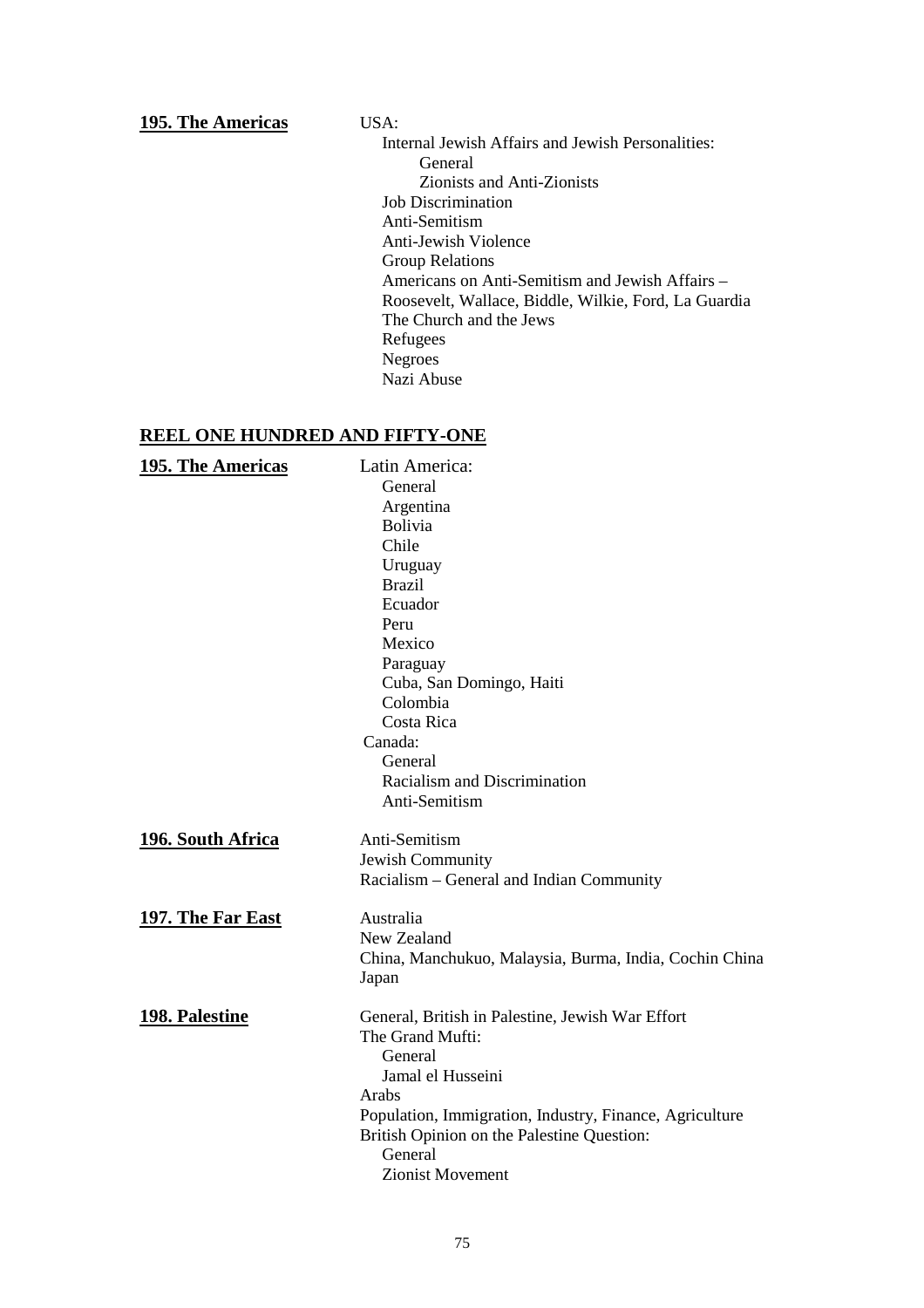**195. The Americas**

USA:

- Internal Jewish Affairs and Jewish Personalities:
  - General
  - Zionists and Anti-Zionists
- Job Discrimination
- Anti-Semitism
- Anti-Jewish Violence
- Group Relations
- Americans on Anti-Semitism and Jewish Affairs – Roosevelt, Wallace, Biddle, Wilkie, Ford, La Guardia
- The Church and the Jews
- Refugees
- Negroes
- Nazi Abuse

## REEL ONE HUNDRED AND FIFTY-ONE

**195. The Americas**

Latin America:

- General
- Argentina
- Bolivia
- Chile
- Uruguay
- Brazil
- Ecuador
- Peru
- Mexico
- Paraguay
- Cuba, San Domingo, Haiti
- Colombia
- Costa Rica

Canada:

- General
- Racialism and Discrimination
- Anti-Semitism

**196. South Africa**

- Anti-Semitism
- Jewish Community
- Racialism – General and Indian Community

**197. The Far East**

- Australia
- New Zealand
- China, Manchukuo, Malaysia, Burma, India, Cochin China
- Japan

**198. Palestine**

- General, British in Palestine, Jewish War Effort
- The Grand Mufti:
  - General
  - Jamal el Husseini
- Arabs
- Population, Immigration, Industry, Finance, Agriculture
- British Opinion on the Palestine Question:
  - General
  - Zionist Movement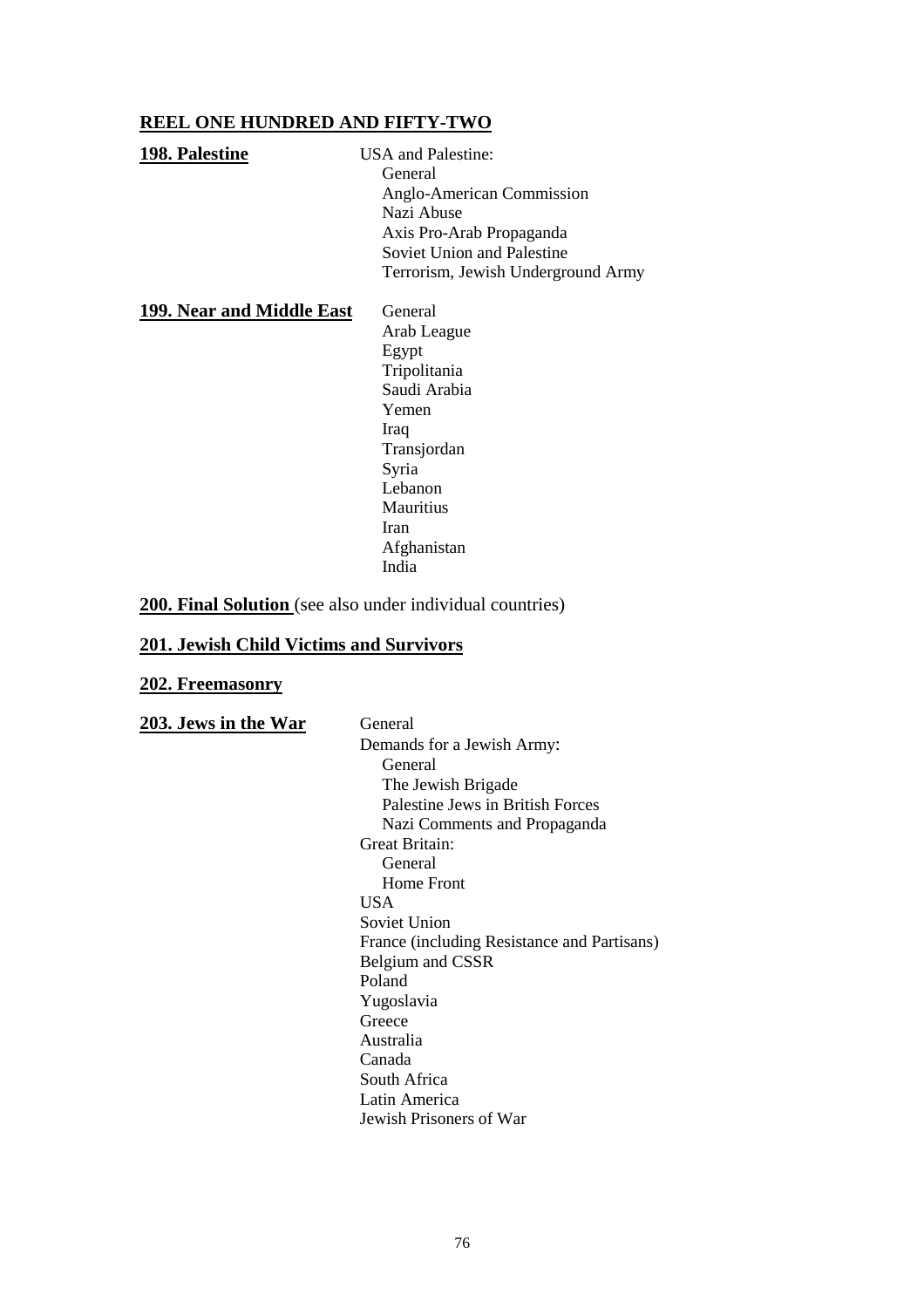## REEL ONE HUNDRED AND FIFTY-TWO

**198. Palestine**

- USA and Palestine:
  - General
  - Anglo-American Commission
  - Nazi Abuse
  - Axis Pro-Arab Propaganda
  - Soviet Union and Palestine
  - Terrorism, Jewish Underground Army

**199. Near and Middle East**

- General
- Arab League
- Egypt
- Tripolitania
- Saudi Arabia
- Yemen
- Iraq
- Transjordan
- Syria
- Lebanon
- Mauritius
- Iran
- Afghanistan
- India

**200. Final Solution** (see also under individual countries)

**201. Jewish Child Victims and Survivors**

**202. Freemasonry**

**203. Jews in the War**

- General
- Demands for a Jewish Army:
  - General
  - The Jewish Brigade
  - Palestine Jews in British Forces
  - Nazi Comments and Propaganda
- Great Britain:
  - General
  - Home Front
- USA
- Soviet Union
- France (including Resistance and Partisans)
- Belgium and CSSR
- Poland
- Yugoslavia
- Greece
- Australia
- Canada
- South Africa
- Latin America
- Jewish Prisoners of War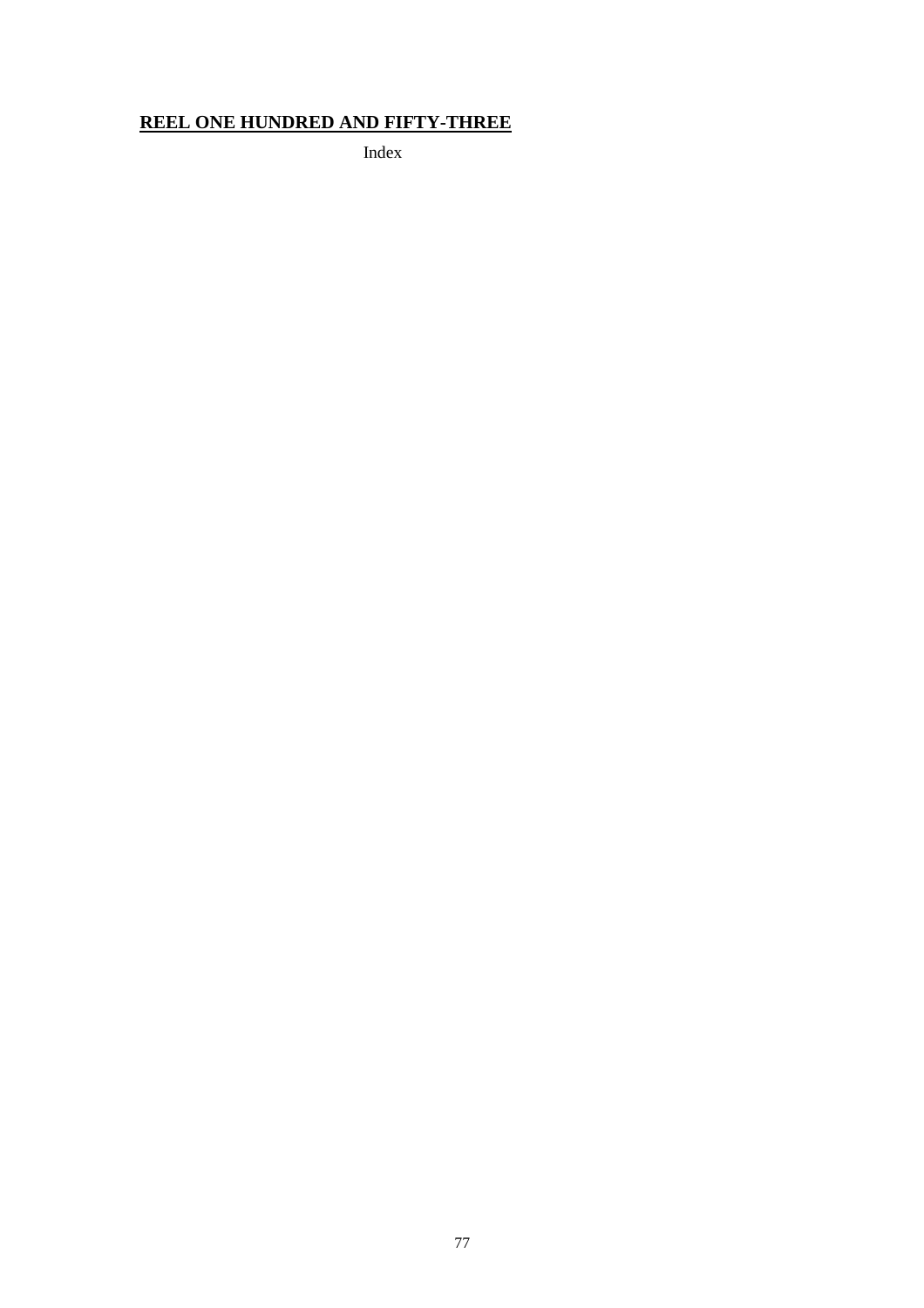## **REEL ONE HUNDRED AND FIFTY-THREE**

Index